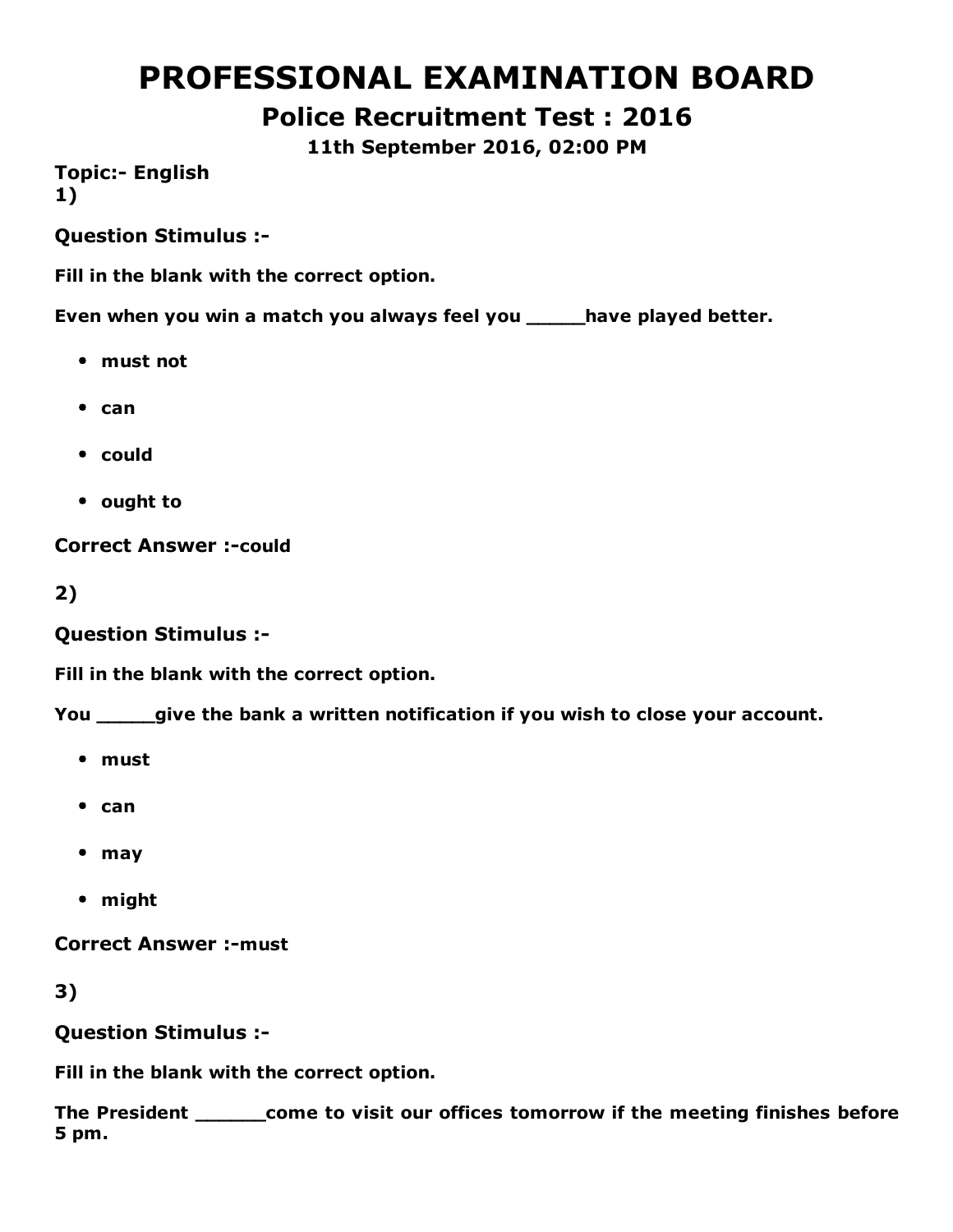# PROFESSIONAL EXAMINATION BOARD

## Police Recruitment Test : 2016

### 11th September 2016, 02:00 PM

**Topic:- English**

**1)**

**Question Stimulus :-**

**Fill in the blank with the correct option.**

**Even when you win a match you always feel you _____have played better.**

- **must not**
- **can**
- **could**
- **ought to**

**Correct Answer :-could**

**2)**

**Question Stimulus :-**

**Fill in the blank with the correct option.**

**You _____give the bank a written notification if you wish to close your account.**

- **must**
- **can**
- **may**
- **might**

**Correct Answer :-must**

**3)**

**Question Stimulus :-**

**Fill in the blank with the correct option.**

**The President ______come to visit our offices tomorrow if the meeting finishes before 5 pm.**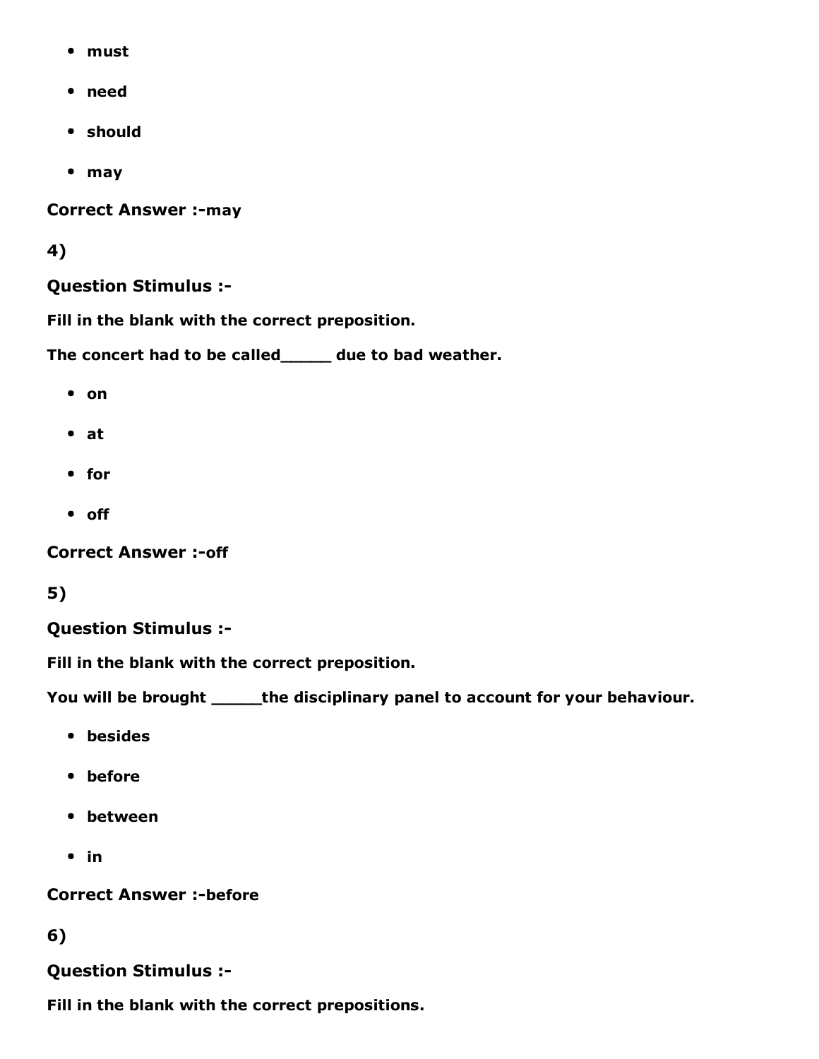- must
- need
- should
- may

**Correct Answer :-may**

**4)**

**Question Stimulus :-**

**Fill in the blank with the correct preposition.**

**The concert had to be called_____ due to bad weather.**

- on
- at
- for
- off

**Correct Answer :-off**

**5)**

**Question Stimulus :-**

**Fill in the blank with the correct preposition.**

**You will be brought _____the disciplinary panel to account for your behaviour.**

- besides
- before
- between
- in

**Correct Answer :-before**

**6)**

**Question Stimulus :-**

**Fill in the blank with the correct prepositions.**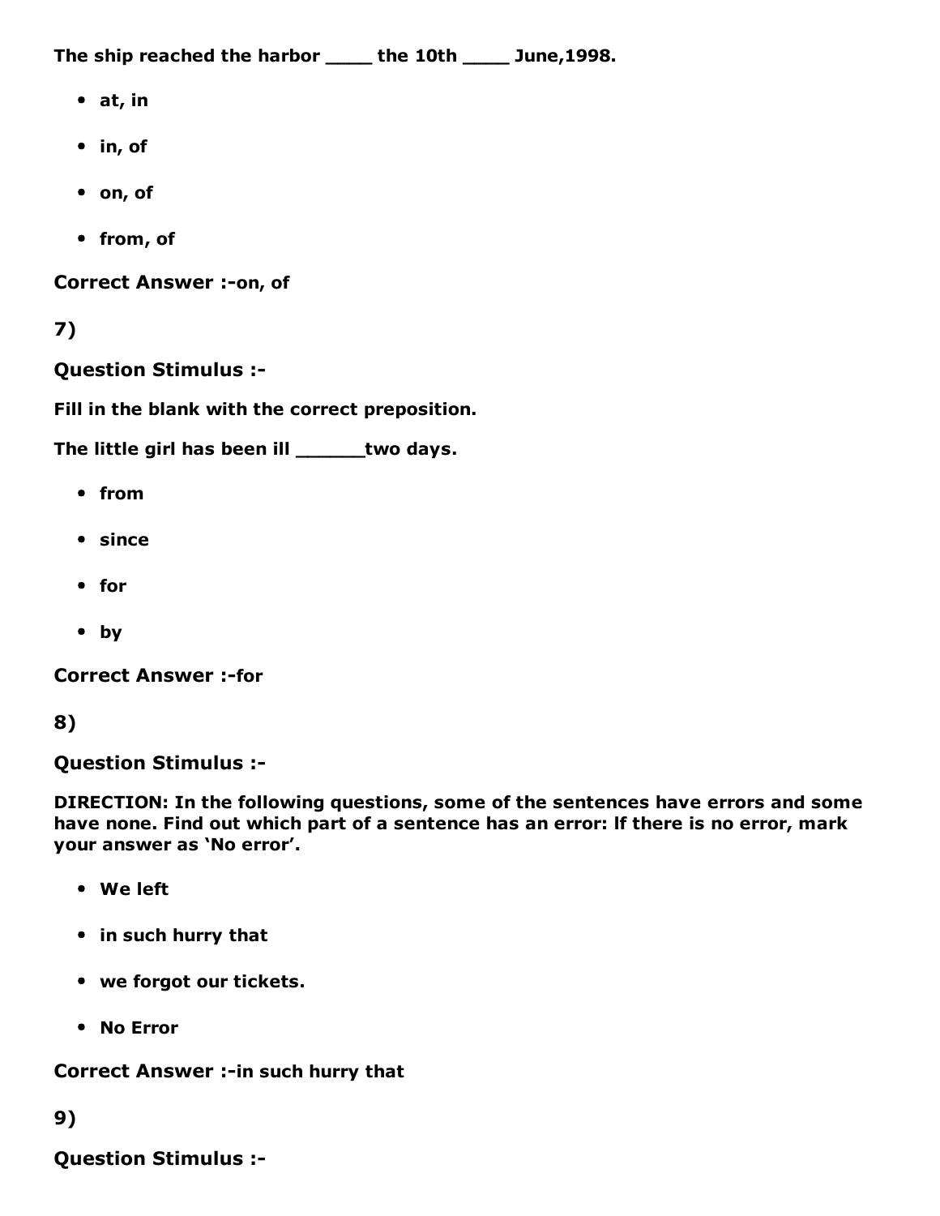**The ship reached the harbor ____ the 10th ____ June,1998.**

- **at, in**
- **in, of**
- **on, of**
- **from, of**

**Correct Answer :-on, of**

**7)**

**Question Stimulus :-**

**Fill in the blank with the correct preposition.**

**The little girl has been ill ______two days.**

- **from**
- **since**
- **for**
- **by**

**Correct Answer :-for**

**8)**

**Question Stimulus :-**

**DIRECTION: In the following questions, some of the sentences have errors and some have none. Find out which part of a sentence has an error: If there is no error, mark your answer as 'No error'.**

- **We left**
- **in such hurry that**
- **we forgot our tickets.**
- **No Error**

**Correct Answer :-in such hurry that**

**9)**

**Question Stimulus :-**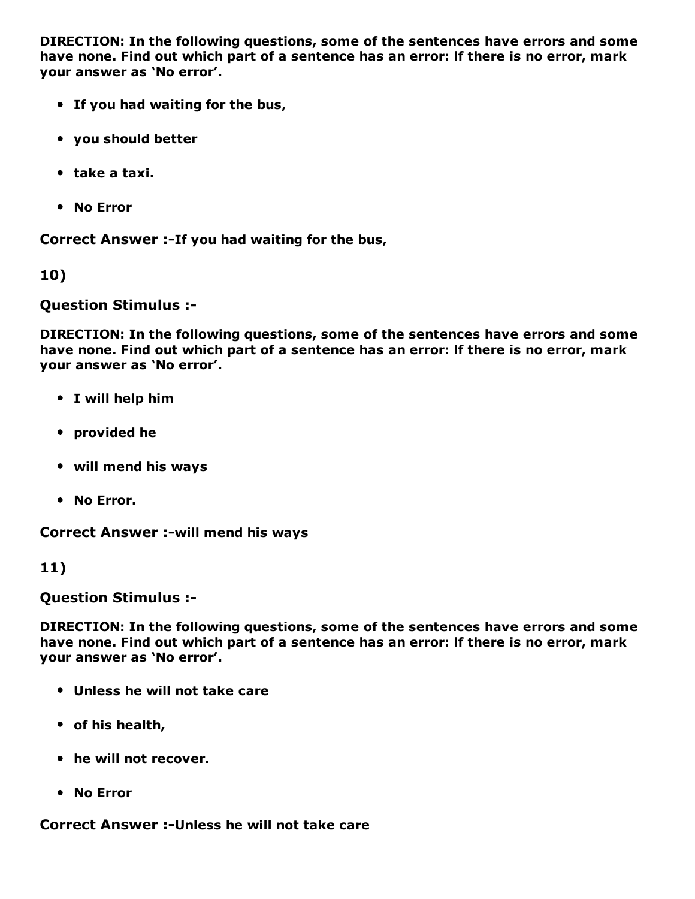**DIRECTION: In the following questions, some of the sentences have errors and some have none. Find out which part of a sentence has an error: If there is no error, mark your answer as 'No error'.**

- **If you had waiting for the bus,**
- **you should better**
- **take a taxi.**
- **No Error**

**Correct Answer :-If you had waiting for the bus,**

**10)**

**Question Stimulus :-**

**DIRECTION: In the following questions, some of the sentences have errors and some have none. Find out which part of a sentence has an error: If there is no error, mark your answer as 'No error'.**

- **I will help him**
- **provided he**
- **will mend his ways**
- **No Error.**

**Correct Answer :-will mend his ways**

**11)**

**Question Stimulus :-**

**DIRECTION: In the following questions, some of the sentences have errors and some have none. Find out which part of a sentence has an error: If there is no error, mark your answer as 'No error'.**

- **Unless he will not take care**
- **of his health,**
- **he will not recover.**
- **No Error**

**Correct Answer :-Unless he will not take care**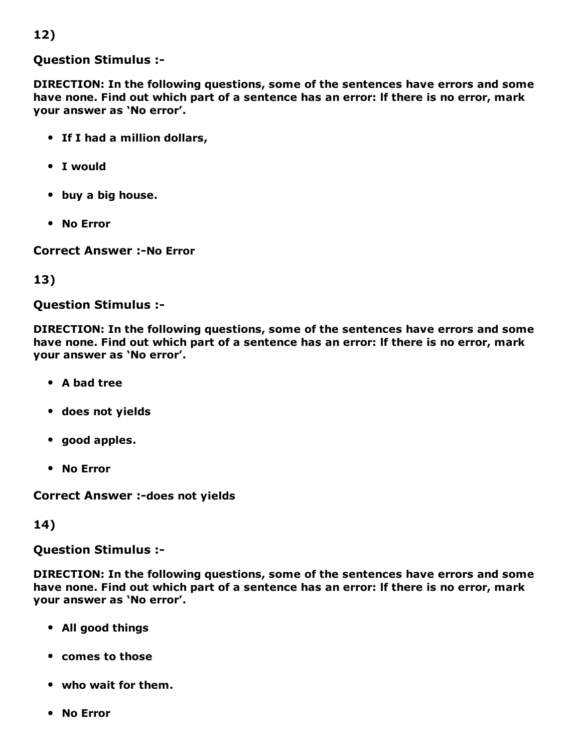12)

**Question Stimulus :-**

**DIRECTION: In the following questions, some of the sentences have errors and some have none. Find out which part of a sentence has an error: If there is no error, mark your answer as 'No error'.**

- **If I had a million dollars,**
- **I would**
- **buy a big house.**
- **No Error**

**Correct Answer :-No Error**

13)

**Question Stimulus :-**

**DIRECTION: In the following questions, some of the sentences have errors and some have none. Find out which part of a sentence has an error: If there is no error, mark your answer as 'No error'.**

- **A bad tree**
- **does not yields**
- **good apples.**
- **No Error**

**Correct Answer :-does not yields**

14)

**Question Stimulus :-**

**DIRECTION: In the following questions, some of the sentences have errors and some have none. Find out which part of a sentence has an error: If there is no error, mark your answer as 'No error'.**

- **All good things**
- **comes to those**
- **who wait for them.**
- **No Error**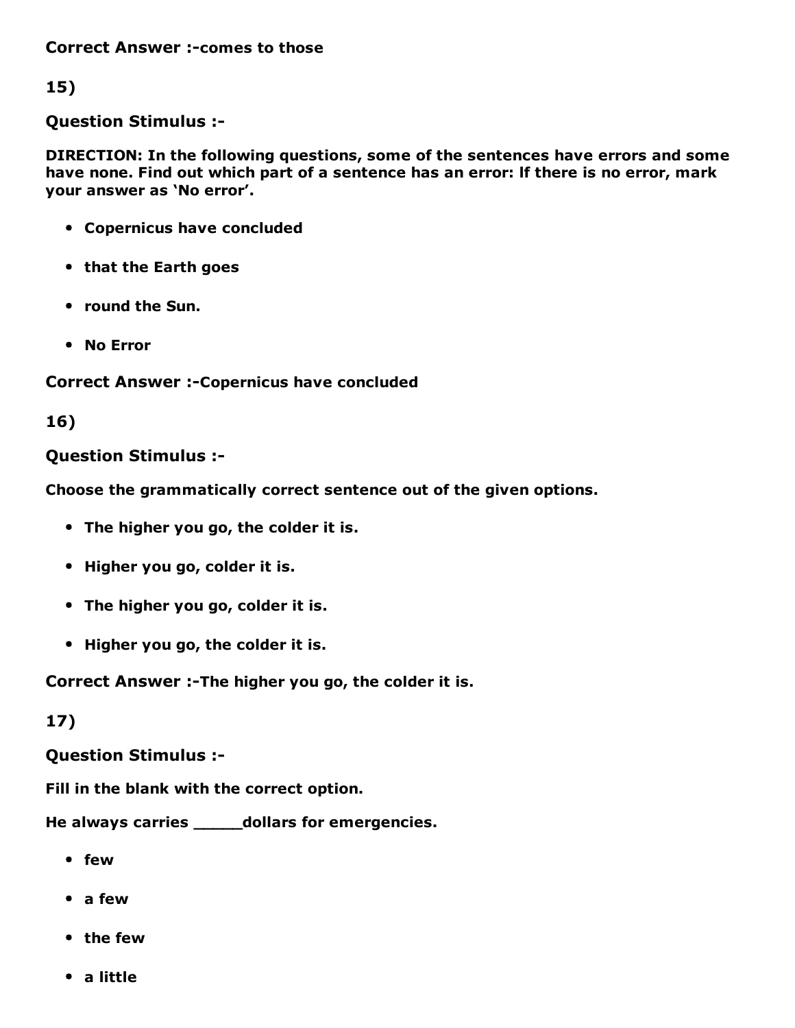**Correct Answer :-comes to those**

**15)**

**Question Stimulus :-**

**DIRECTION: In the following questions, some of the sentences have errors and some have none. Find out which part of a sentence has an error: If there is no error, mark your answer as 'No error'.**

- **Copernicus have concluded**
- **that the Earth goes**
- **round the Sun.**
- **No Error**

**Correct Answer :-Copernicus have concluded**

**16)**

**Question Stimulus :-**

**Choose the grammatically correct sentence out of the given options.**

- **The higher you go, the colder it is.**
- **Higher you go, colder it is.**
- **The higher you go, colder it is.**
- **Higher you go, the colder it is.**

**Correct Answer :-The higher you go, the colder it is.**

**17)**

**Question Stimulus :-**

**Fill in the blank with the correct option.**

**He always carries _____dollars for emergencies.**

- **few**
- **a few**
- **the few**
- **a little**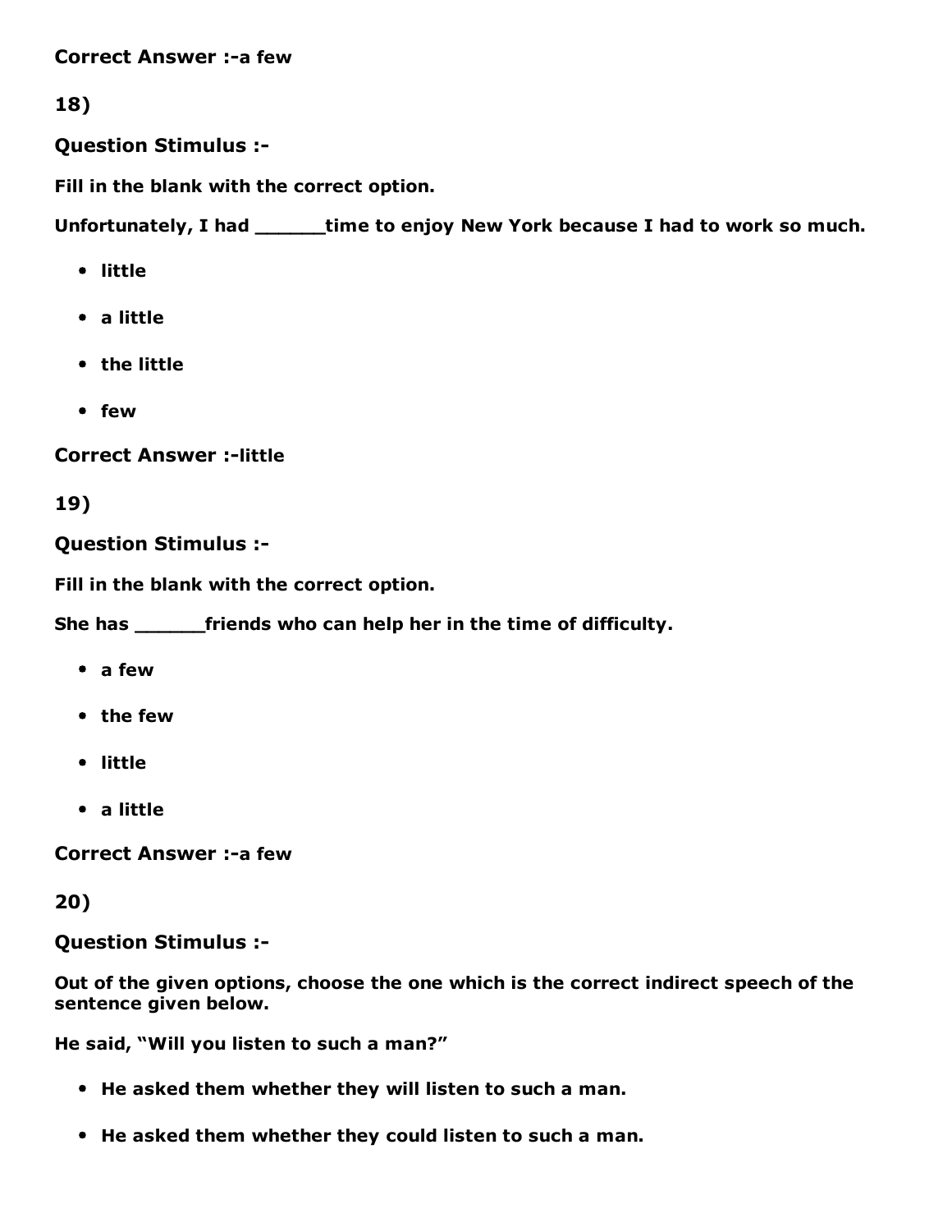**Correct Answer :-a few**

**18)**

**Question Stimulus :-**

**Fill in the blank with the correct option.**

**Unfortunately, I had ______time to enjoy New York because I had to work so much.**

- **little**
- **a little**
- **the little**
- **few**

**Correct Answer :-little**

**19)**

**Question Stimulus :-**

**Fill in the blank with the correct option.**

**She has ______friends who can help her in the time of difficulty.**

- **a few**
- **the few**
- **little**
- **a little**

**Correct Answer :-a few**

**20)**

**Question Stimulus :-**

**Out of the given options, choose the one which is the correct indirect speech of the sentence given below.**

**He said, "Will you listen to such a man?"**

- **He asked them whether they will listen to such a man.**
- **He asked them whether they could listen to such a man.**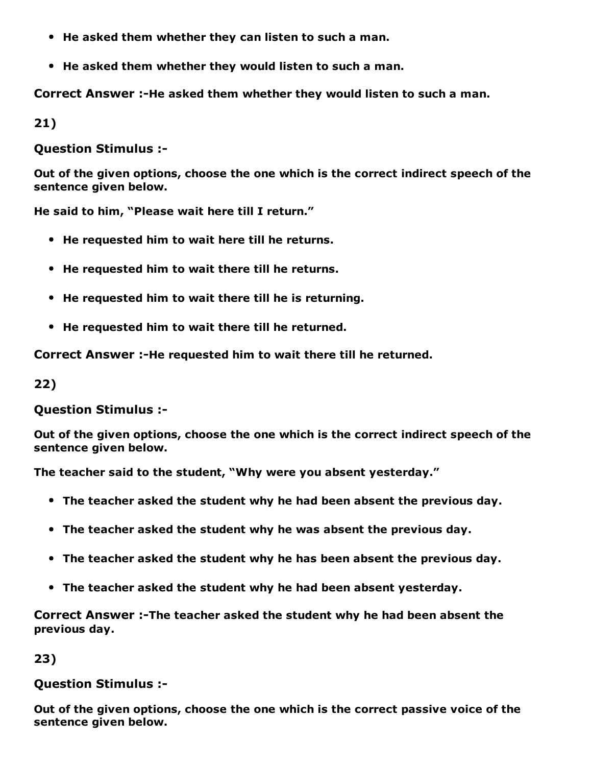- **He asked them whether they can listen to such a man.**
- **He asked them whether they would listen to such a man.**

**Correct Answer :-He asked them whether they would listen to such a man.**

**21)**

**Question Stimulus :-**

**Out of the given options, choose the one which is the correct indirect speech of the sentence given below.**

**He said to him, "Please wait here till I return."**

- **He requested him to wait here till he returns.**
- **He requested him to wait there till he returns.**
- **He requested him to wait there till he is returning.**
- **He requested him to wait there till he returned.**

**Correct Answer :-He requested him to wait there till he returned.**

**22)**

**Question Stimulus :-**

**Out of the given options, choose the one which is the correct indirect speech of the sentence given below.**

**The teacher said to the student, "Why were you absent yesterday."**

- **The teacher asked the student why he had been absent the previous day.**
- **The teacher asked the student why he was absent the previous day.**
- **The teacher asked the student why he has been absent the previous day.**
- **The teacher asked the student why he had been absent yesterday.**

**Correct Answer :-The teacher asked the student why he had been absent the previous day.**

**23)**

**Question Stimulus :-**

**Out of the given options, choose the one which is the correct passive voice of the sentence given below.**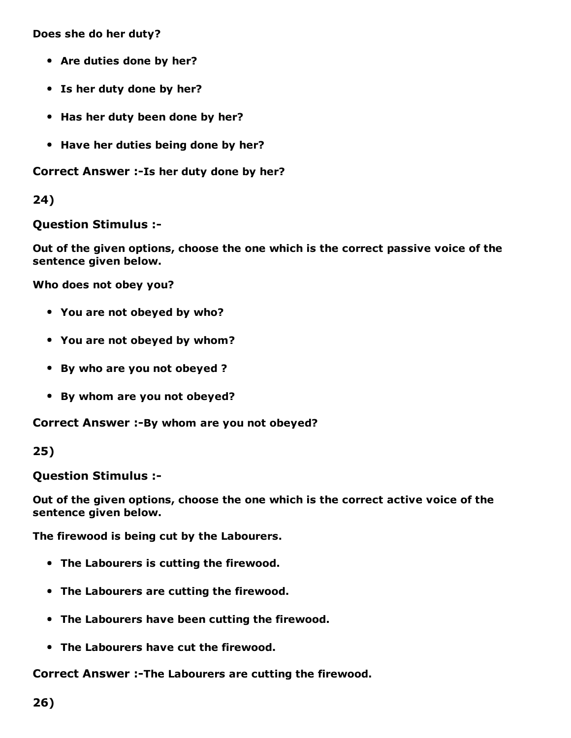**Does she do her duty?**

- **Are duties done by her?**
- **Is her duty done by her?**
- **Has her duty been done by her?**
- **Have her duties being done by her?**

**Correct Answer :-Is her duty done by her?**

**24)**

**Question Stimulus :-**

**Out of the given options, choose the one which is the correct passive voice of the sentence given below.**

**Who does not obey you?**

- **You are not obeyed by who?**
- **You are not obeyed by whom?**
- **By who are you not obeyed ?**
- **By whom are you not obeyed?**

**Correct Answer :-By whom are you not obeyed?**

**25)**

**Question Stimulus :-**

**Out of the given options, choose the one which is the correct active voice of the sentence given below.**

**The firewood is being cut by the Labourers.**

- **The Labourers is cutting the firewood.**
- **The Labourers are cutting the firewood.**
- **The Labourers have been cutting the firewood.**
- **The Labourers have cut the firewood.**

**Correct Answer :-The Labourers are cutting the firewood.**

**26)**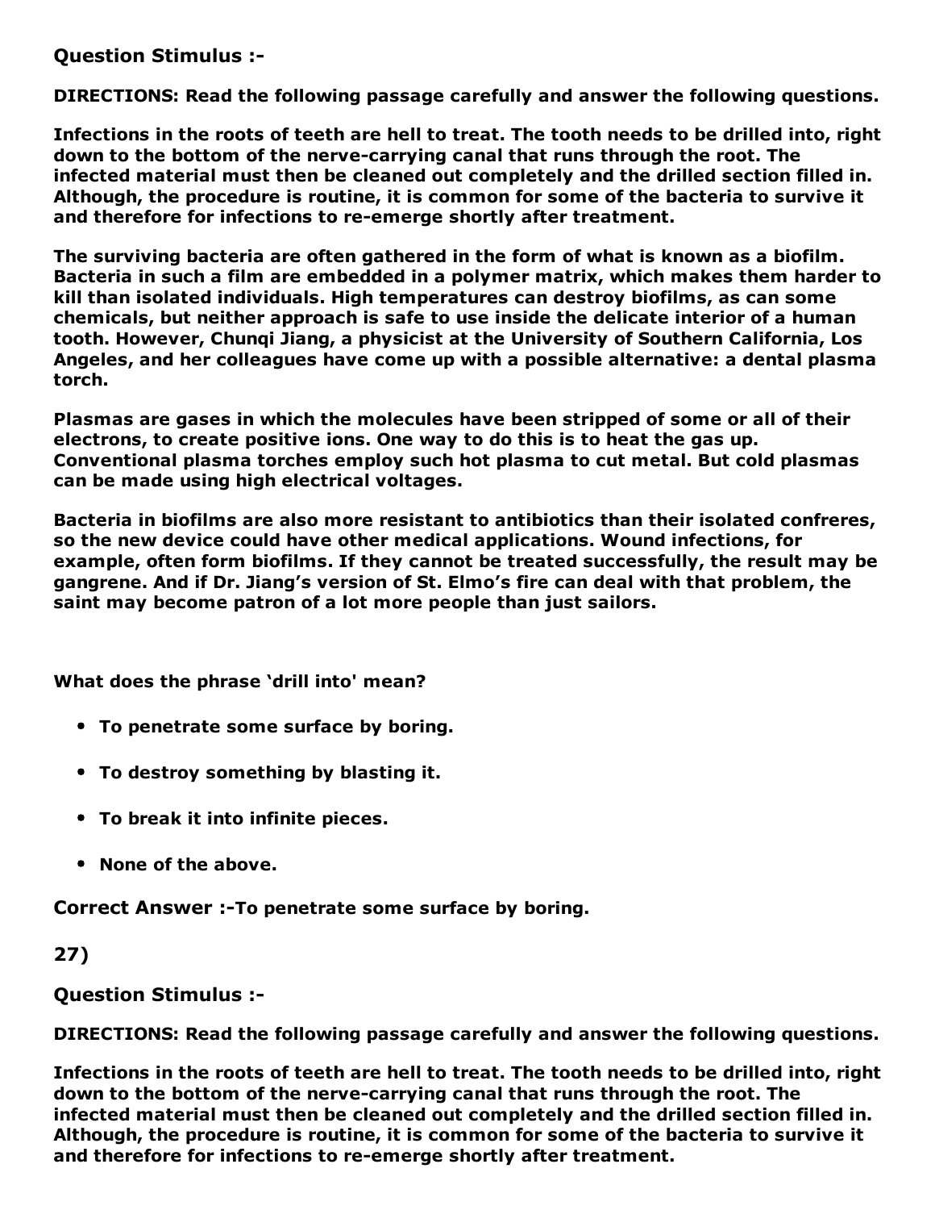**Question Stimulus :-**

**DIRECTIONS: Read the following passage carefully and answer the following questions.**

**Infections in the roots of teeth are hell to treat. The tooth needs to be drilled into, right down to the bottom of the nerve-carrying canal that runs through the root. The infected material must then be cleaned out completely and the drilled section filled in. Although, the procedure is routine, it is common for some of the bacteria to survive it and therefore for infections to re-emerge shortly after treatment.**

**The surviving bacteria are often gathered in the form of what is known as a biofilm. Bacteria in such a film are embedded in a polymer matrix, which makes them harder to kill than isolated individuals. High temperatures can destroy biofilms, as can some chemicals, but neither approach is safe to use inside the delicate interior of a human tooth. However, Chunqi Jiang, a physicist at the University of Southern California, Los Angeles, and her colleagues have come up with a possible alternative: a dental plasma torch.**

**Plasmas are gases in which the molecules have been stripped of some or all of their electrons, to create positive ions. One way to do this is to heat the gas up. Conventional plasma torches employ such hot plasma to cut metal. But cold plasmas can be made using high electrical voltages.**

**Bacteria in biofilms are also more resistant to antibiotics than their isolated confreres, so the new device could have other medical applications. Wound infections, for example, often form biofilms. If they cannot be treated successfully, the result may be gangrene. And if Dr. Jiang's version of St. Elmo's fire can deal with that problem, the saint may become patron of a lot more people than just sailors.**

**What does the phrase 'drill into' mean?**

- **To penetrate some surface by boring.**
- **To destroy something by blasting it.**
- **To break it into infinite pieces.**
- **None of the above.**

**Correct Answer :-To penetrate some surface by boring.**

**27)**

**Question Stimulus :-**

**DIRECTIONS: Read the following passage carefully and answer the following questions.**

**Infections in the roots of teeth are hell to treat. The tooth needs to be drilled into, right down to the bottom of the nerve-carrying canal that runs through the root. The infected material must then be cleaned out completely and the drilled section filled in. Although, the procedure is routine, it is common for some of the bacteria to survive it and therefore for infections to re-emerge shortly after treatment.**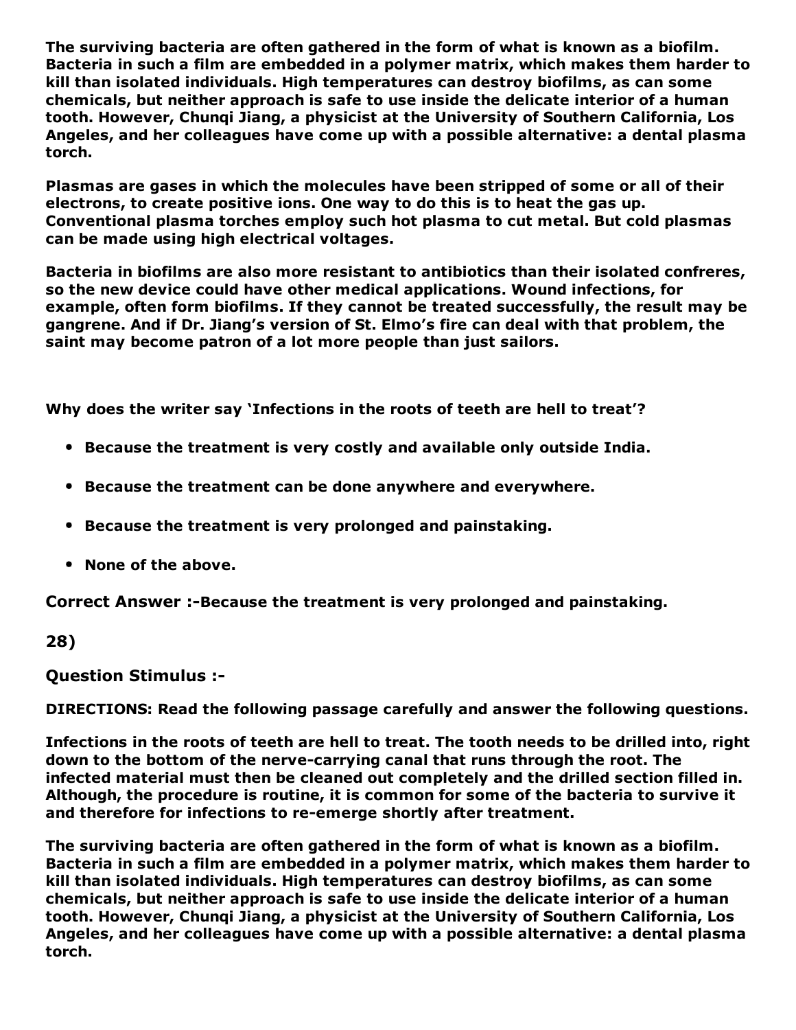**The surviving bacteria are often gathered in the form of what is known as a biofilm. Bacteria in such a film are embedded in a polymer matrix, which makes them harder to kill than isolated individuals. High temperatures can destroy biofilms, as can some chemicals, but neither approach is safe to use inside the delicate interior of a human tooth. However, Chunqi Jiang, a physicist at the University of Southern California, Los Angeles, and her colleagues have come up with a possible alternative: a dental plasma torch.**

**Plasmas are gases in which the molecules have been stripped of some or all of their electrons, to create positive ions. One way to do this is to heat the gas up. Conventional plasma torches employ such hot plasma to cut metal. But cold plasmas can be made using high electrical voltages.**

**Bacteria in biofilms are also more resistant to antibiotics than their isolated confreres, so the new device could have other medical applications. Wound infections, for example, often form biofilms. If they cannot be treated successfully, the result may be gangrene. And if Dr. Jiang's version of St. Elmo's fire can deal with that problem, the saint may become patron of a lot more people than just sailors.**

**Why does the writer say 'Infections in the roots of teeth are hell to treat'?**

- **Because the treatment is very costly and available only outside India.**
- **Because the treatment can be done anywhere and everywhere.**
- **Because the treatment is very prolonged and painstaking.**
- **None of the above.**

**Correct Answer :-Because the treatment is very prolonged and painstaking.**

**28)**

**Question Stimulus :-**

**DIRECTIONS: Read the following passage carefully and answer the following questions.**

**Infections in the roots of teeth are hell to treat. The tooth needs to be drilled into, right down to the bottom of the nerve-carrying canal that runs through the root. The infected material must then be cleaned out completely and the drilled section filled in. Although, the procedure is routine, it is common for some of the bacteria to survive it and therefore for infections to re-emerge shortly after treatment.**

**The surviving bacteria are often gathered in the form of what is known as a biofilm. Bacteria in such a film are embedded in a polymer matrix, which makes them harder to kill than isolated individuals. High temperatures can destroy biofilms, as can some chemicals, but neither approach is safe to use inside the delicate interior of a human tooth. However, Chunqi Jiang, a physicist at the University of Southern California, Los Angeles, and her colleagues have come up with a possible alternative: a dental plasma torch.**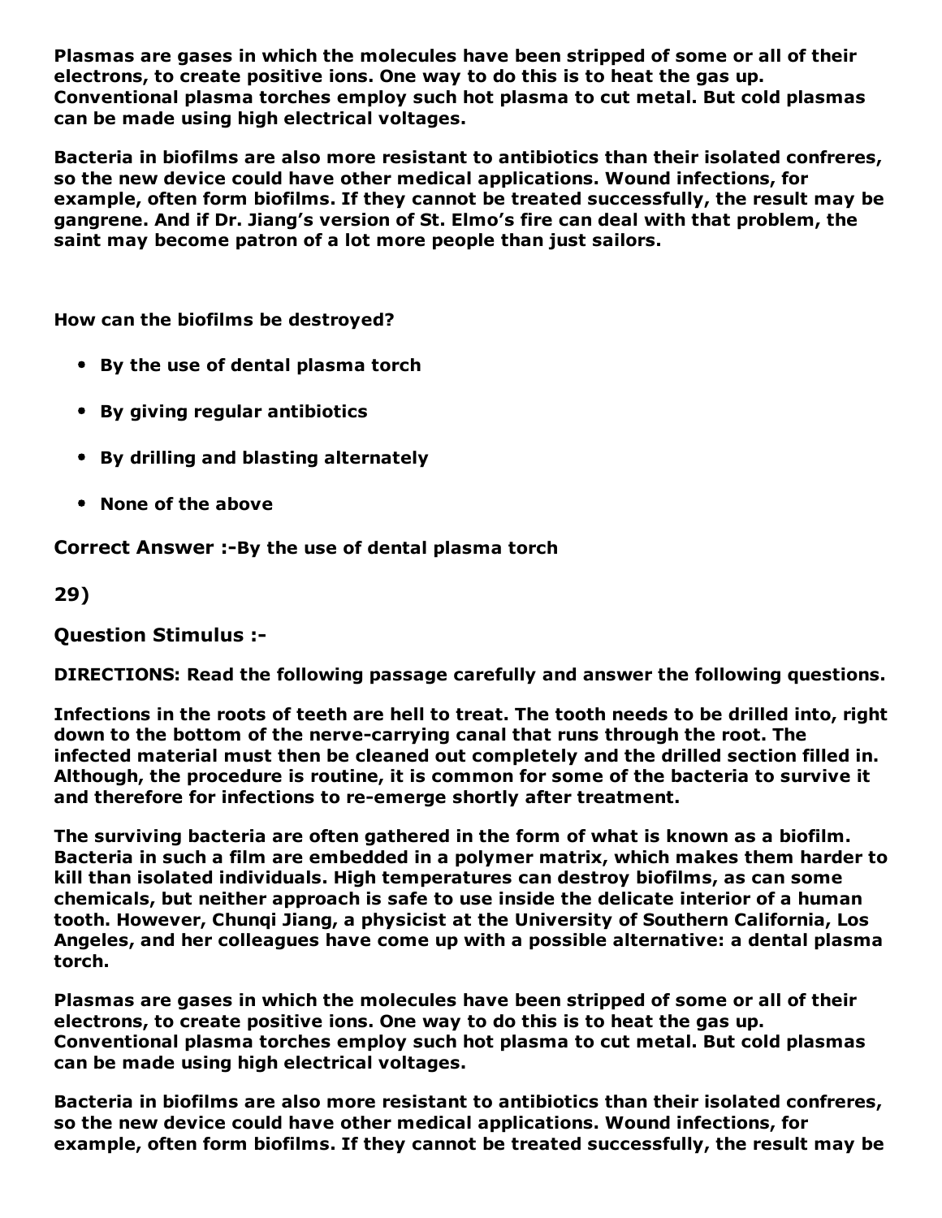**Plasmas are gases in which the molecules have been stripped of some or all of their electrons, to create positive ions. One way to do this is to heat the gas up. Conventional plasma torches employ such hot plasma to cut metal. But cold plasmas can be made using high electrical voltages.**

**Bacteria in biofilms are also more resistant to antibiotics than their isolated confreres, so the new device could have other medical applications. Wound infections, for example, often form biofilms. If they cannot be treated successfully, the result may be gangrene. And if Dr. Jiang's version of St. Elmo's fire can deal with that problem, the saint may become patron of a lot more people than just sailors.**

**How can the biofilms be destroyed?**

- **By the use of dental plasma torch**
- **By giving regular antibiotics**
- **By drilling and blasting alternately**
- **None of the above**

**Correct Answer :-By the use of dental plasma torch**

**29)**

**Question Stimulus :-**

**DIRECTIONS: Read the following passage carefully and answer the following questions.**

**Infections in the roots of teeth are hell to treat. The tooth needs to be drilled into, right down to the bottom of the nerve-carrying canal that runs through the root. The infected material must then be cleaned out completely and the drilled section filled in. Although, the procedure is routine, it is common for some of the bacteria to survive it and therefore for infections to re-emerge shortly after treatment.**

**The surviving bacteria are often gathered in the form of what is known as a biofilm. Bacteria in such a film are embedded in a polymer matrix, which makes them harder to kill than isolated individuals. High temperatures can destroy biofilms, as can some chemicals, but neither approach is safe to use inside the delicate interior of a human tooth. However, Chunqi Jiang, a physicist at the University of Southern California, Los Angeles, and her colleagues have come up with a possible alternative: a dental plasma torch.**

**Plasmas are gases in which the molecules have been stripped of some or all of their electrons, to create positive ions. One way to do this is to heat the gas up. Conventional plasma torches employ such hot plasma to cut metal. But cold plasmas can be made using high electrical voltages.**

**Bacteria in biofilms are also more resistant to antibiotics than their isolated confreres, so the new device could have other medical applications. Wound infections, for example, often form biofilms. If they cannot be treated successfully, the result may be**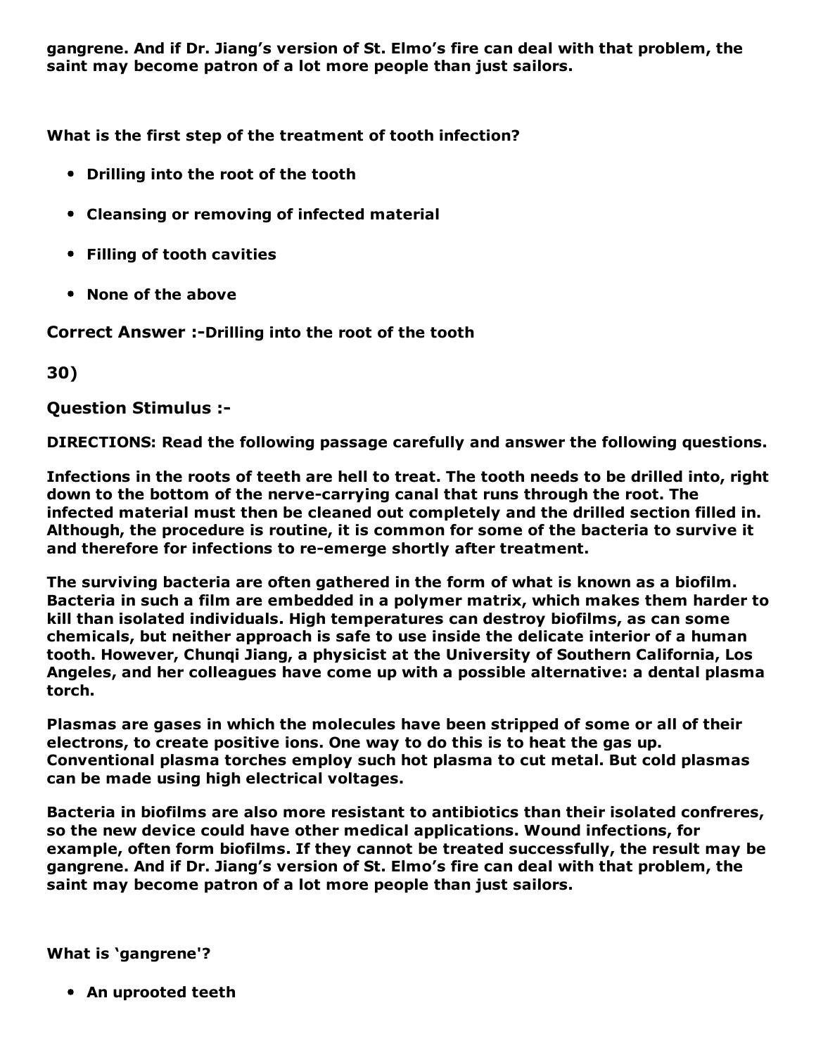**gangrene. And if Dr. Jiang's version of St. Elmo's fire can deal with that problem, the saint may become patron of a lot more people than just sailors.**

**What is the first step of the treatment of tooth infection?**

- **Drilling into the root of the tooth**
- **Cleansing or removing of infected material**
- **Filling of tooth cavities**
- **None of the above**

**Correct Answer :-Drilling into the root of the tooth**

**30)**

**Question Stimulus :-**

**DIRECTIONS: Read the following passage carefully and answer the following questions.**

**Infections in the roots of teeth are hell to treat. The tooth needs to be drilled into, right down to the bottom of the nerve-carrying canal that runs through the root. The infected material must then be cleaned out completely and the drilled section filled in. Although, the procedure is routine, it is common for some of the bacteria to survive it and therefore for infections to re-emerge shortly after treatment.**

**The surviving bacteria are often gathered in the form of what is known as a biofilm. Bacteria in such a film are embedded in a polymer matrix, which makes them harder to kill than isolated individuals. High temperatures can destroy biofilms, as can some chemicals, but neither approach is safe to use inside the delicate interior of a human tooth. However, Chunqi Jiang, a physicist at the University of Southern California, Los Angeles, and her colleagues have come up with a possible alternative: a dental plasma torch.**

**Plasmas are gases in which the molecules have been stripped of some or all of their electrons, to create positive ions. One way to do this is to heat the gas up. Conventional plasma torches employ such hot plasma to cut metal. But cold plasmas can be made using high electrical voltages.**

**Bacteria in biofilms are also more resistant to antibiotics than their isolated confreres, so the new device could have other medical applications. Wound infections, for example, often form biofilms. If they cannot be treated successfully, the result may be gangrene. And if Dr. Jiang's version of St. Elmo's fire can deal with that problem, the saint may become patron of a lot more people than just sailors.**

**What is 'gangrene'?**

- **An uprooted teeth**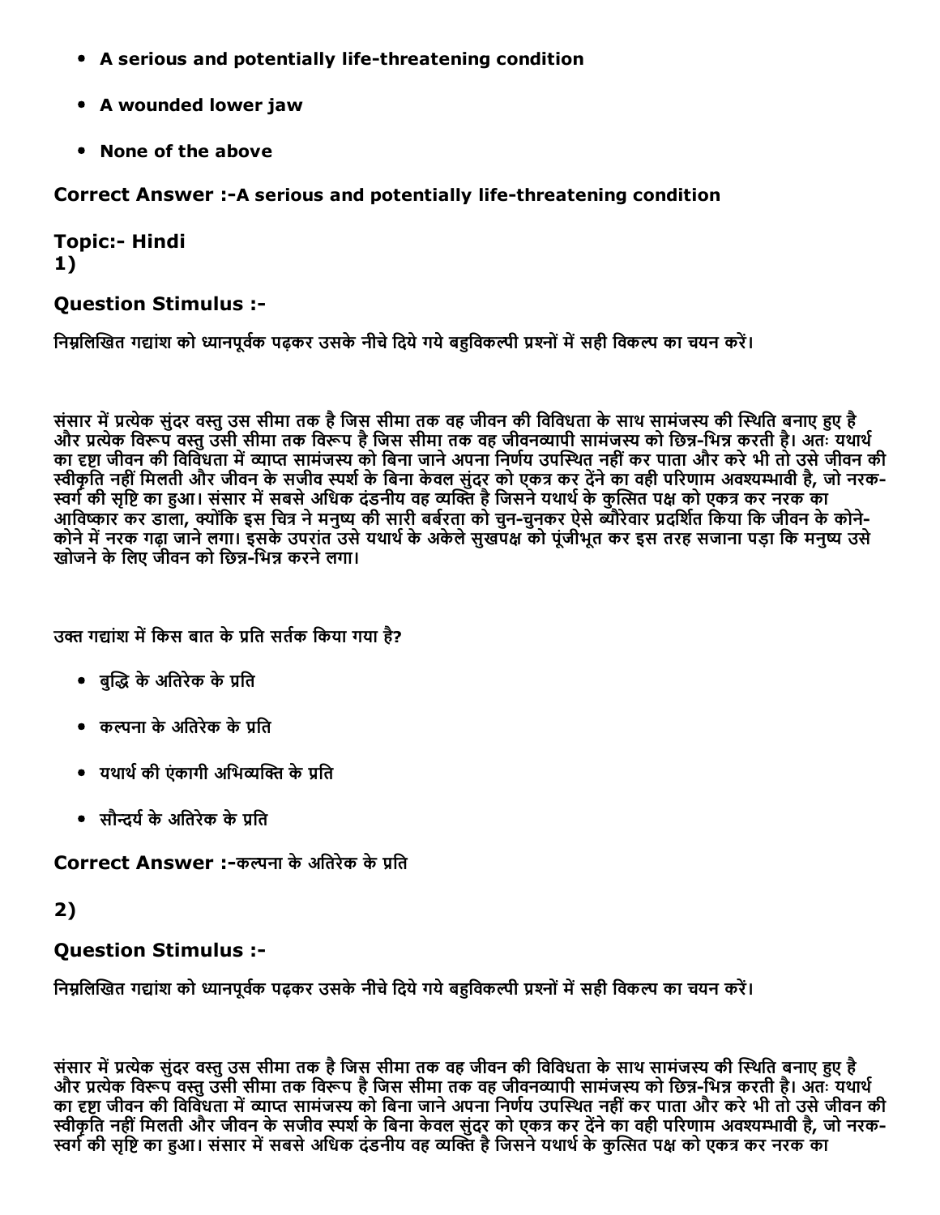- **A serious and potentially life-threatening condition**
- **A wounded lower jaw**
- **None of the above**

**Correct Answer :-A serious and potentially life-threatening condition**

**Topic:- Hindi**
**1)**

**Question Stimulus :-**

निम्नलिखित गद्यांश को ध्यानपूर्वक पढ़कर उसके नीचे दिये गये बहुविकल्पी प्रश्नों में सही विकल्प का चयन करें।

संसार में प्रत्येक सुंदर वस्तु उस सीमा तक है जिस सीमा तक वह जीवन की विविधता के साथ सामंजस्य की स्थिति बनाए हुए है और प्रत्येक विरूप वस्तु उसी सीमा तक विरूप है जिस सीमा तक वह जीवनव्यापी सामंजस्य को छिन्न-भिन्न करती है। अतः यथार्थ का द्रष्टा जीवन की विविधता में व्याप्त सामंजस्य को बिना जाने अपना निर्णय उपस्थित नहीं कर पाता और करे भी तो उसे जीवन की स्वीकृति नहीं मिलती और जीवन के सजीव स्पर्श के बिना केवल सुंदर को एकत्र कर देंने का वही परिणाम अवश्यम्भावी है, जो नरक-स्वर्ग की सृष्टि का हुआ। संसार में सबसे अधिक दंडनीय वह व्यक्ति है जिसने यथार्थ के कुत्सित पक्ष को एकत्र कर नरक का आविष्कार कर डाला, क्योंकि इस चित्र ने मनुष्य की सारी बर्बरता को चुन-चुनकर ऐसे ब्यौरेवार प्रदर्शित किया कि जीवन के कोने-कोने में नरक गढ़ा जाने लगा। इसके उपरांत उसे यथार्थ के अकेले सुखपक्ष को पूंजीभूत कर इस तरह सजाना पड़ा कि मनुष्य उसे खोजने के लिए जीवन को छिन्न-भिन्न करने लगा।

उक्त गद्यांश में किस बात के प्रति सर्तक किया गया है?

- बुद्धि के अतिरेक के प्रति
- कल्पना के अतिरेक के प्रति
- यथार्थ की एंकागी अभिव्यक्ति के प्रति
- सौन्दर्य के अतिरेक के प्रति

**Correct Answer :-**कल्पना के अतिरेक के प्रति

**2)**

**Question Stimulus :-**

निम्नलिखित गद्यांश को ध्यानपूर्वक पढ़कर उसके नीचे दिये गये बहुविकल्पी प्रश्नों में सही विकल्प का चयन करें।

संसार में प्रत्येक सुंदर वस्तु उस सीमा तक है जिस सीमा तक वह जीवन की विविधता के साथ सामंजस्य की स्थिति बनाए हुए है और प्रत्येक विरूप वस्तु उसी सीमा तक विरूप है जिस सीमा तक वह जीवनव्यापी सामंजस्य को छिन्न-भिन्न करती है। अतः यथार्थ का द्रष्टा जीवन की विविधता में व्याप्त सामंजस्य को बिना जाने अपना निर्णय उपस्थित नहीं कर पाता और करे भी तो उसे जीवन की स्वीकृति नहीं मिलती और जीवन के सजीव स्पर्श के बिना केवल सुंदर को एकत्र कर देंने का वही परिणाम अवश्यम्भावी है, जो नरक-स्वर्ग की सृष्टि का हुआ। संसार में सबसे अधिक दंडनीय वह व्यक्ति है जिसने यथार्थ के कुत्सित पक्ष को एकत्र कर नरक का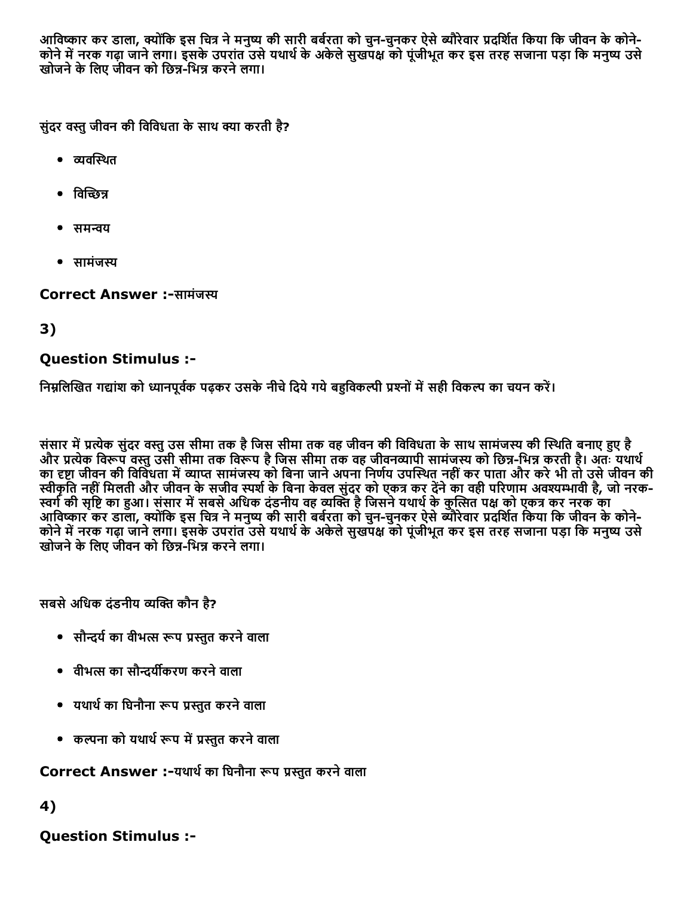आविष्कार कर डाला, क्योंकि इस चित्र ने मनुष्य की सारी बर्बरता को चुन-चुनकर ऐसे ब्यौरेवार प्रदर्शित किया कि जीवन के कोने-कोने में नरक गढ़ा जाने लगा। इसके उपरांत उसे यथार्थ के अकेले सुखपक्ष को पूंजीभूत कर इस तरह सजाना पड़ा कि मनुष्य उसे खोजने के लिए जीवन को छिन्न-भिन्न करने लगा।

सुंदर वस्तु जीवन की विविधता के साथ क्या करती है?

- व्यवस्थित
- विच्छिन्न
- समन्वय
- सामंजस्य

**Correct Answer :-**सामंजस्य

## 3)

### Question Stimulus :-

निम्नलिखित गद्यांश को ध्यानपूर्वक पढ़कर उसके नीचे दिये गये बहुविकल्पी प्रश्नों में सही विकल्प का चयन करें।

संसार में प्रत्येक सुंदर वस्तु उस सीमा तक है जिस सीमा तक वह जीवन की विविधता के साथ सामंजस्य की स्थिति बनाए हुए है और प्रत्येक विरूप वस्तु उसी सीमा तक विरूप है जिस सीमा तक वह जीवनव्यापी सामंजस्य को छिन्न-भिन्न करती है। अतः यथार्थ का द्दष्टा जीवन की विविधता में व्याप्त सामंजस्य को बिना जाने अपना निर्णय उपस्थित नहीं कर पाता और करे भी तो उसे जीवन की स्वीकृति नहीं मिलती और जीवन के सजीव स्पर्श के बिना केवल सुंदर को एकत्र कर देंने का वही परिणाम अवश्यम्भावी है, जो नरक-स्वर्ग की सृष्टि का हुआ। संसार में सबसे अधिक दंडनीय वह व्यक्ति है जिसने यथार्थ के कुत्सित पक्ष को एकत्र कर नरक का आविष्कार कर डाला, क्योंकि इस चित्र ने मनुष्य की सारी बर्बरता को चुन-चुनकर ऐसे ब्यौरेवार प्रदर्शित किया कि जीवन के कोने-कोने में नरक गढ़ा जाने लगा। इसके उपरांत उसे यथार्थ के अकेले सुखपक्ष को पूंजीभूत कर इस तरह सजाना पड़ा कि मनुष्य उसे खोजने के लिए जीवन को छिन्न-भिन्न करने लगा।

सबसे अधिक दंडनीय व्यक्ति कौन है?

- सौन्दर्य का वीभत्स रूप प्रस्तुत करने वाला
- वीभत्स का सौन्दर्यीकरण करने वाला
- यथार्थ का घिनौना रूप प्रस्तुत करने वाला
- कल्पना को यथार्थ रूप में प्रस्तुत करने वाला

**Correct Answer :-**यथार्थ का घिनौना रूप प्रस्तुत करने वाला

## 4)

### Question Stimulus :-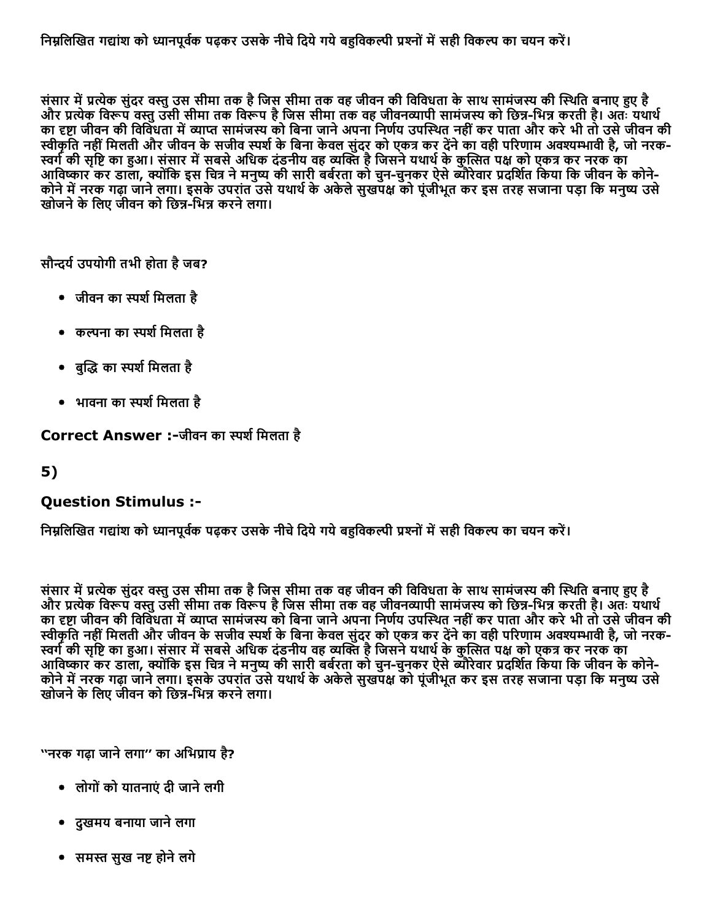निम्नलिखित गद्यांश को ध्यानपूर्वक पढ़कर उसके नीचे दिये गये बहुविकल्पी प्रश्नों में सही विकल्प का चयन करें।

संसार में प्रत्येक सुंदर वस्तु उस सीमा तक है जिस सीमा तक वह जीवन की विविधता के साथ सामंजस्य की स्थिति बनाए हुए है और प्रत्येक विरूप वस्तु उसी सीमा तक विरूप है जिस सीमा तक वह जीवनव्यापी सामंजस्य को छिन्न-भिन्न करती है। अतः यथार्थ का द्रष्टा जीवन की विविधता में व्याप्त सामंजस्य को बिना जाने अपना निर्णय उपस्थित नहीं कर पाता और करे भी तो उसे जीवन की स्वीकृति नहीं मिलती और जीवन के सजीव स्पर्श के बिना केवल सुंदर को एकत्र कर देंने का वही परिणाम अवश्यम्भावी है, जो नरक-स्वर्ग की सृष्टि का हुआ। संसार में सबसे अधिक दंडनीय वह व्यक्ति है जिसने यथार्थ के कुत्सित पक्ष को एकत्र कर नरक का आविष्कार कर डाला, क्योंकि इस चित्र ने मनुष्य की सारी बर्बरता को चुन-चुनकर ऐसे ब्यौरेवार प्रदर्शित किया कि जीवन के कोने-कोने में नरक गढ़ा जाने लगा। इसके उपरांत उसे यथार्थ के अकेले सुखपक्ष को पूंजीभूत कर इस तरह सजाना पड़ा कि मनुष्य उसे खोजने के लिए जीवन को छिन्न-भिन्न करने लगा।

सौन्दर्य उपयोगी तभी होता है जब?

- जीवन का स्पर्श मिलता है
- कल्पना का स्पर्श मिलता है
- बुद्धि का स्पर्श मिलता है
- भावना का स्पर्श मिलता है

**Correct Answer :-**जीवन का स्पर्श मिलता है

## 5)

### Question Stimulus :-

निम्नलिखित गद्यांश को ध्यानपूर्वक पढ़कर उसके नीचे दिये गये बहुविकल्पी प्रश्नों में सही विकल्प का चयन करें।

संसार में प्रत्येक सुंदर वस्तु उस सीमा तक है जिस सीमा तक वह जीवन की विविधता के साथ सामंजस्य की स्थिति बनाए हुए है और प्रत्येक विरूप वस्तु उसी सीमा तक विरूप है जिस सीमा तक वह जीवनव्यापी सामंजस्य को छिन्न-भिन्न करती है। अतः यथार्थ का द्रष्टा जीवन की विविधता में व्याप्त सामंजस्य को बिना जाने अपना निर्णय उपस्थित नहीं कर पाता और करे भी तो उसे जीवन की स्वीकृति नहीं मिलती और जीवन के सजीव स्पर्श के बिना केवल सुंदर को एकत्र कर देंने का वही परिणाम अवश्यम्भावी है, जो नरक-स्वर्ग की सृष्टि का हुआ। संसार में सबसे अधिक दंडनीय वह व्यक्ति है जिसने यथार्थ के कुत्सित पक्ष को एकत्र कर नरक का आविष्कार कर डाला, क्योंकि इस चित्र ने मनुष्य की सारी बर्बरता को चुन-चुनकर ऐसे ब्यौरेवार प्रदर्शित किया कि जीवन के कोने-कोने में नरक गढ़ा जाने लगा। इसके उपरांत उसे यथार्थ के अकेले सुखपक्ष को पूंजीभूत कर इस तरह सजाना पड़ा कि मनुष्य उसे खोजने के लिए जीवन को छिन्न-भिन्न करने लगा।

"नरक गढ़ा जाने लगा" का अभिप्राय है?

- लोगों को यातनाएं दी जाने लगी
- दुखमय बनाया जाने लगा
- समस्त सुख नष्ट होने लगे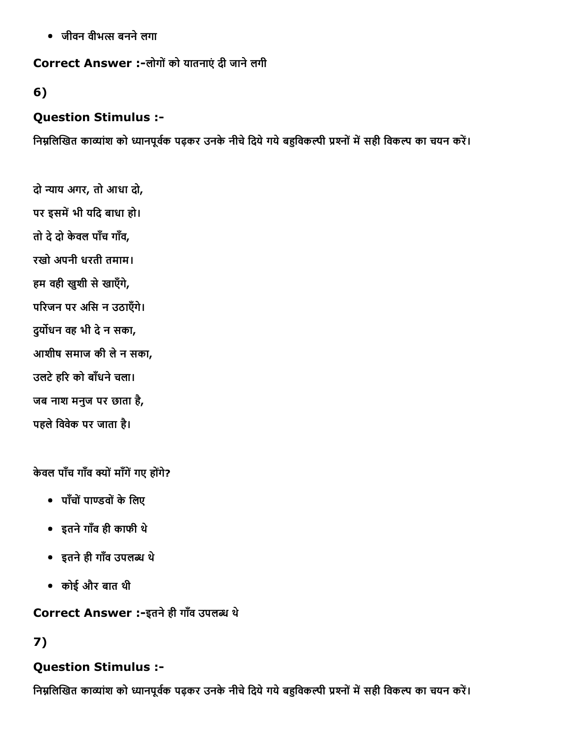- जीवन वीभत्स बनने लगा

**Correct Answer :-**लोगों को यातनाएं दी जाने लगी

**6)**

**Question Stimulus :-**

निम्नलिखित काव्यांश को ध्यानपूर्वक पढ़कर उनके नीचे दिये गये बहुविकल्पी प्रश्नों में सही विकल्प का चयन करें।

दो न्याय अगर, तो आधा दो,

पर इसमें भी यदि बाधा हो।

तो दे दो केवल पाँच गाँव,

रखो अपनी धरती तमाम।

हम वही खुशी से खाएँगे,

परिजन पर असि न उठाएँगे।

दुर्योधन वह भी दे न सका,

आशीष समाज की ले न सका,

उलटे हरि को बाँधने चला।

जब नाश मनुज पर छाता है,

पहले विवेक पर जाता है।

केवल पाँच गाँव क्यों माँगें गए होंगे?

- पाँचों पाण्डवों के लिए
- इतने गाँव ही काफी थे
- इतने ही गाँव उपलब्ध थे
- कोई और बात थी

**Correct Answer :-**इतने ही गाँव उपलब्ध थे

**7)**

**Question Stimulus :-**

निम्नलिखित काव्यांश को ध्यानपूर्वक पढ़कर उनके नीचे दिये गये बहुविकल्पी प्रश्नों में सही विकल्प का चयन करें।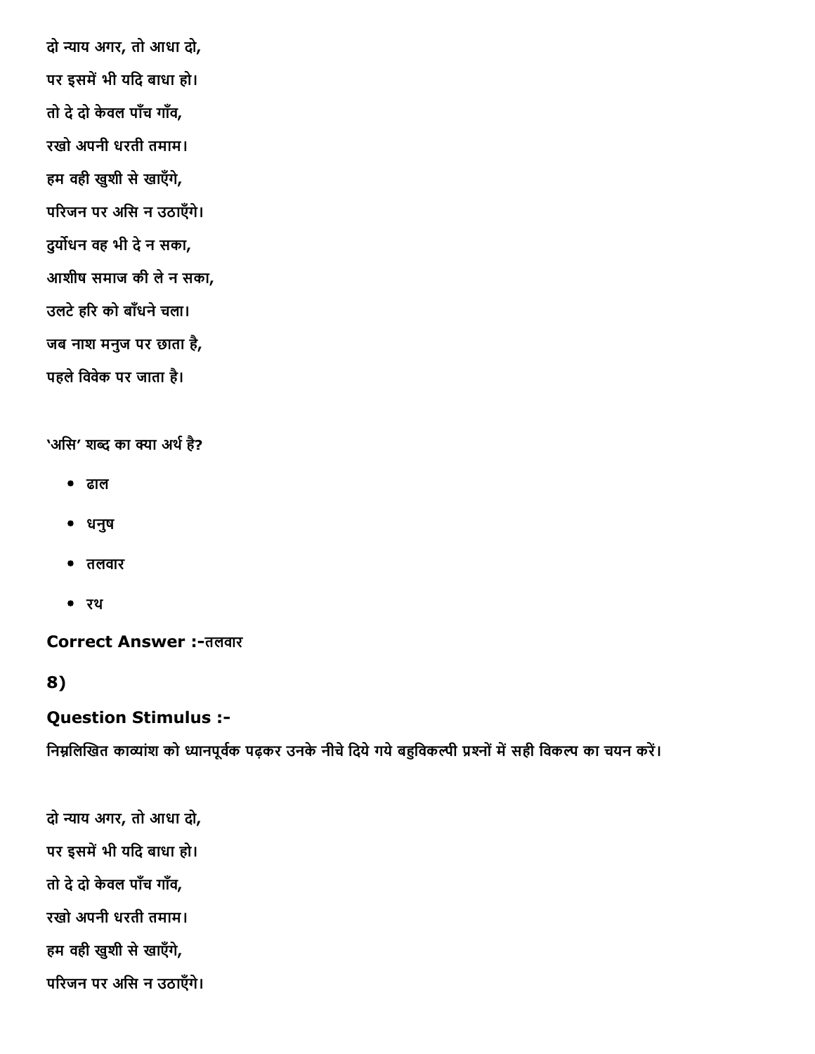दो न्याय अगर, तो आधा दो,

पर इसमें भी यदि बाधा हो।

तो दे दो केवल पाँच गाँव,

रखो अपनी धरती तमाम।

हम वही खुशी से खाएँगे,

परिजन पर असि न उठाएँगे।

दुर्योधन वह भी दे न सका,

आशीष समाज की ले न सका,

उलटे हरि को बाँधने चला।

जब नाश मनुज पर छाता है,

पहले विवेक पर जाता है।

'असि' शब्द का क्या अर्थ है?

- ढाल
- धनुष
- तलवार
- रथ

**Correct Answer :-**तलवार

**8)**

**Question Stimulus :-**

निम्नलिखित काव्यांश को ध्यानपूर्वक पढ़कर उनके नीचे दिये गये बहुविकल्पी प्रश्नों में सही विकल्प का चयन करें।

दो न्याय अगर, तो आधा दो,

पर इसमें भी यदि बाधा हो।

तो दे दो केवल पाँच गाँव,

रखो अपनी धरती तमाम।

हम वही खुशी से खाएँगे,

परिजन पर असि न उठाएँगे।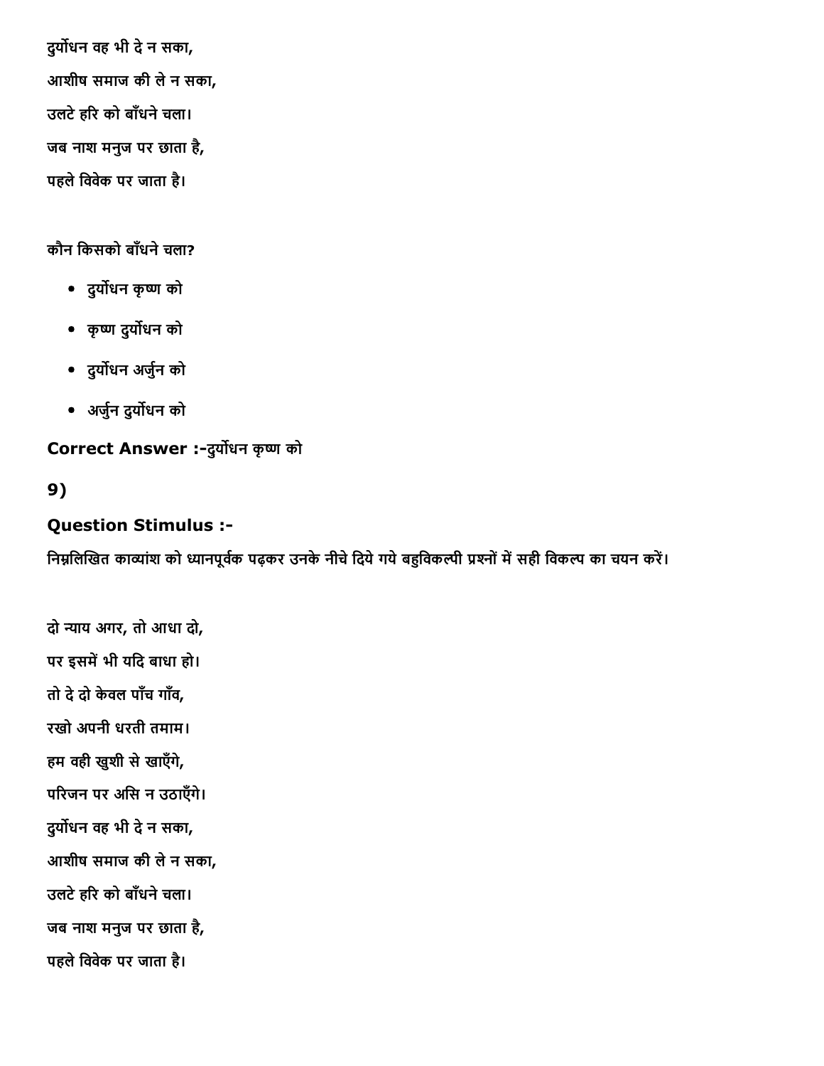दुर्योधन वह भी दे न सका,

आशीष समाज की ले न सका,

उलटे हरि को बाँधने चला।

जब नाश मनुज पर छाता है,

पहले विवेक पर जाता है।

कौन किसको बाँधने चला?

- दुर्योधन कृष्ण को
- कृष्ण दुर्योधन को
- दुर्योधन अर्जुन को
- अर्जुन दुर्योधन को

**Correct Answer :-**दुर्योधन कृष्ण को

**9)**

**Question Stimulus :-**

निम्नलिखित काव्यांश को ध्यानपूर्वक पढ़कर उनके नीचे दिये गये बहुविकल्पी प्रश्नों में सही विकल्प का चयन करें।

दो न्याय अगर, तो आधा दो,

पर इसमें भी यदि बाधा हो।

तो दे दो केवल पाँच गाँव,

रखो अपनी धरती तमाम।

हम वही खुशी से खाएँगे,

परिजन पर असि न उठाएँगे।

दुर्योधन वह भी दे न सका,

आशीष समाज की ले न सका,

उलटे हरि को बाँधने चला।

जब नाश मनुज पर छाता है,

पहले विवेक पर जाता है।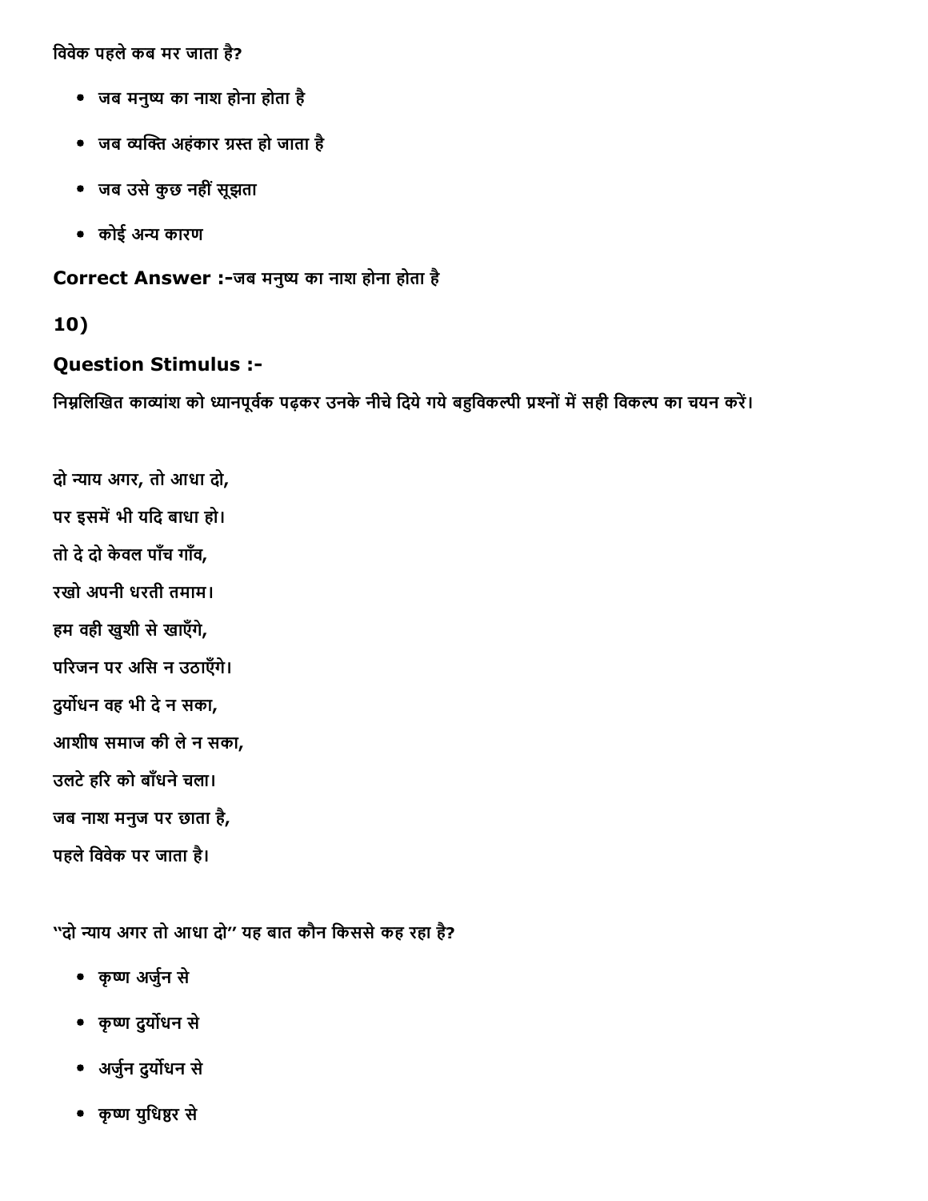विवेक पहले कब मर जाता है?

- जब मनुष्य का नाश होना होता है
- जब व्यक्ति अहंकार ग्रस्त हो जाता है
- जब उसे कुछ नहीं सूझता
- कोई अन्य कारण

**Correct Answer :-**जब मनुष्य का नाश होना होता है

**10)**

**Question Stimulus :-**

निम्नलिखित काव्यांश को ध्यानपूर्वक पढ़कर उनके नीचे दिये गये बहुविकल्पी प्रश्नों में सही विकल्प का चयन करें।

दो न्याय अगर, तो आधा दो,
पर इसमें भी यदि बाधा हो।
तो दे दो केवल पाँच गाँव,
रखो अपनी धरती तमाम।
हम वही खुशी से खाएँगे,
परिजन पर असि न उठाएँगे।
दुर्योधन वह भी दे न सका,
आशीष समाज की ले न सका,
उलटे हरि को बाँधने चला।
जब नाश मनुज पर छाता है,
पहले विवेक पर जाता है।

''दो न्याय अगर तो आधा दो'' यह बात कौन किससे कह रहा है?

- कृष्ण अर्जुन से
- कृष्ण दुर्योधन से
- अर्जुन दुर्योधन से
- कृष्ण युधिष्ठिर से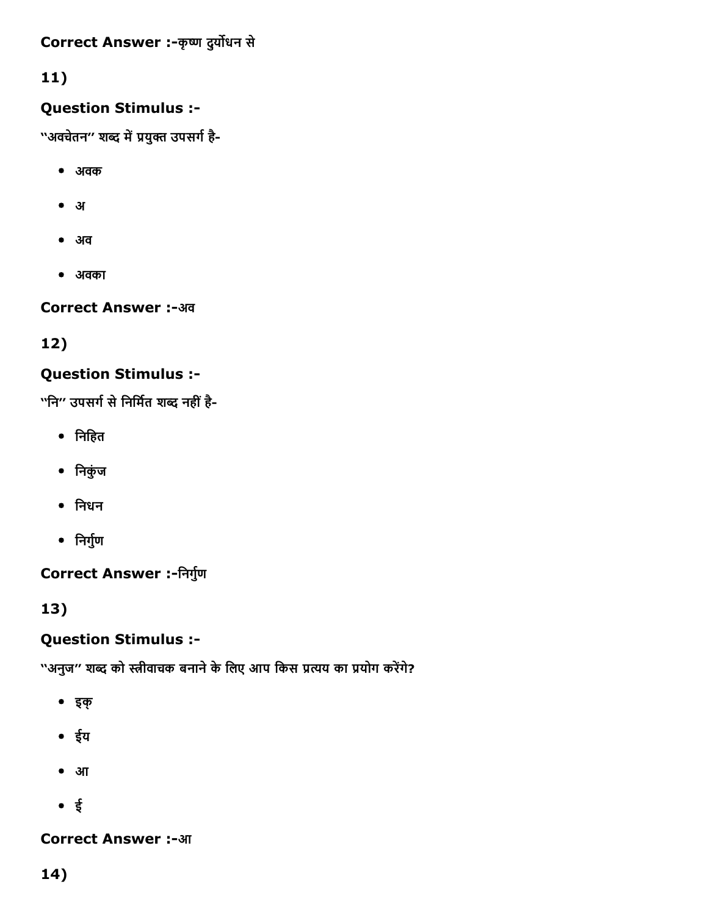**Correct Answer :-**कृष्ण दुर्योधन से

**11)**

### Question Stimulus :-

"अवचेतन" शब्द में प्रयुक्त उपसर्ग है-

- अवक
- अ
- अव
- अवका

**Correct Answer :-**अव

**12)**

### Question Stimulus :-

"नि" उपसर्ग से निर्मित शब्द नहीं है-

- निहित
- निकुंज
- निधन
- निर्गुण

**Correct Answer :-**निर्गुण

**13)**

### Question Stimulus :-

"अनुज" शब्द को स्त्रीवाचक बनाने के लिए आप किस प्रत्यय का प्रयोग करेंगे?

- इक्
- ईय
- आ
- ई

**Correct Answer :-**आ

**14)**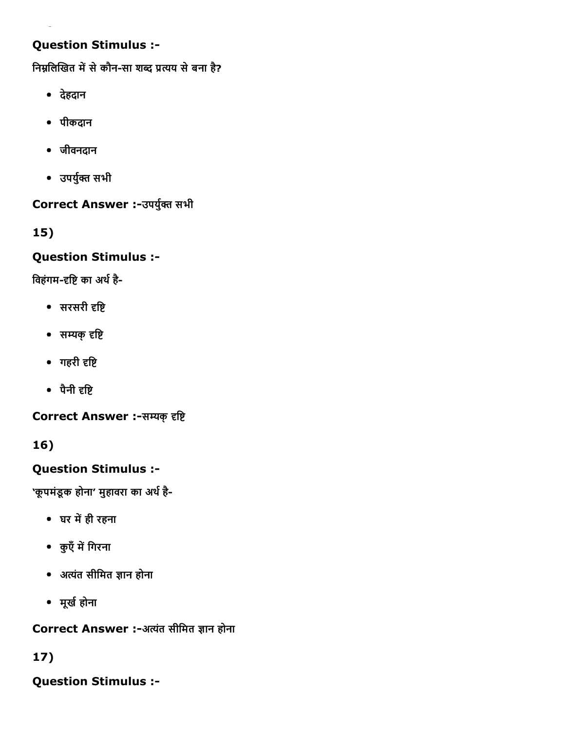**Question Stimulus :-**

निम्नलिखित में से कौन-सा शब्द प्रत्यय से बना है?

- देहदान
- पीकदान
- जीवनदान
- उपर्युक्त सभी

**Correct Answer :-**उपर्युक्त सभी

**15)**

**Question Stimulus :-**

विहंगम-दृष्टि का अर्थ है-

- सरसरी दृष्टि
- सम्यक् दृष्टि
- गहरी दृष्टि
- पैनी दृष्टि

**Correct Answer :-**सम्यक् दृष्टि

**16)**

**Question Stimulus :-**

'कूपमंडूक होना' मुहावरा का अर्थ है-

- घर में ही रहना
- कुएँ में गिरना
- अत्यंत सीमित ज्ञान होना
- मूर्ख होना

**Correct Answer :-**अत्यंत सीमित ज्ञान होना

**17)**

**Question Stimulus :-**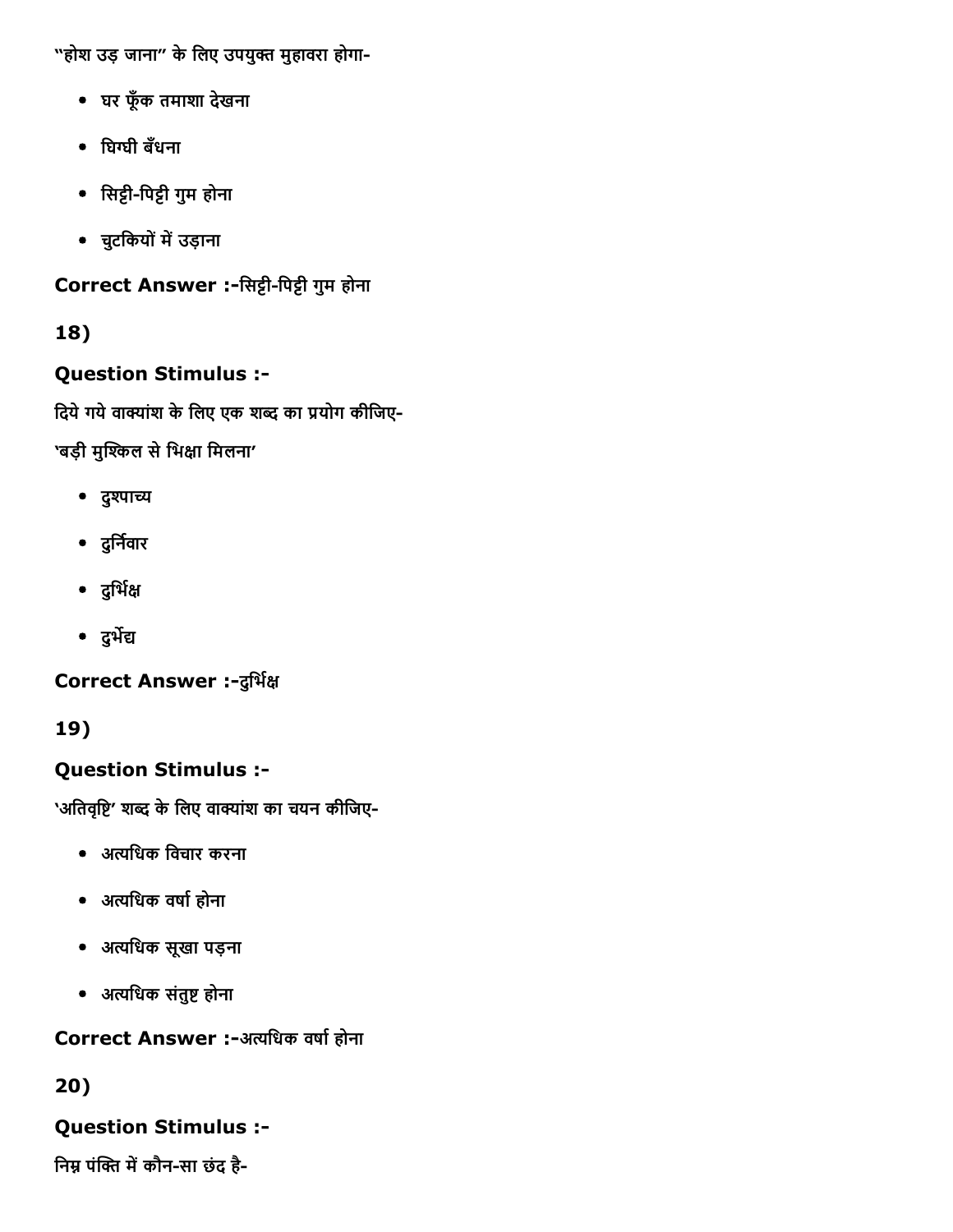"होश उड़ जाना" के लिए उपयुक्त मुहावरा होगा-

- घर फूँक तमाशा देखना
- घिग्घी बँधना
- सिट्टी-पिट्टी गुम होना
- चुटकियों में उड़ाना

**Correct Answer :-**सिट्टी-पिट्टी गुम होना

**18)**

**Question Stimulus :-**

दिये गये वाक्यांश के लिए एक शब्द का प्रयोग कीजिए-

'बड़ी मुश्किल से भिक्षा मिलना'

- दुश्पाच्य
- दुर्निवार
- दुर्भिक्ष
- दुर्भेद्य

**Correct Answer :-**दुर्भिक्ष

**19)**

**Question Stimulus :-**

'अतिवृष्टि' शब्द के लिए वाक्यांश का चयन कीजिए-

- अत्यधिक विचार करना
- अत्यधिक वर्षा होना
- अत्यधिक सूखा पड़ना
- अत्यधिक संतुष्ट होना

**Correct Answer :-**अत्यधिक वर्षा होना

**20)**

**Question Stimulus :-**

निम्न पंक्ति में कौन-सा छंद है-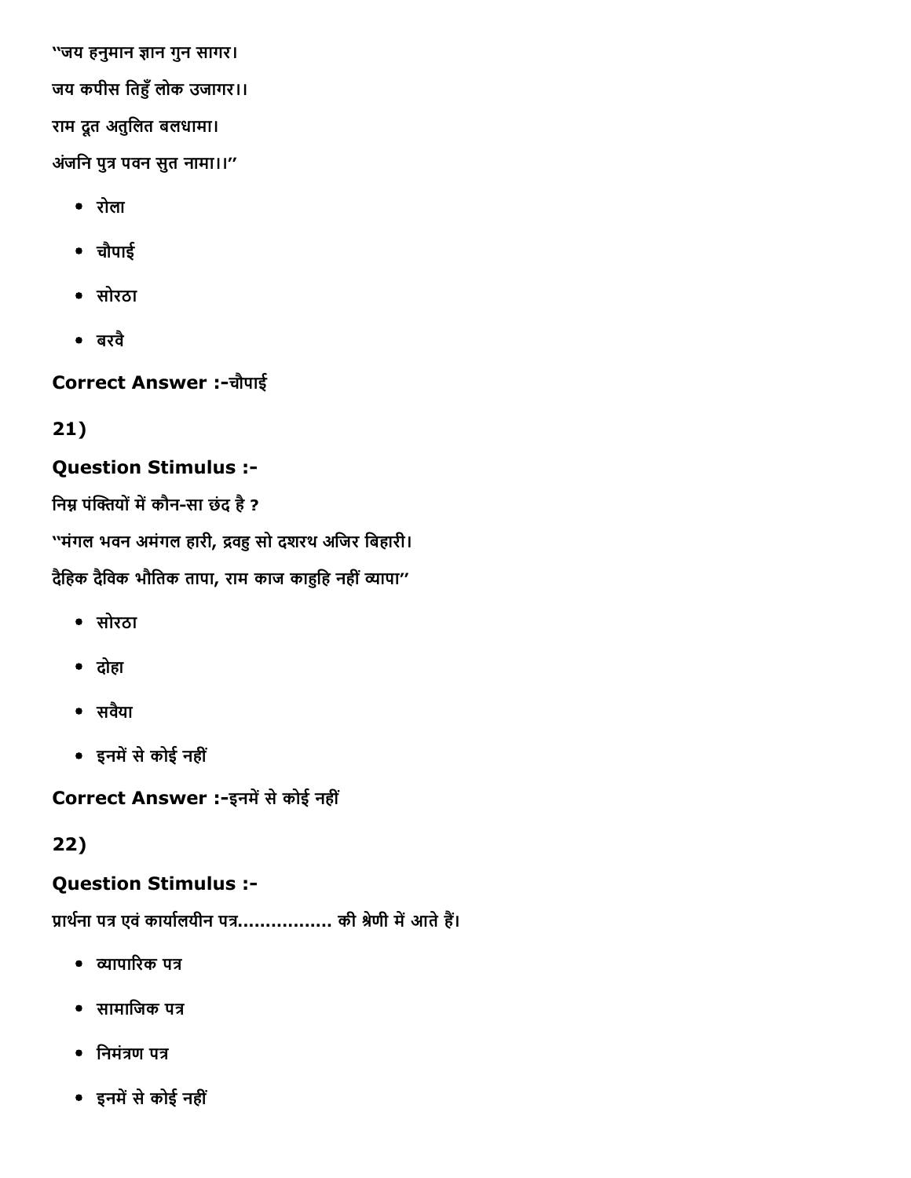"जय हनुमान ज्ञान गुन सागर।

जय कपीस तिहुँ लोक उजागर।।

राम दूत अतुलित बलधामा।

अंजनि पुत्र पवन सुत नामा।।"

- रोला
- चौपाई
- सोरठा
- बरवै

**Correct Answer :-**चौपाई

**21)**

**Question Stimulus :-**

निम्न पंक्तियों में कौन-सा छंद है ?

"मंगल भवन अमंगल हारी, द्रवहु सो दशरथ अजिर बिहारी।

दैहिक दैविक भौतिक तापा, राम काज काहुहि नहीं व्यापा"

- सोरठा
- दोहा
- सवैया
- इनमें से कोई नहीं

**Correct Answer :-**इनमें से कोई नहीं

**22)**

**Question Stimulus :-**

प्रार्थना पत्र एवं कार्यालयीन पत्र................ की श्रेणी में आते हैं।

- व्यापारिक पत्र
- सामाजिक पत्र
- निमंत्रण पत्र
- इनमें से कोई नहीं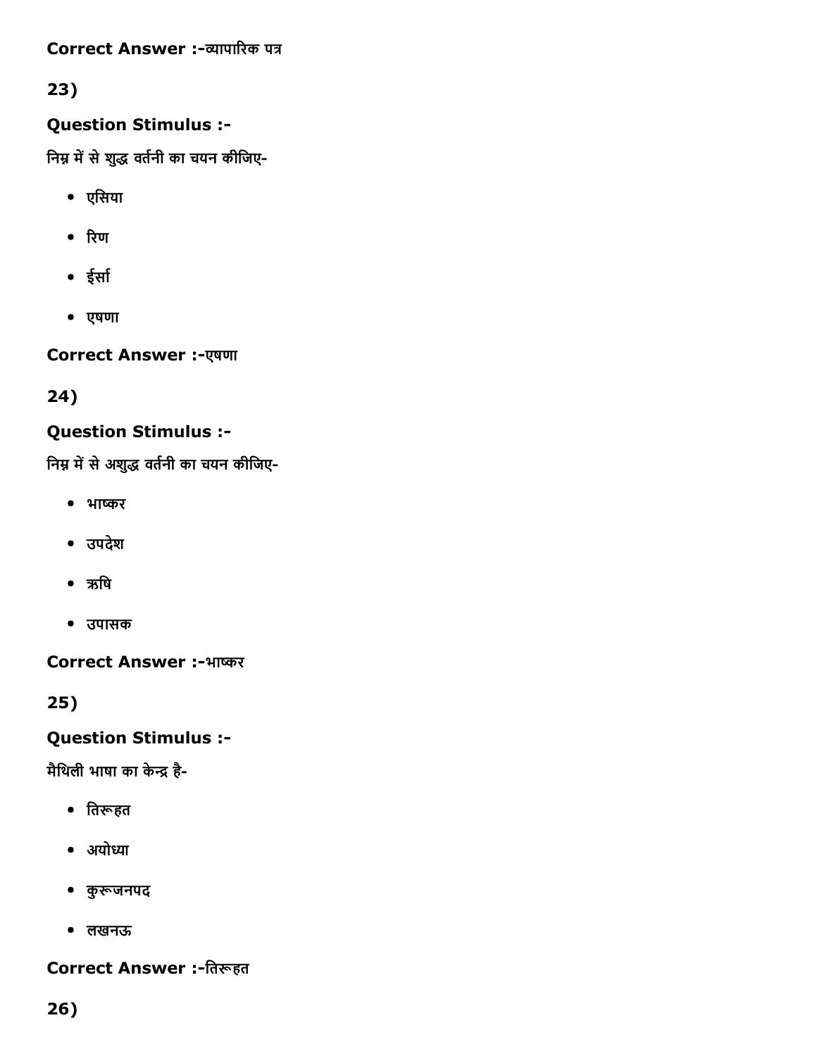**Correct Answer :-**व्यापारिक पत्र

**23)**

**Question Stimulus :-**

निम्न में से शुद्ध वर्तनी का चयन कीजिए-

- एसिया
- रिण
- ईर्सा
- एषणा

**Correct Answer :-**एषणा

**24)**

**Question Stimulus :-**

निम्न में से अशुद्ध वर्तनी का चयन कीजिए-

- भाष्कर
- उपदेश
- ऋषि
- उपासक

**Correct Answer :-**भाष्कर

**25)**

**Question Stimulus :-**

मैथिली भाषा का केन्द्र है-

- तिरूहत
- अयोध्या
- कुरूजनपद
- लखनऊ

**Correct Answer :-**तिरूहत

**26)**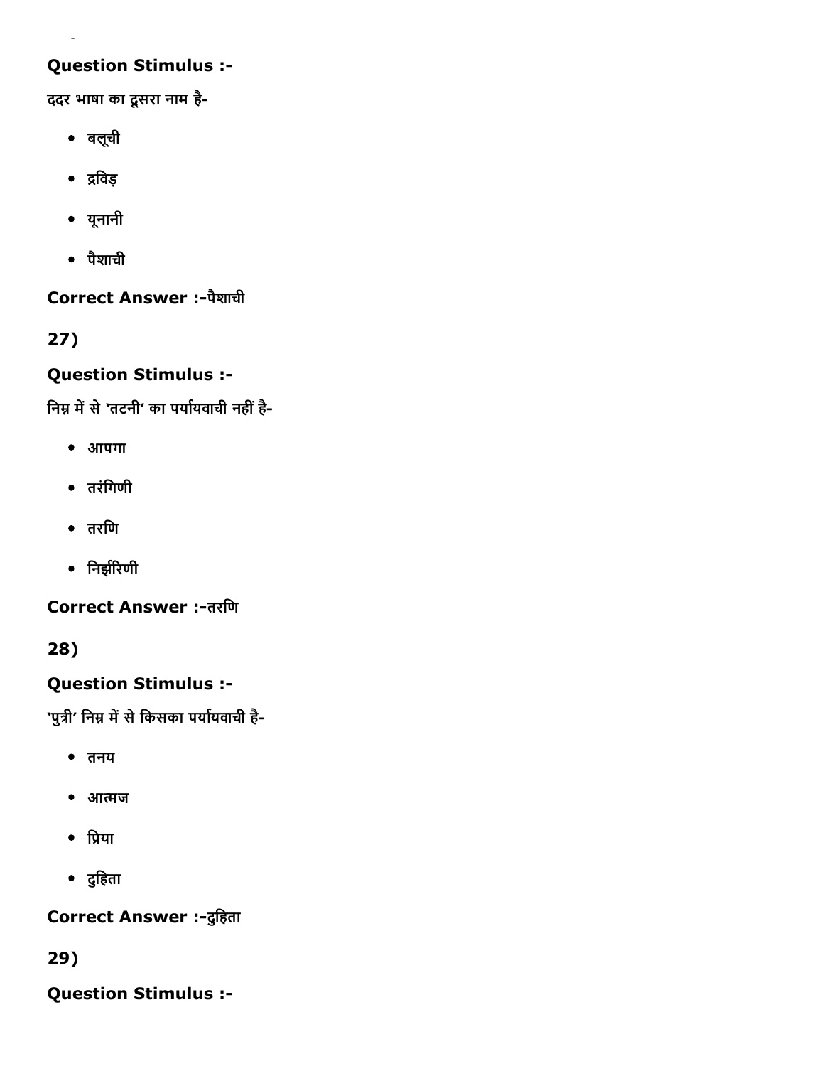**Question Stimulus :-**

ददर भाषा का दूसरा नाम है-

- बलूची
- द्रविड़
- यूनानी
- पैशाची

**Correct Answer :-**पैशाची

**27)**

**Question Stimulus :-**

निम्न में से 'तटनी' का पर्यायवाची नहीं है-

- आपगा
- तरंगिणी
- तरणि
- निर्झरिणी

**Correct Answer :-**तरणि

**28)**

**Question Stimulus :-**

'पुत्री' निम्न में से किसका पर्यायवाची है-

- तनय
- आत्मज
- प्रिया
- दुहिता

**Correct Answer :-**दुहिता

**29)**

**Question Stimulus :-**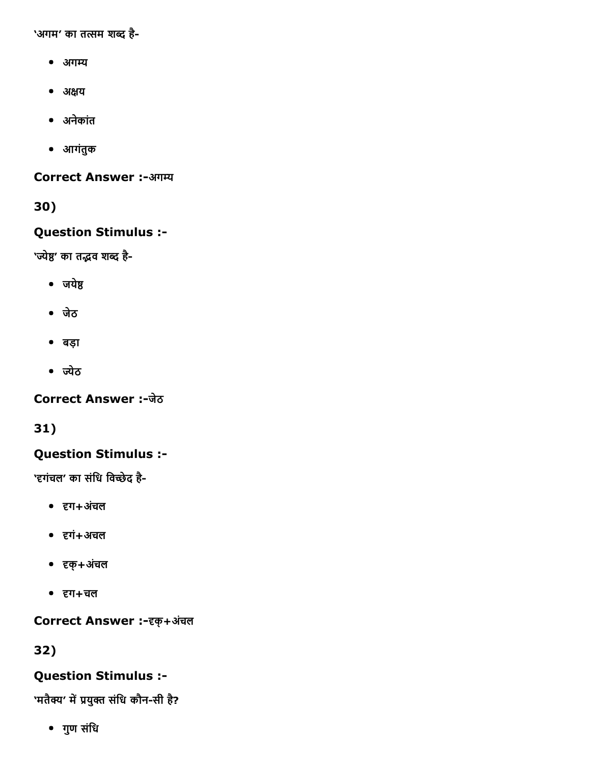'अगम' का तत्सम शब्द है-

- अगम्य
- अक्षय
- अनेकांत
- आगंतुक

**Correct Answer :-**अगम्य

**30)**

**Question Stimulus :-**

'ज्येष्ठ' का तद्भव शब्द है-

- जयेष्ठ
- जेठ
- बड़ा
- ज्येठ

**Correct Answer :-**जेठ

**31)**

**Question Stimulus :-**

'दृगंचल' का संधि विच्छेद है-

- दृग+अंचल
- दृगं+अचल
- दृक्+अंचल
- दृग+चल

**Correct Answer :-**दृक्+अंचल

**32)**

**Question Stimulus :-**

'मतैक्य' में प्रयुक्त संधि कौन-सी है?

- गुण संधि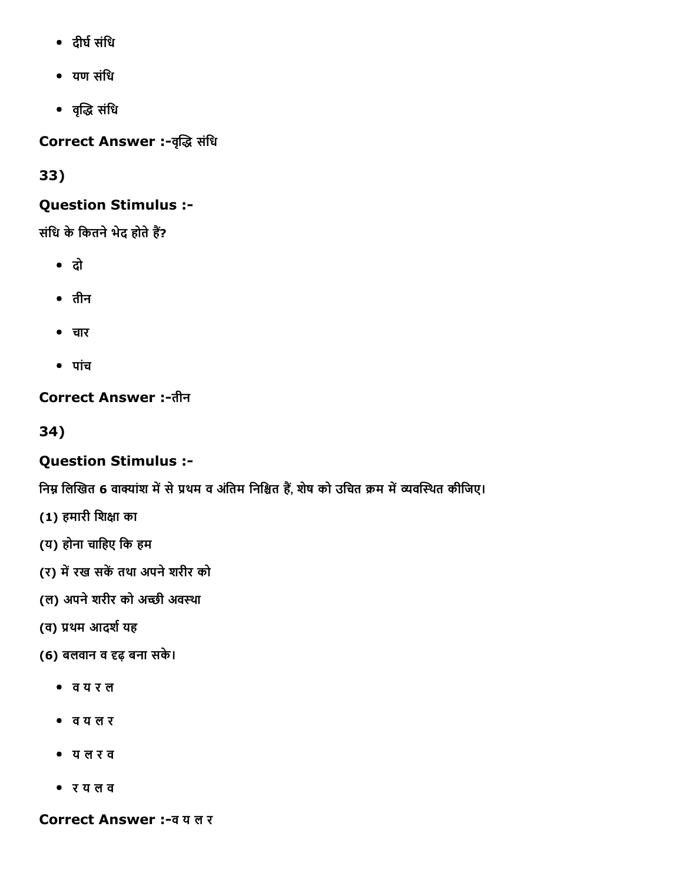- दीर्घ संधि
- यण संधि
- वृद्धि संधि

**Correct Answer :-**वृद्धि संधि

**33)**

**Question Stimulus :-**

संधि के कितने भेद होते हैं?

- दो
- तीन
- चार
- पांच

**Correct Answer :-**तीन

**34)**

**Question Stimulus :-**

निम्न लिखित 6 वाक्यांश में से प्रथम व अंतिम निश्चित हैं, शेष को उचित क्रम में व्यवस्थित कीजिए।

(1) हमारी शिक्षा का

(य) होना चाहिए कि हम

(र) में रख सकें तथा अपने शरीर को

(ल) अपने शरीर को अच्छी अवस्था

(व) प्रथम आदर्श यह

(6) बलवान व दृढ़ बना सके।

- व य र ल
- व य ल र
- य ल र व
- र य ल व

**Correct Answer :-**व य ल र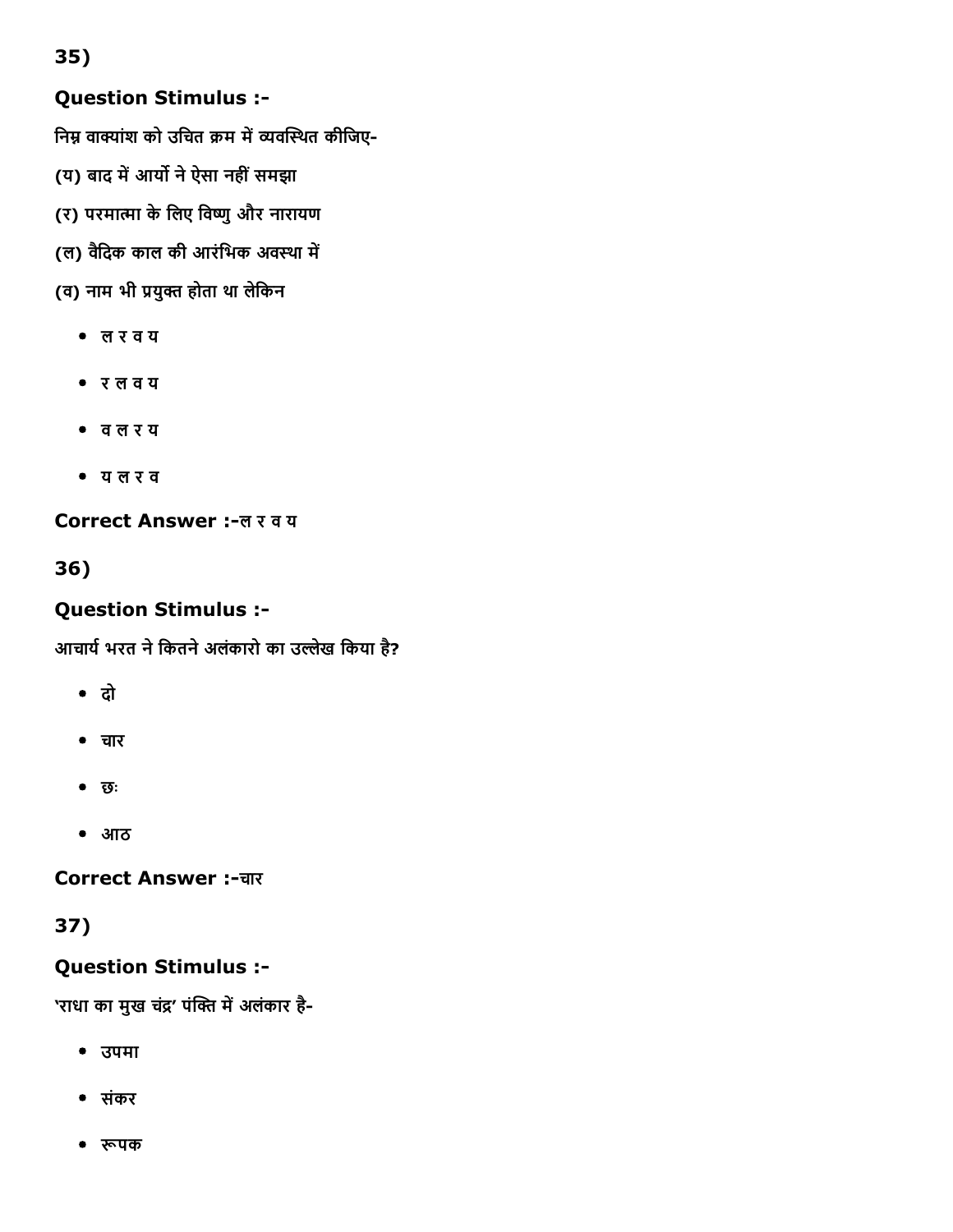35)

### Question Stimulus :-

निम्न वाक्यांश को उचित क्रम में व्यवस्थित कीजिए-

(य) बाद में आर्यो ने ऐसा नहीं समझा

(र) परमात्मा के लिए विष्णु और नारायण

(ल) वैदिक काल की आरंभिक अवस्था में

(व) नाम भी प्रयुक्त होता था लेकिन

- ल र व य
- र ल व य
- व ल र य
- य ल र व

**Correct Answer :-**ल र व य

36)

### Question Stimulus :-

आचार्य भरत ने कितने अलंकारो का उल्लेख किया है?

- दो
- चार
- छः
- आठ

**Correct Answer :-**चार

37)

### Question Stimulus :-

'राधा का मुख चंद्र' पंक्ति में अलंकार है-

- उपमा
- संकर
- रूपक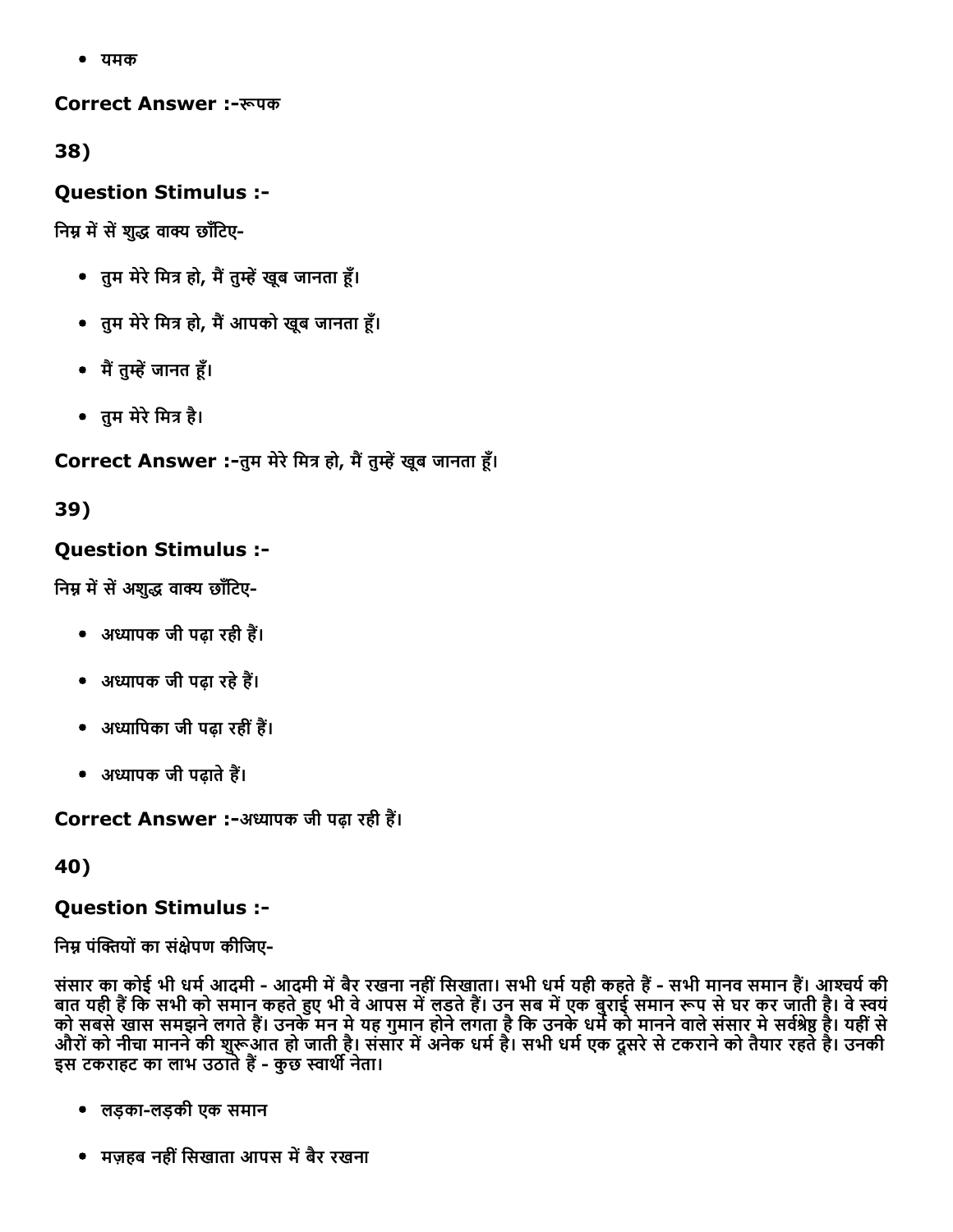- यमक

**Correct Answer :-**रूपक

**38)**

**Question Stimulus :-**

निम्न में सें शुद्ध वाक्य छाँटिए-

- तुम मेरे मित्र हो, मैं तुम्हें खूब जानता हूँ।
- तुम मेरे मित्र हो, मैं आपको खूब जानता हूँ।
- मैं तुम्हें जानत हूँ।
- तुम मेरे मित्र है।

**Correct Answer :-**तुम मेरे मित्र हो, मैं तुम्हें खूब जानता हूँ।

**39)**

**Question Stimulus :-**

निम्न में सें अशुद्ध वाक्य छाँटिए-

- अध्यापक जी पढ़ा रही हैं।
- अध्यापक जी पढ़ा रहे हैं।
- अध्यापिका जी पढ़ा रहीं हैं।
- अध्यापक जी पढ़ाते हैं।

**Correct Answer :-**अध्यापक जी पढ़ा रही हैं।

**40)**

**Question Stimulus :-**

निम्न पंक्तियों का संक्षेपण कीजिए-

संसार का कोई भी धर्म आदमी - आदमी में बैर रखना नहीं सिखाता। सभी धर्म यही कहते हैं - सभी मानव समान हैं। आश्चर्य की बात यही हैं कि सभी को समान कहते हुए भी वे आपस में लडते हैं। उन सब में एक बुराई समान रूप से घर कर जाती है। वे स्वयं को सबसे खास समझने लगते हैं। उनके मन मे यह गुमान होने लगता है कि उनके धर्म को मानने वाले संसार मे सर्वश्रेष्ठ है। यहीं से औरों को नीचा मानने की शुरूआत हो जाती है। संसार में अनेक धर्म है। सभी धर्म एक दूसरे से टकराने को तैयार रहते है। उनकी इस टकराहट का लाभ उठाते हैं - कुछ स्वार्थी नेता।

- लड़का-लड़की एक समान
- मज़हब नहीं सिखाता आपस में बैर रखना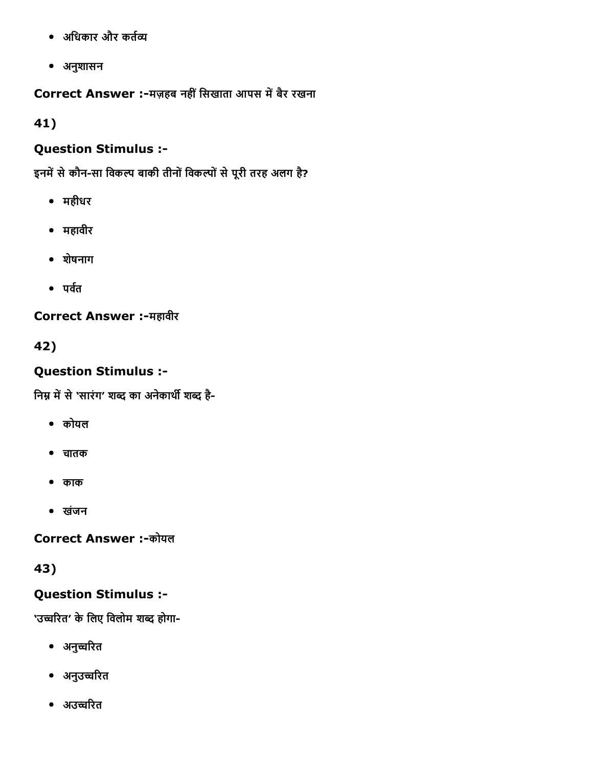- अधिकार और कर्तव्य
- अनुशासन

**Correct Answer :-**मज़हब नहीं सिखाता आपस में बैर रखना

**41)**

### Question Stimulus :-

इनमें से कौन-सा विकल्प बाकी तीनों विकल्पों से पूरी तरह अलग है?

- महीधर
- महावीर
- शेषनाग
- पर्वत

**Correct Answer :-**महावीर

**42)**

### Question Stimulus :-

निम्न में से 'सारंग' शब्द का अनेकार्थी शब्द है-

- कोयल
- चातक
- काक
- खंजन

**Correct Answer :-**कोयल

**43)**

### Question Stimulus :-

'उच्चरित' के लिए विलोम शब्द होगा-

- अनुच्चरित
- अनुउच्चरित
- अउच्चरित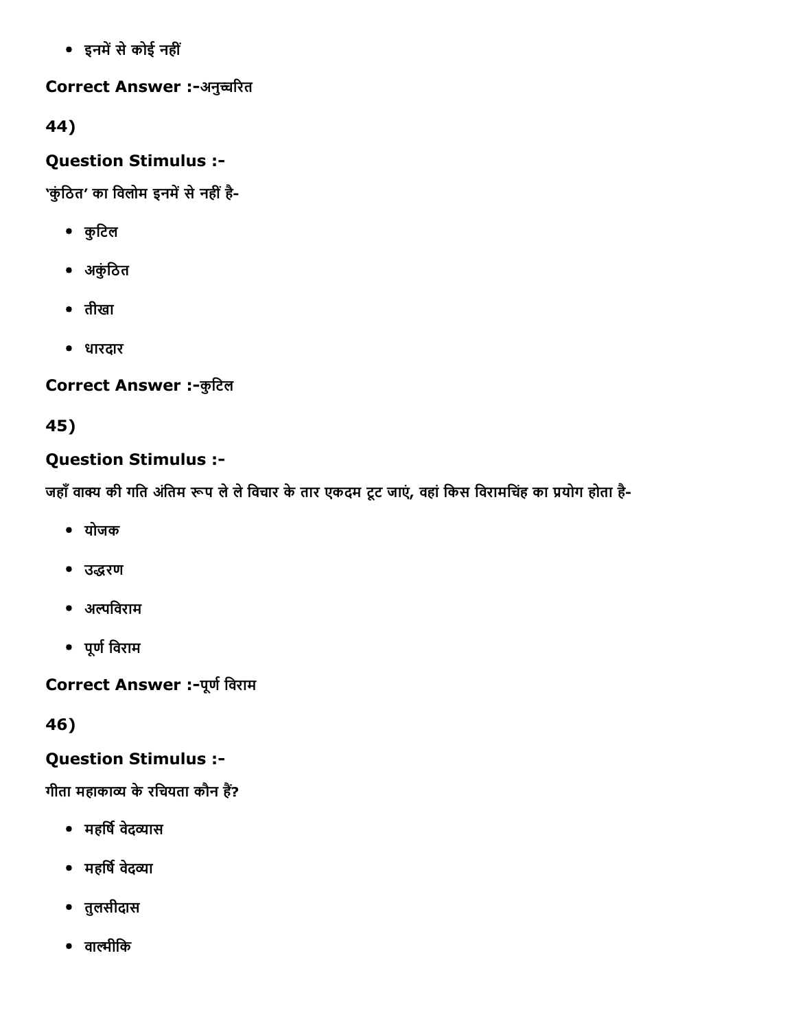- इनमें से कोई नहीं

**Correct Answer :-**अनुच्चरित

44)

**Question Stimulus :-**

'कुंठित' का विलोम इनमें से नहीं है-

- कुटिल
- अकुंठित
- तीखा
- धारदार

**Correct Answer :-**कुटिल

45)

**Question Stimulus :-**

जहाँ वाक्य की गति अंतिम रूप ले ले विचार के तार एकदम टूट जाएं, वहां किस विरामचिंह का प्रयोग होता है-

- योजक
- उद्धरण
- अल्पविराम
- पूर्ण विराम

**Correct Answer :-**पूर्ण विराम

46)

**Question Stimulus :-**

गीता महाकाव्य के रचियता कौन हैं?

- महर्षि वेदव्यास
- महर्षि वेदव्या
- तुलसीदास
- वाल्मीकि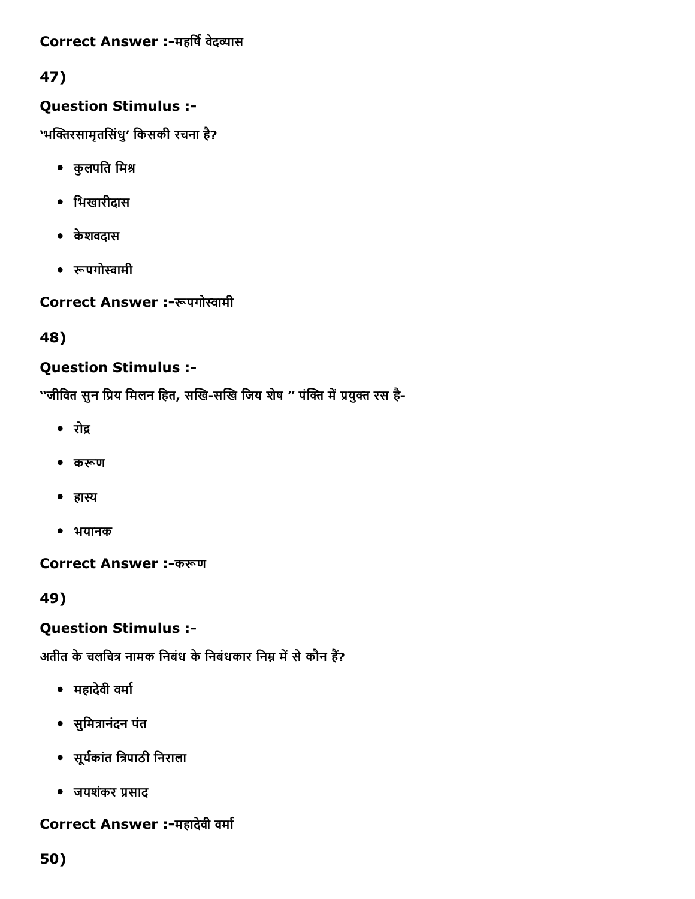**Correct Answer :-**महर्षि वेदव्यास

**47)**

**Question Stimulus :-**

'भक्तिरसामृतसिंधु' किसकी रचना है?

- कुलपति मिश्र
- भिखारीदास
- केशवदास
- रूपगोस्वामी

**Correct Answer :-**रूपगोस्वामी

**48)**

**Question Stimulus :-**

''जीवित सुन प्रिय मिलन हित, सखि-सखि जिय शेष '' पंक्ति में प्रयुक्त रस है-

- रोद्र
- करूण
- हास्य
- भयानक

**Correct Answer :-**करूण

**49)**

**Question Stimulus :-**

अतीत के चलचित्र नामक निबंध के निबंधकार निम्न में से कौन हैं?

- महादेवी वर्मा
- सुमित्रानंदन पंत
- सूर्यकांत त्रिपाठी निराला
- जयशंकर प्रसाद

**Correct Answer :-**महादेवी वर्मा

**50)**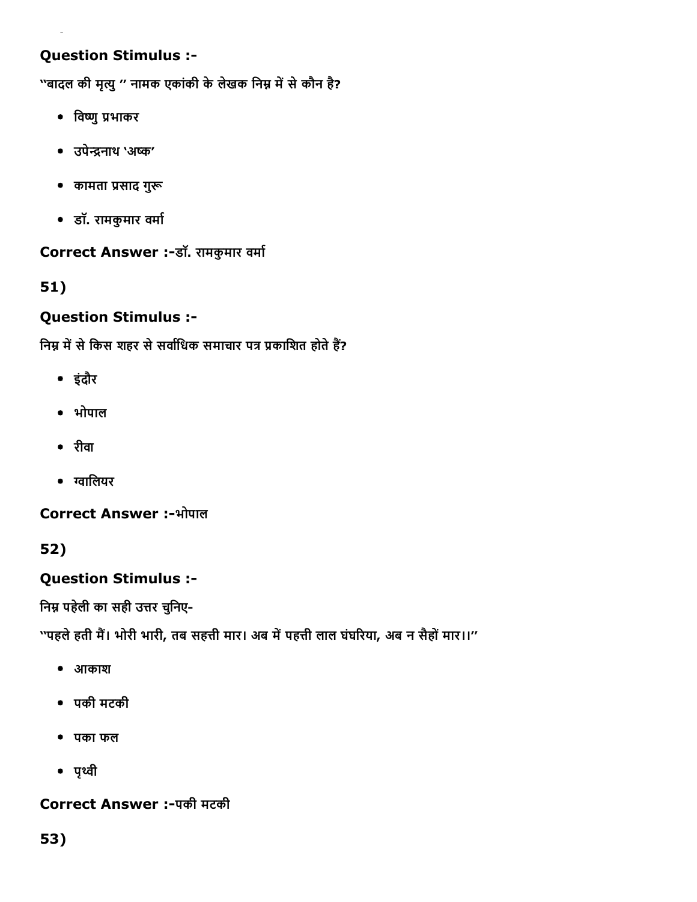**Question Stimulus :-**

"बादल की मृत्यु " नामक एकांकी के लेखक निम्न में से कौन है?

- विष्णु प्रभाकर
- उपेन्द्रनाथ 'अष्क'
- कामता प्रसाद गुरू
- डॉ. रामकुमार वर्मा

**Correct Answer :-**डॉ. रामकुमार वर्मा

**51)**

**Question Stimulus :-**

निम्न में से किस शहर से सर्वाधिक समाचार पत्र प्रकाशित होते हैं?

- इंदौर
- भोपाल
- रीवा
- ग्वालियर

**Correct Answer :-**भोपाल

**52)**

**Question Stimulus :-**

निम्न पहेली का सही उत्तर चुनिए-

"पहले हती मैं। भोरी भारी, तब सहत्ती मार। अब में पहत्ती लाल घंघरिया, अब न सैहों मार।।"

- आकाश
- पकी मटकी
- पका फल
- पृथ्वी

**Correct Answer :-**पकी मटकी

**53)**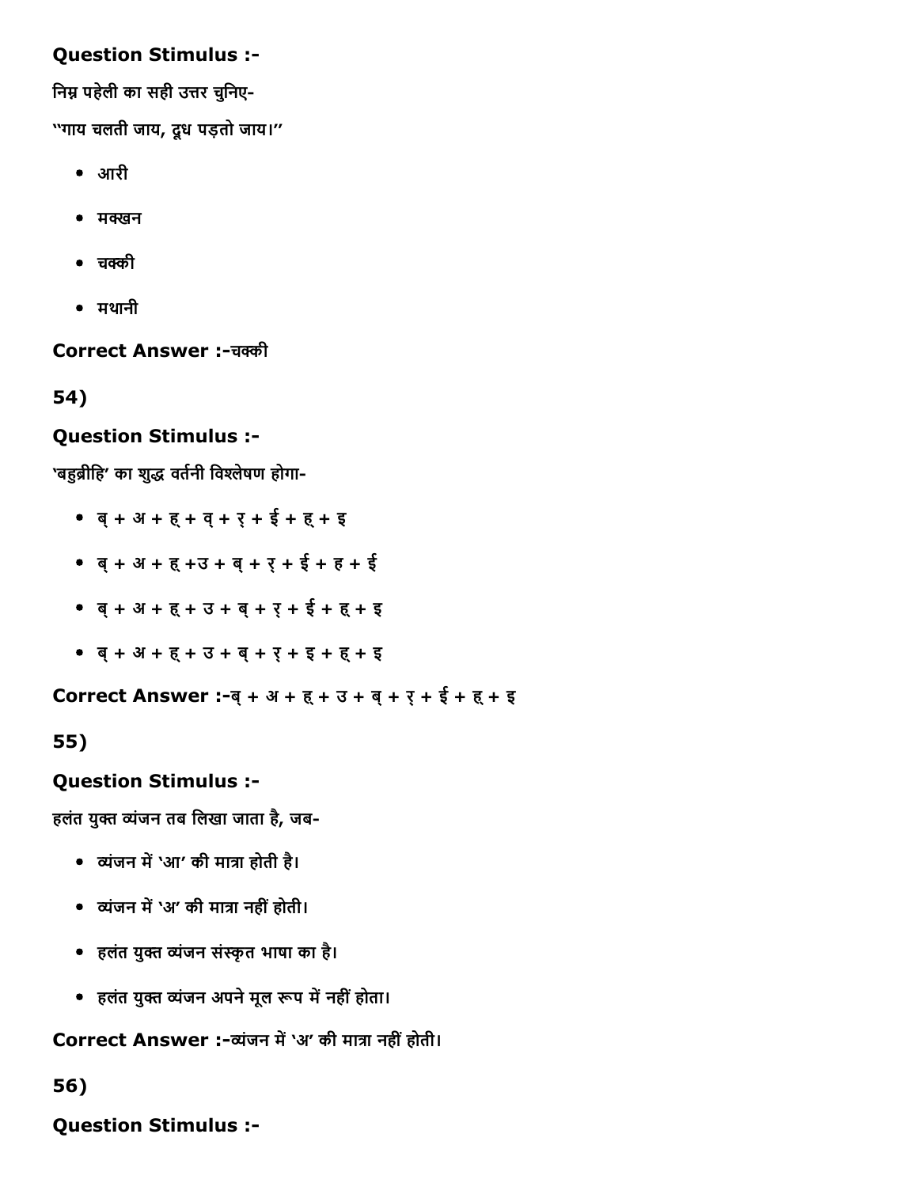**Question Stimulus :-**

निम्न पहेली का सही उत्तर चुनिए-

"गाय चलती जाय, दूध पड़तो जाय।"

- आरी
- मक्खन
- चक्की
- मथानी

**Correct Answer :-**चक्की

**54)**

**Question Stimulus :-**

'बहुब्रीहि' का शुद्ध वर्तनी विश्लेषण होगा-

- ब् + अ + ह् + व् + र् + ई + ह् + इ
- ब् + अ + ह् +उ + ब् + र् + ई + ह + ई
- ब् + अ + ह् + उ + ब् + र् + ई + ह् + इ
- ब् + अ + ह् + उ + ब् + र् + इ + ह् + इ

**Correct Answer :-**ब् + अ + ह् + उ + ब् + र् + ई + ह् + इ

**55)**

**Question Stimulus :-**

हलंत युक्त व्यंजन तब लिखा जाता है, जब-

- व्यंजन में 'आ' की मात्रा होती है।
- व्यंजन में 'अ' की मात्रा नहीं होती।
- हलंत युक्त व्यंजन संस्कृत भाषा का है।
- हलंत युक्त व्यंजन अपने मूल रूप में नहीं होता।

**Correct Answer :-**व्यंजन में 'अ' की मात्रा नहीं होती।

**56)**

**Question Stimulus :-**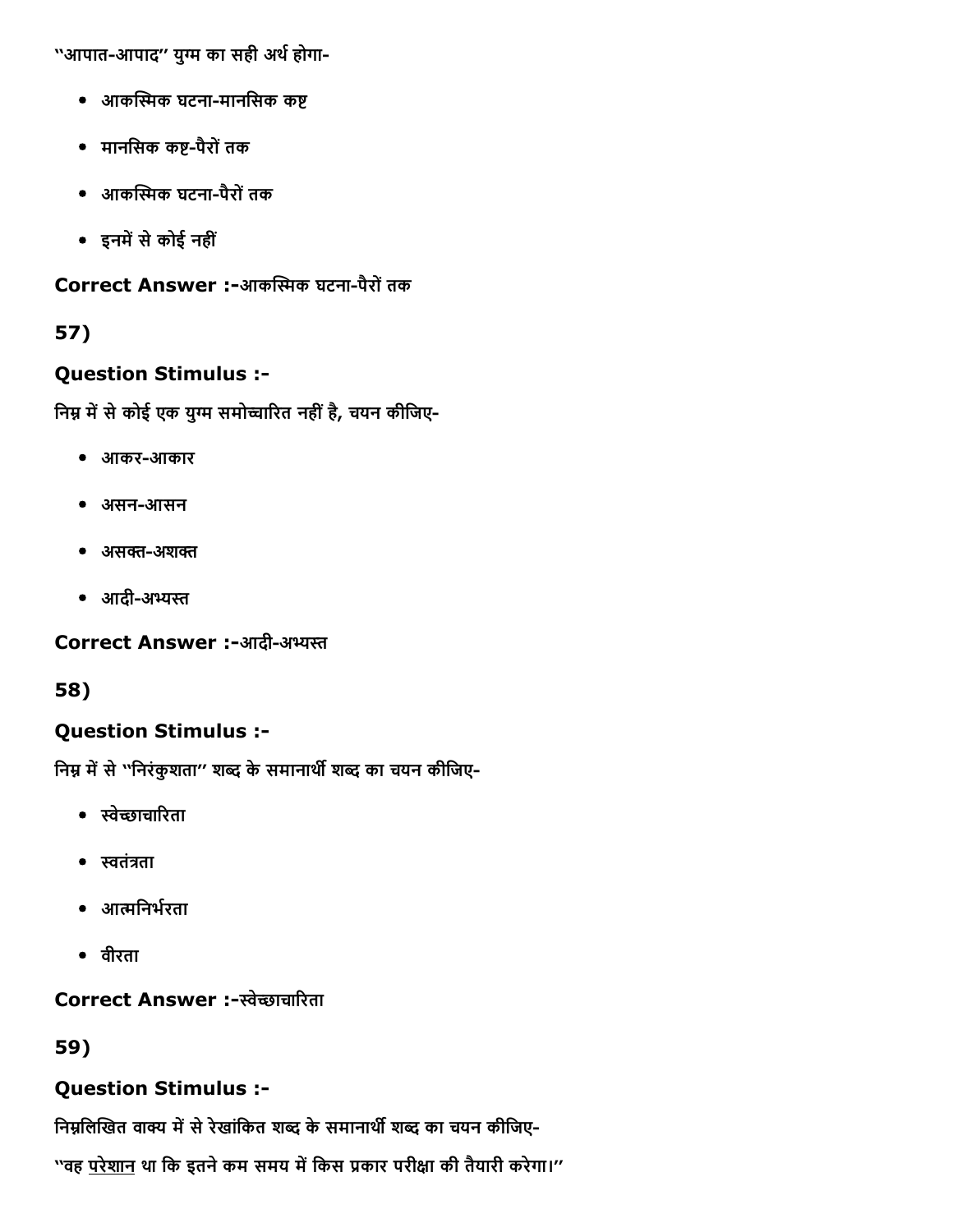"आपात-आपाद" युग्म का सही अर्थ होगा-

- आकस्मिक घटना-मानसिक कष्ट
- मानसिक कष्ट-पैरों तक
- आकस्मिक घटना-पैरों तक
- इनमें से कोई नहीं

**Correct Answer :-**आकस्मिक घटना-पैरों तक

**57)**

**Question Stimulus :-**

निम्न में से कोई एक युग्म समोच्चारित नहीं है, चयन कीजिए-

- आकर-आकार
- असन-आसन
- असक्त-अशक्त
- आदी-अभ्यस्त

**Correct Answer :-**आदी-अभ्यस्त

**58)**

**Question Stimulus :-**

निम्न में से "निरंकुशता" शब्द के समानार्थी शब्द का चयन कीजिए-

- स्वेच्छाचारिता
- स्वतंत्रता
- आत्मनिर्भरता
- वीरता

**Correct Answer :-**स्वेच्छाचारिता

**59)**

**Question Stimulus :-**

निम्नलिखित वाक्य में से रेखांकित शब्द के समानार्थी शब्द का चयन कीजिए-

"वह <u>परेशान</u> था कि इतने कम समय में किस प्रकार परीक्षा की तैयारी करेगा।"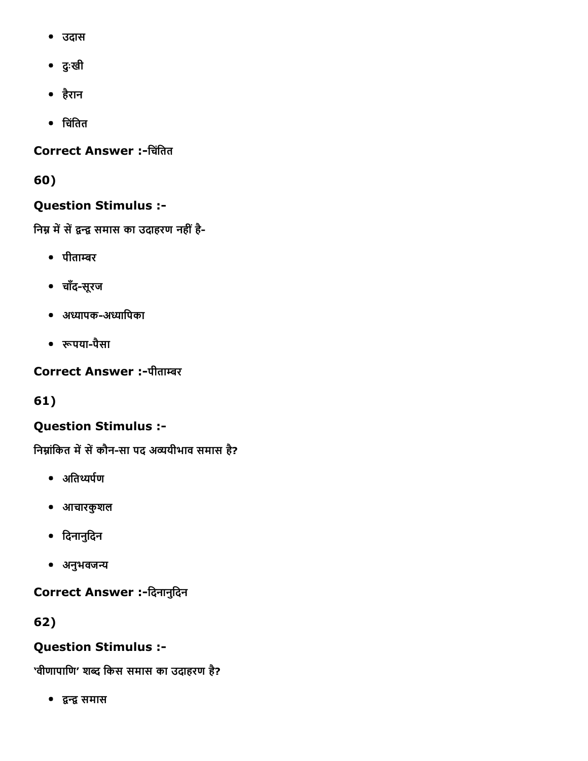- उदास
- दुःखी
- हैरान
- चिंतित

**Correct Answer :-**चिंतित

**60)**

**Question Stimulus :-**

निम्न में सें द्वन्द्व समास का उदाहरण नहीं है-

- पीताम्बर
- चाँद-सूरज
- अध्यापक-अध्यापिका
- रूपया-पैसा

**Correct Answer :-**पीताम्बर

**61)**

**Question Stimulus :-**

निम्नांकित में सें कौन-सा पद अव्ययीभाव समास है?

- अतिथ्यर्पण
- आचारकुशल
- दिनानुदिन
- अनुभवजन्य

**Correct Answer :-**दिनानुदिन

**62)**

**Question Stimulus :-**

'वीणापाणि' शब्द किस समास का उदाहरण है?

- द्वन्द्व समास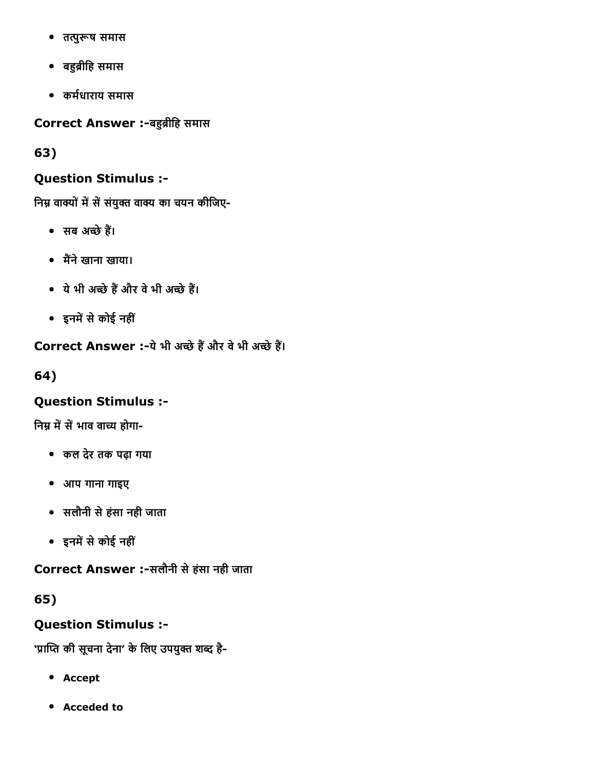- तत्पुरूष समास
- बहुव्रीहि समास
- कर्मधाराय समास

**Correct Answer :-**बहुव्रीहि समास

**63)**

**Question Stimulus :-**

निम्न वाक्यों में सें संयुक्त वाक्य का चयन कीजिए-

- सब अच्छे हैं।
- मैंने खाना खाया।
- ये भी अच्छे हैं और वे भी अच्छे हैं।
- इनमें से कोई नहीं

**Correct Answer :-**ये भी अच्छे हैं और वे भी अच्छे हैं।

**64)**

**Question Stimulus :-**

निम्न में सें भाव वाच्य होगा-

- कल देर तक पढ़ा गया
- आप गाना गाइए
- सलौनी से हंसा नही जाता
- इनमें से कोई नहीं

**Correct Answer :-**सलौनी से हंसा नही जाता

**65)**

**Question Stimulus :-**

'प्राप्ति की सूचना देना' के लिए उपयुक्त शब्द है-

- **Accept**
- **Acceded to**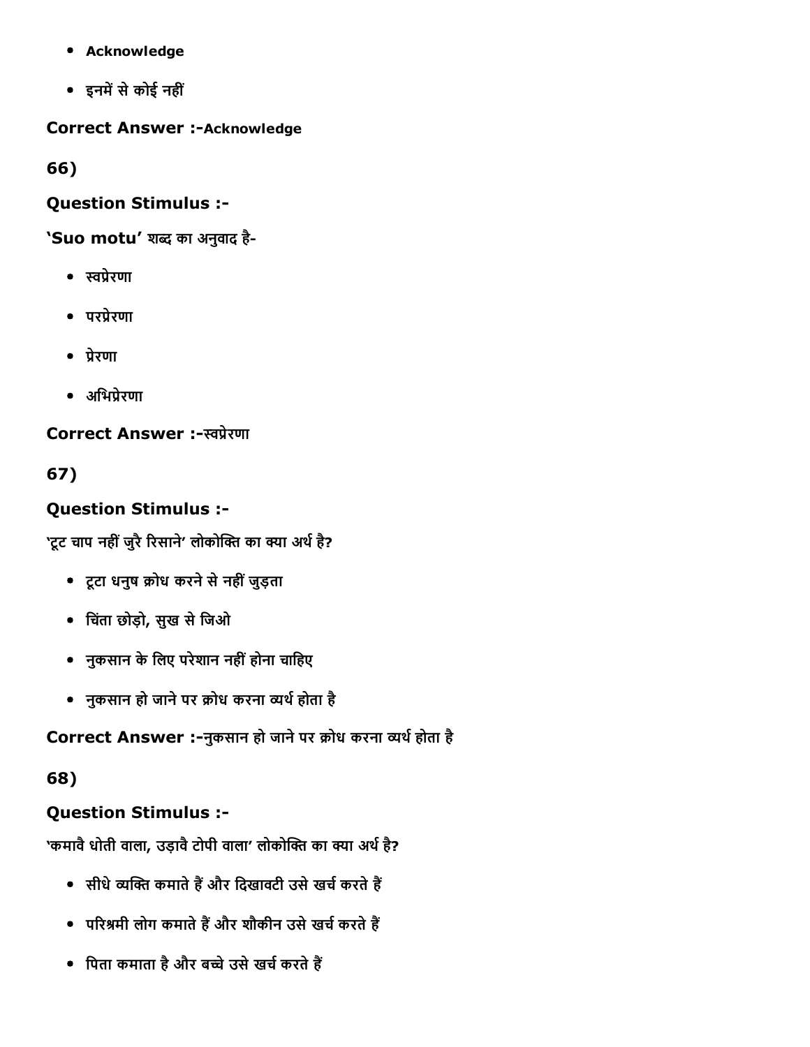- Acknowledge
- इनमें से कोई नहीं

**Correct Answer :-**Acknowledge

**66)**

**Question Stimulus :-**

**'Suo motu'** शब्द का अनुवाद है-

- स्वप्रेरणा
- परप्रेरणा
- प्रेरणा
- अभिप्रेरणा

**Correct Answer :-**स्वप्रेरणा

**67)**

**Question Stimulus :-**

'टूट चाप नहीं जुरै रिसाने' लोकोक्ति का क्या अर्थ है?

- टूटा धनुष क्रोध करने से नहीं जुड़ता
- चिंता छोड़ो, सुख से जिओ
- नुकसान के लिए परेशान नहीं होना चाहिए
- नुकसान हो जाने पर क्रोध करना व्यर्थ होता है

**Correct Answer :-**नुकसान हो जाने पर क्रोध करना व्यर्थ होता है

**68)**

**Question Stimulus :-**

'कमावै धोती वाला, उड़ावै टोपी वाला' लोकोक्ति का क्या अर्थ है?

- सीधे व्यक्ति कमाते हैं और दिखावटी उसे खर्च करते हैं
- परिश्रमी लोग कमाते हैं और शौकीन उसे खर्च करते हैं
- पिता कमाता है और बच्चे उसे खर्च करते हैं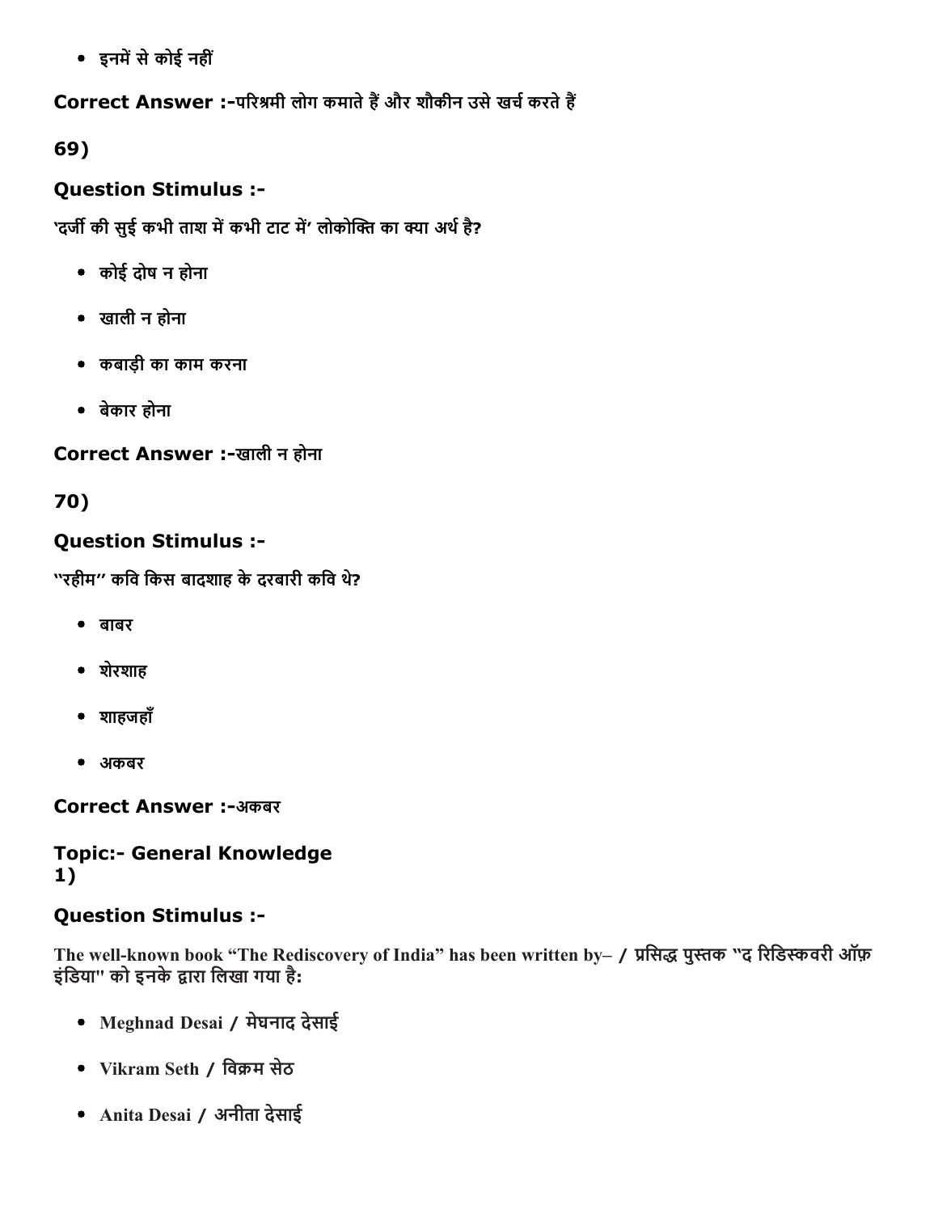- इनमें से कोई नहीं

**Correct Answer :-**परिश्रमी लोग कमाते हैं और शौकीन उसे खर्च करते हैं

**69)**

### Question Stimulus :-

'दर्जी की सुई कभी ताश में कभी टाट में' लोकोक्ति का क्या अर्थ है?

- कोई दोष न होना
- खाली न होना
- कबाड़ी का काम करना
- बेकार होना

**Correct Answer :-**खाली न होना

**70)**

### Question Stimulus :-

"रहीम" कवि किस बादशाह के दरबारी कवि थे?

- बाबर
- शेरशाह
- शाहजहाँ
- अकबर

**Correct Answer :-**अकबर

## Topic:- General Knowledge

**1)**

### Question Stimulus :-

The well-known book "The Rediscovery of India" has been written by– / प्रसिद्ध पुस्तक "द रिडिस्कवरी ऑफ़ इंडिया" को इनके द्वारा लिखा गया है:

- Meghnad Desai / मेघनाद देसाई
- Vikram Seth / विक्रम सेठ
- Anita Desai / अनीता देसाई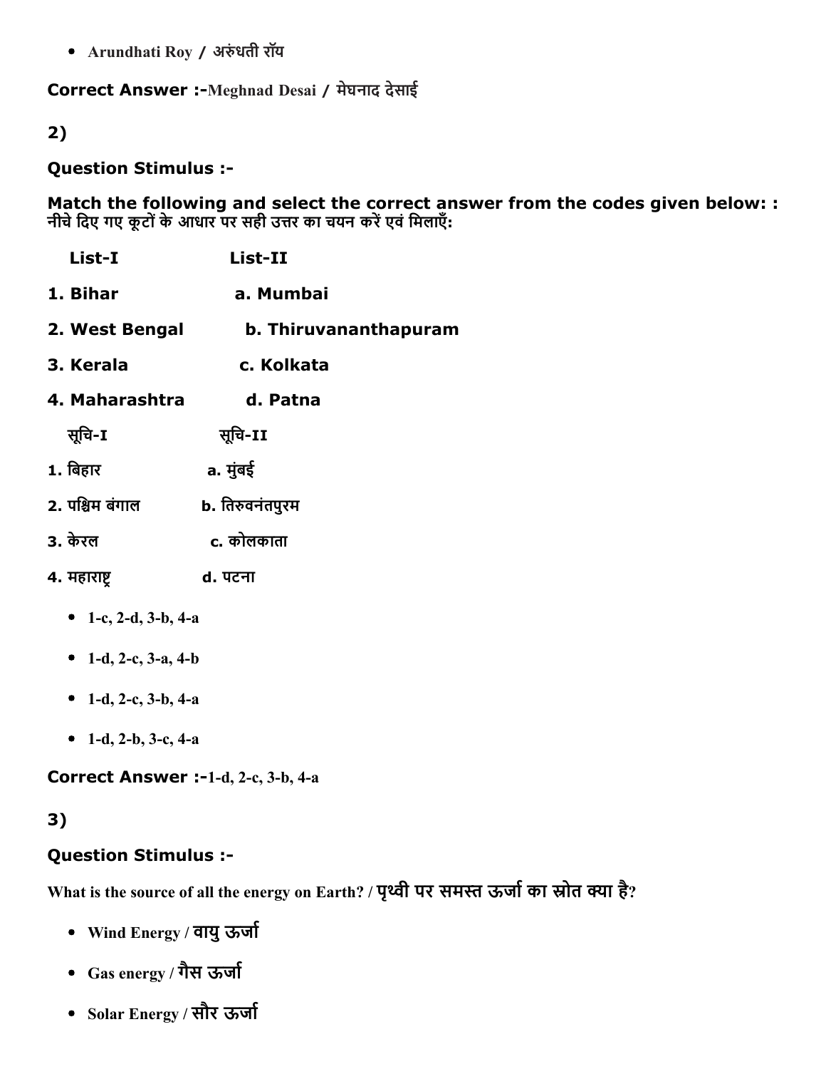- Arundhati Roy / अरुंधती रॉय

**Correct Answer :-**Meghnad Desai / मेघनाद देसाई

**2)**

**Question Stimulus :-**

**Match the following and select the correct answer from the codes given below: :**
**नीचे दिए गए कूटों के आधार पर सही उत्तर का चयन करें एवं मिलाएँ:**

| List-I | List-II |
|---|---|
| 1. Bihar | a. Mumbai |
| 2. West Bengal | b. Thiruvananthapuram |
| 3. Kerala | c. Kolkata |
| 4. Maharashtra | d. Patna |

| सूचि-I | सूचि-II |
|---|---|
| 1. बिहार | a. मुंबई |
| 2. पश्चिम बंगाल | b. तिरुवनंतपुरम |
| 3. केरल | c. कोलकाता |
| 4. महाराष्ट्र | d. पटना |

- 1-c, 2-d, 3-b, 4-a
- 1-d, 2-c, 3-a, 4-b
- 1-d, 2-c, 3-b, 4-a
- 1-d, 2-b, 3-c, 4-a

**Correct Answer :-**1-d, 2-c, 3-b, 4-a

**3)**

**Question Stimulus :-**

What is the source of all the energy on Earth? / पृथ्वी पर समस्त ऊर्जा का स्रोत क्या है?

- Wind Energy / वायु ऊर्जा
- Gas energy / गैस ऊर्जा
- Solar Energy / सौर ऊर्जा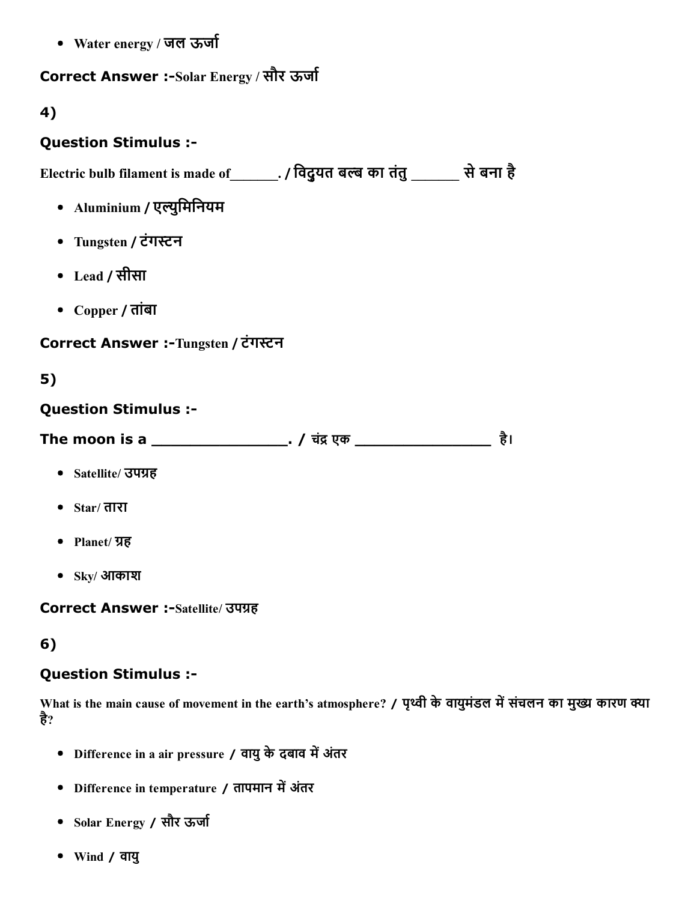- Water energy / जल ऊर्जा

**Correct Answer :-**Solar Energy / सौर ऊर्जा

**4)**

**Question Stimulus :-**

Electric bulb filament is made of_______. / विद्युत बल्ब का तंतु _______ से बना है

- Aluminium / एल्युमिनियम
- Tungsten / टंगस्टन
- Lead / सीसा
- Copper / तांबा

**Correct Answer :-**Tungsten / टंगस्टन

**5)**

**Question Stimulus :-**

**The moon is a ________________. / चंद्र एक ________________ है।**

- Satellite/ उपग्रह
- Star/ तारा
- Planet/ ग्रह
- Sky/ आकाश

**Correct Answer :-**Satellite/ उपग्रह

**6)**

**Question Stimulus :-**

What is the main cause of movement in the earth's atmosphere? / पृथ्वी के वायुमंडल में संचलन का मुख्य कारण क्या है?

- Difference in a air pressure / वायु के दबाव में अंतर
- Difference in temperature / तापमान में अंतर
- Solar Energy / सौर ऊर्जा
- Wind / वायु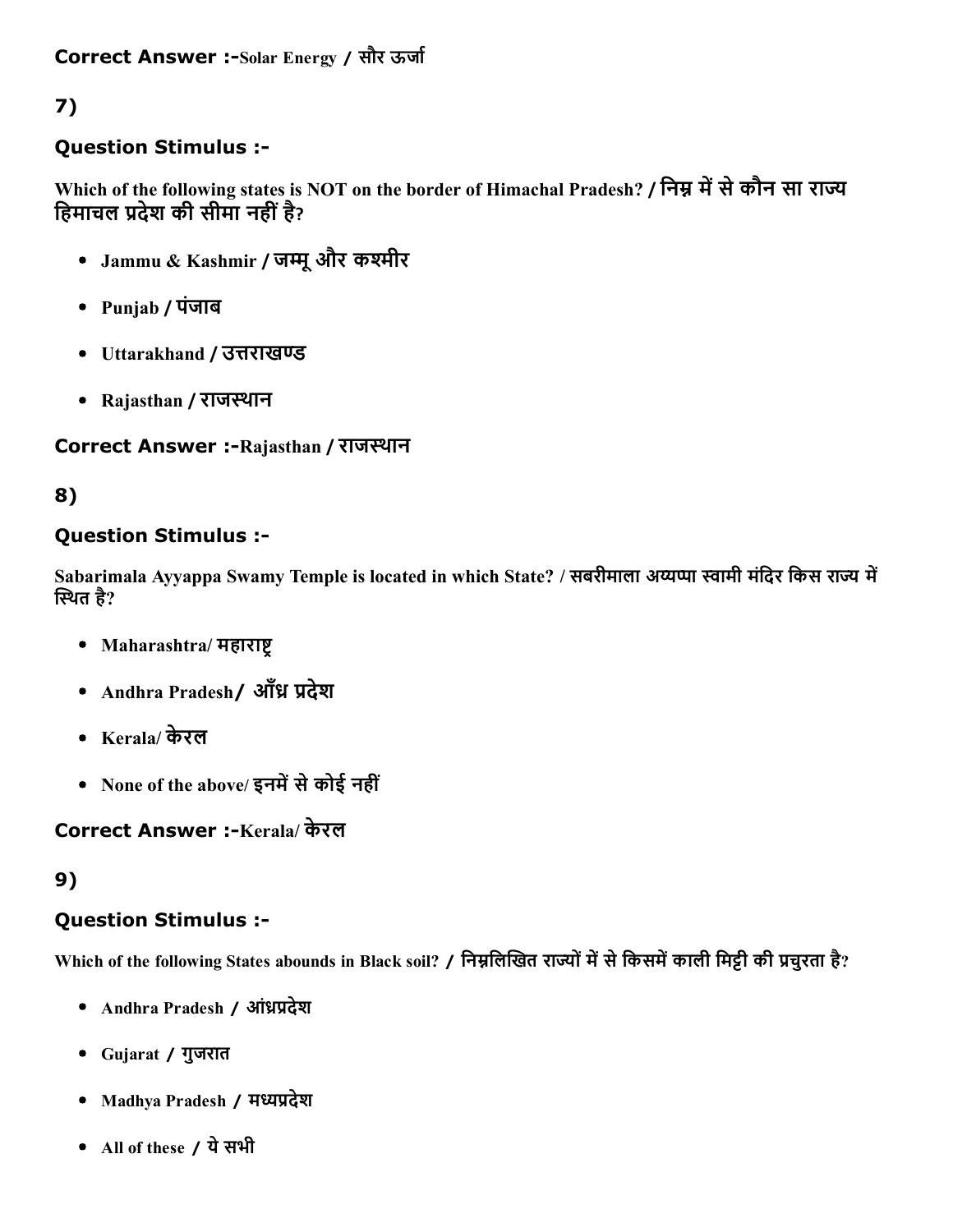**Correct Answer :-**Solar Energy / सौर ऊर्जा

## 7)

### Question Stimulus :-

Which of the following states is NOT on the border of Himachal Pradesh? / निम्न में से कौन सा राज्य हिमाचल प्रदेश की सीमा नहीं है?

- Jammu & Kashmir / जम्मू और कश्मीर
- Punjab / पंजाब
- Uttarakhand / उत्तराखण्ड
- Rajasthan / राजस्थान

**Correct Answer :-**Rajasthan / राजस्थान

## 8)

### Question Stimulus :-

Sabarimala Ayyappa Swamy Temple is located in which State? / सबरीमाला अय्यप्पा स्वामी मंदिर किस राज्य में स्थित है?

- Maharashtra/ महाराष्ट्र
- Andhra Pradesh/ आँध्र प्रदेश
- Kerala/ केरल
- None of the above/ इनमें से कोई नहीं

**Correct Answer :-**Kerala/ केरल

## 9)

### Question Stimulus :-

Which of the following States abounds in Black soil? / निम्नलिखित राज्यों में से किसमें काली मिट्टी की प्रचुरता है?

- Andhra Pradesh / आंध्रप्रदेश
- Gujarat / गुजरात
- Madhya Pradesh / मध्यप्रदेश
- All of these / ये सभी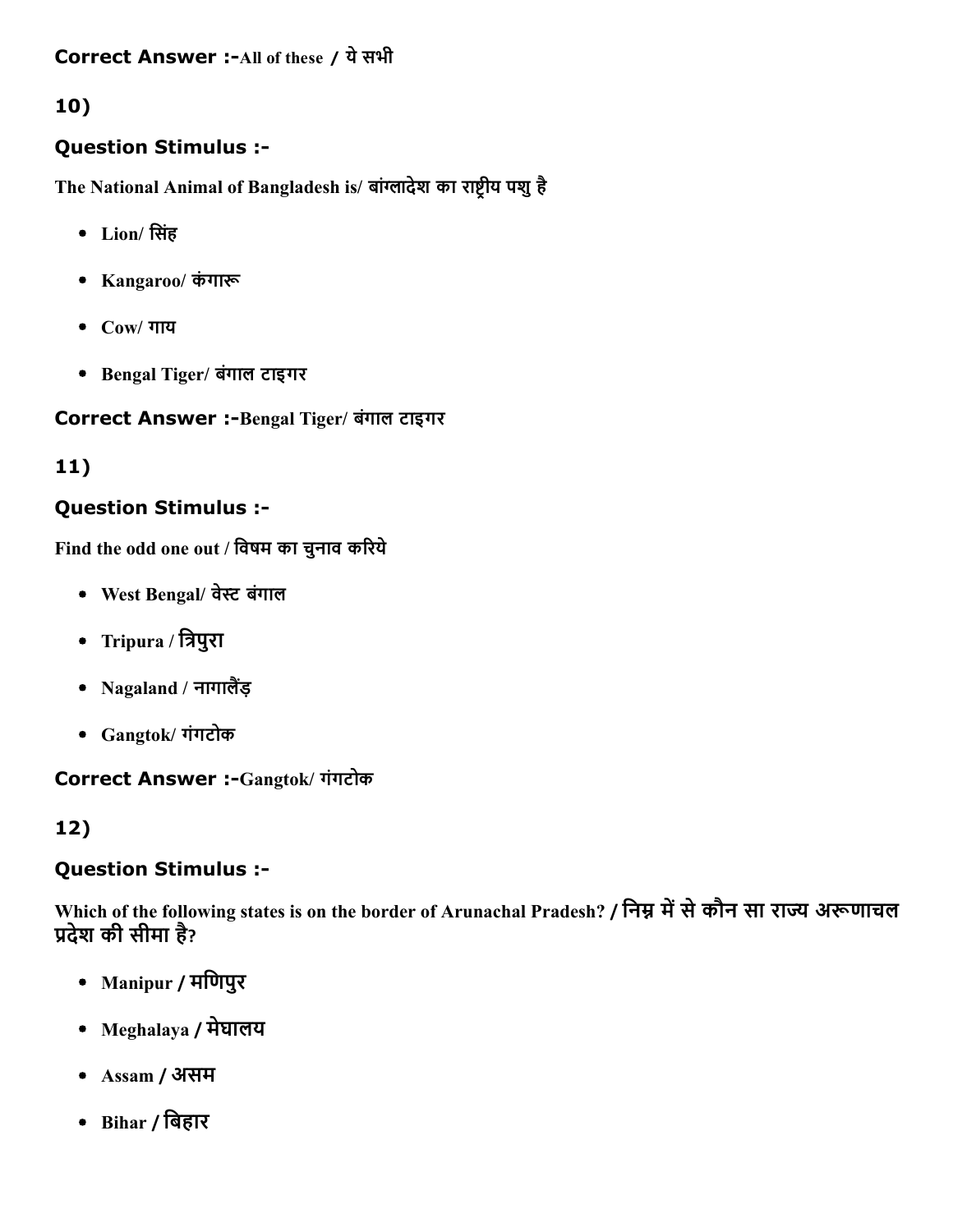**Correct Answer :-**All of these / ये सभी

**10)**

### Question Stimulus :-

The National Animal of Bangladesh is/ बांग्लादेश का राष्ट्रीय पशु है

- Lion/ सिंह
- Kangaroo/ कंगारू
- Cow/ गाय
- Bengal Tiger/ बंगाल टाइगर

**Correct Answer :-**Bengal Tiger/ बंगाल टाइगर

**11)**

### Question Stimulus :-

Find the odd one out / विषम का चुनाव करिये

- West Bengal/ वेस्ट बंगाल
- Tripura / त्रिपुरा
- Nagaland / नागालैंड़
- Gangtok/ गंगटोक

**Correct Answer :-**Gangtok/ गंगटोक

**12)**

### Question Stimulus :-

Which of the following states is on the border of Arunachal Pradesh? / निम्न में से कौन सा राज्य अरूणाचल प्रदेश की सीमा है?

- Manipur / मणिपुर
- Meghalaya / मेघालय
- Assam / असम
- Bihar / बिहार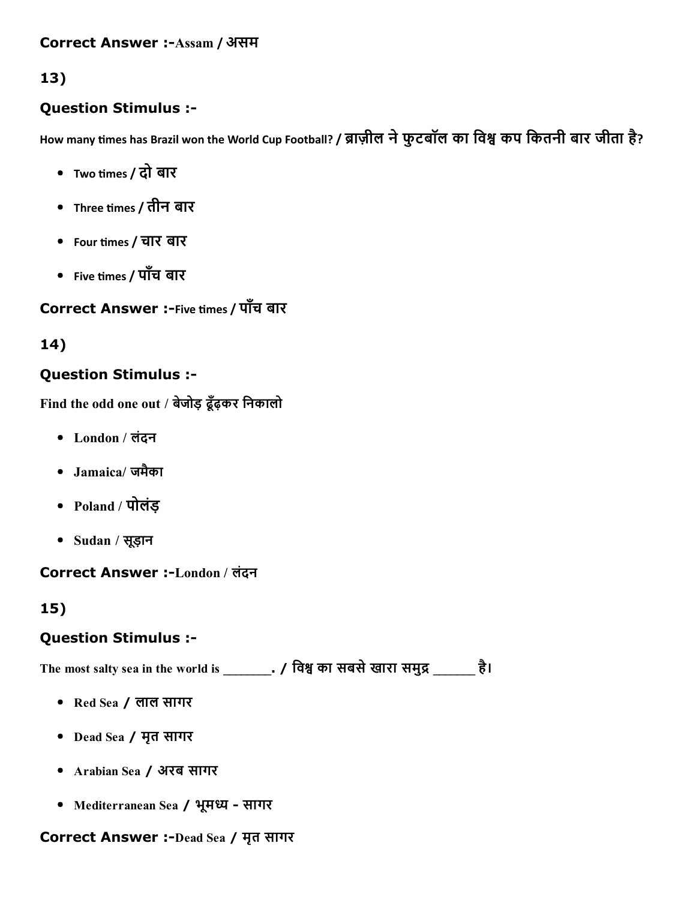**Correct Answer :-**Assam / असम

**13)**

### Question Stimulus :-

How many times has Brazil won the World Cup Football? / ब्राज़ील ने फुटबॉल का विश्व कप कितनी बार जीता है?

- Two times / दो बार
- Three times / तीन बार
- Four times / चार बार
- Five times / पाँच बार

**Correct Answer :-**Five times / पाँच बार

**14)**

### Question Stimulus :-

Find the odd one out / बेजोड़ ढूँढ़कर निकालो

- London / लंदन
- Jamaica/ जमैका
- Poland / पोलंड़
- Sudan / सूड़ान

**Correct Answer :-**London / लंदन

**15)**

### Question Stimulus :-

The most salty sea in the world is _______. / विश्व का सबसे खारा समुद्र ______ है।

- Red Sea / लाल सागर
- Dead Sea / मृत सागर
- Arabian Sea / अरब सागर
- Mediterranean Sea / भूमध्य - सागर

**Correct Answer :-**Dead Sea / मृत सागर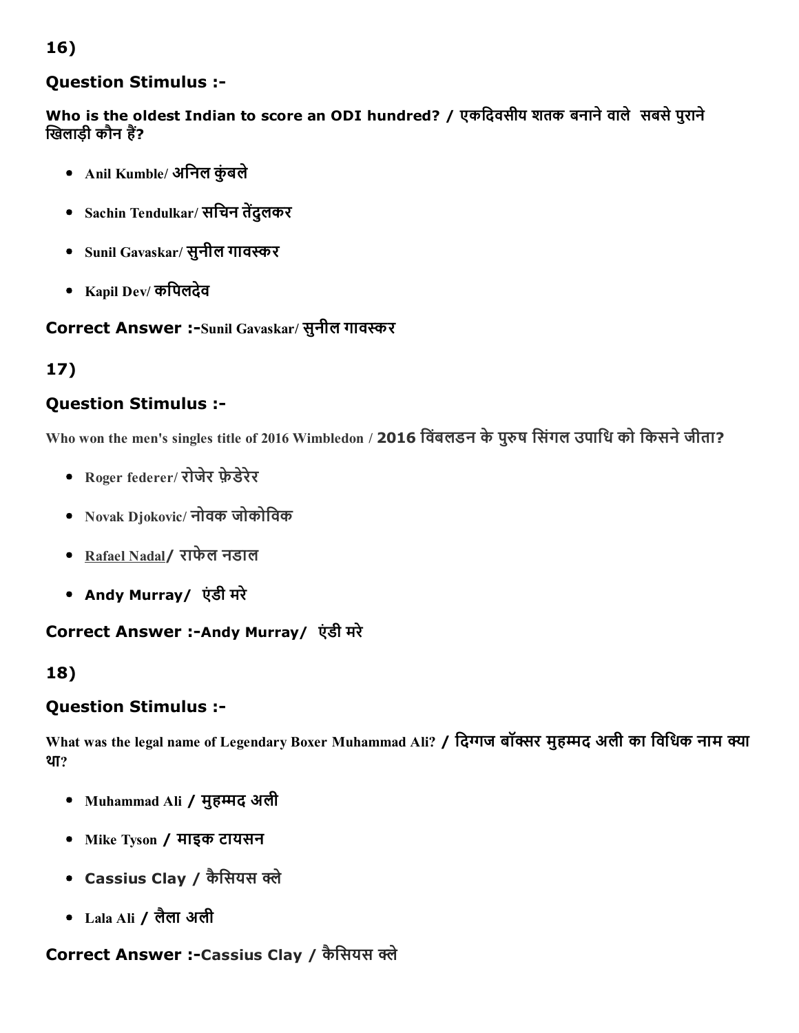16)

### Question Stimulus :-

**Who is the oldest Indian to score an ODI hundred? / एकदिवसीय शतक बनाने वाले  सबसे पुराने खिलाड़ी कौन हैं?**

- **Anil Kumble/ अनिल कुंबले**
- **Sachin Tendulkar/ सचिन तेंदुलकर**
- **Sunil Gavaskar/ सुनील गावस्कर**
- **Kapil Dev/ कपिलदेव**

**Correct Answer :-Sunil Gavaskar/ सुनील गावस्कर**

17)

### Question Stimulus :-

**Who won the men's singles title of 2016 Wimbledon / 2016 विंबलडन के पुरुष सिंगल उपाधि को किसने जीता?**

- **Roger federer/ रोजेर फ़ेडेरेर**
- **Novak Djokovic/ नोवक जोकोविक**
- **Rafael Nadal/ राफेल नडाल**
- **Andy Murray/  एंडी मरे**

**Correct Answer :-Andy Murray/  एंडी मरे**

18)

### Question Stimulus :-

**What was the legal name of Legendary Boxer Muhammad Ali? / दिग्गज बॉक्सर मुहम्मद अली का विधिक नाम क्या था?**

- **Muhammad Ali / मुहम्मद अली**
- **Mike Tyson / माइक टायसन**
- **Cassius Clay / कैसियस क्ले**
- **Lala Ali / लैला अली**

**Correct Answer :-Cassius Clay / कैसियस क्ले**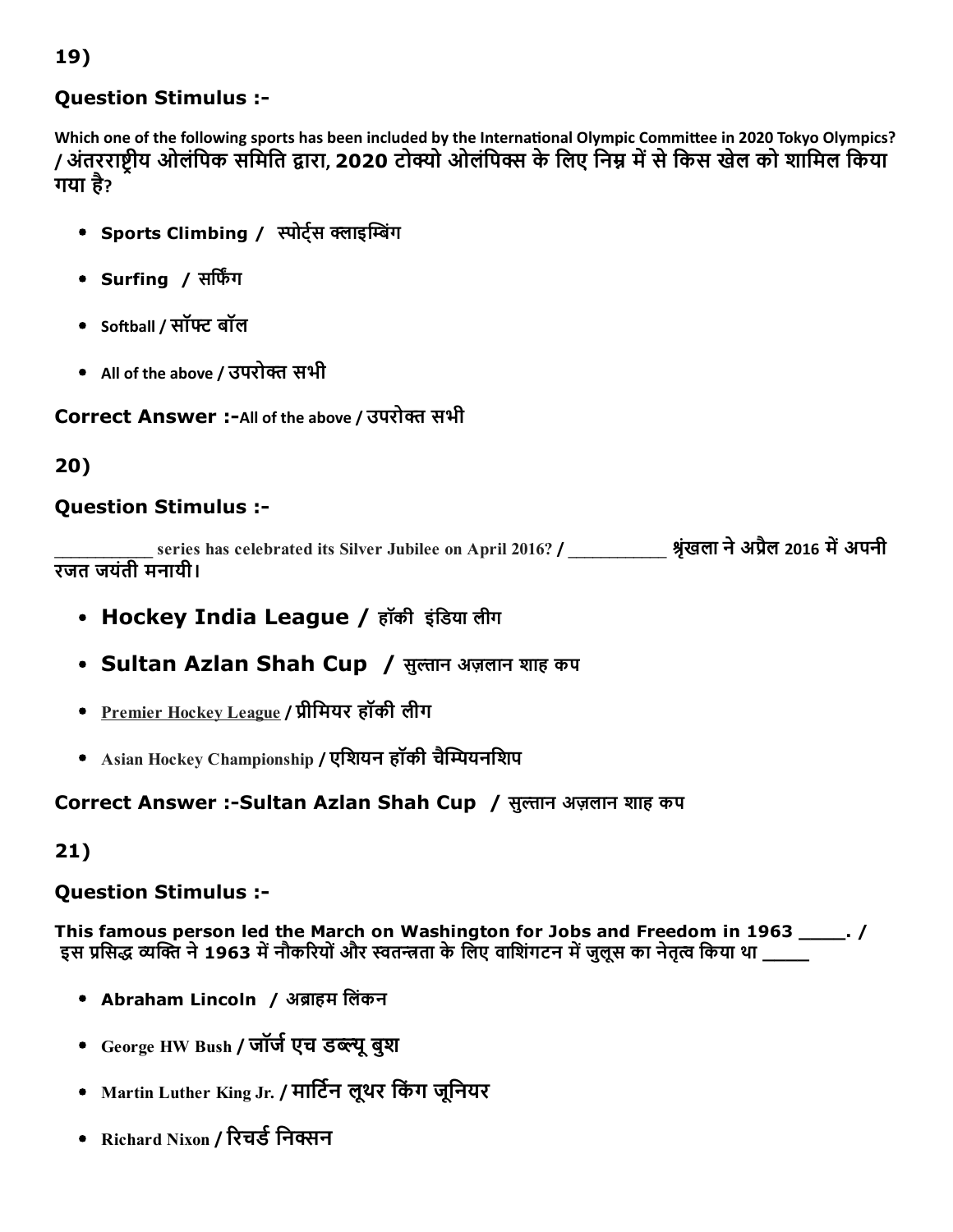19)

### Question Stimulus :-

Which one of the following sports has been included by the International Olympic Committee in 2020 Tokyo Olympics? / अंतरराष्ट्रीय ओलंपिक समिति द्वारा, 2020 टोक्यो ओलंपिक्स के लिए निम्न में से किस खेल को शामिल किया गया है?

- Sports Climbing / स्पोर्ट्स क्लाइम्बिंग
- Surfing / सर्फिंग
- Softball / सॉफ्ट बॉल
- All of the above / उपरोक्त सभी

**Correct Answer :-All of the above / उपरोक्त सभी**

20)

### Question Stimulus :-

___________ series has celebrated its Silver Jubilee on April 2016? / ___________ श्रृंखला ने अप्रैल 2016 में अपनी रजत जयंती मनायी।

- Hockey India League / हॉकी इंडिया लीग
- Sultan Azlan Shah Cup / सुल्तान अज़लान शाह कप
- Premier Hockey League / प्रीमियर हॉकी लीग
- Asian Hockey Championship / एशियन हॉकी चैम्पियनशिप

**Correct Answer :-Sultan Azlan Shah Cup / सुल्तान अज़लान शाह कप**

21)

### Question Stimulus :-

This famous person led the March on Washington for Jobs and Freedom in 1963 _____. / इस प्रसिद्ध व्यक्ति ने 1963 में नौकरियों और स्वतन्त्रता के लिए वाशिंगटन में जुलूस का नेतृत्व किया था _____

- Abraham Lincoln / अब्राहम लिंकन
- George HW Bush / जॉर्ज एच डब्ल्यू बुश
- Martin Luther King Jr. / मार्टिन लूथर किंग जूनियर
- Richard Nixon / रिचर्ड निक्सन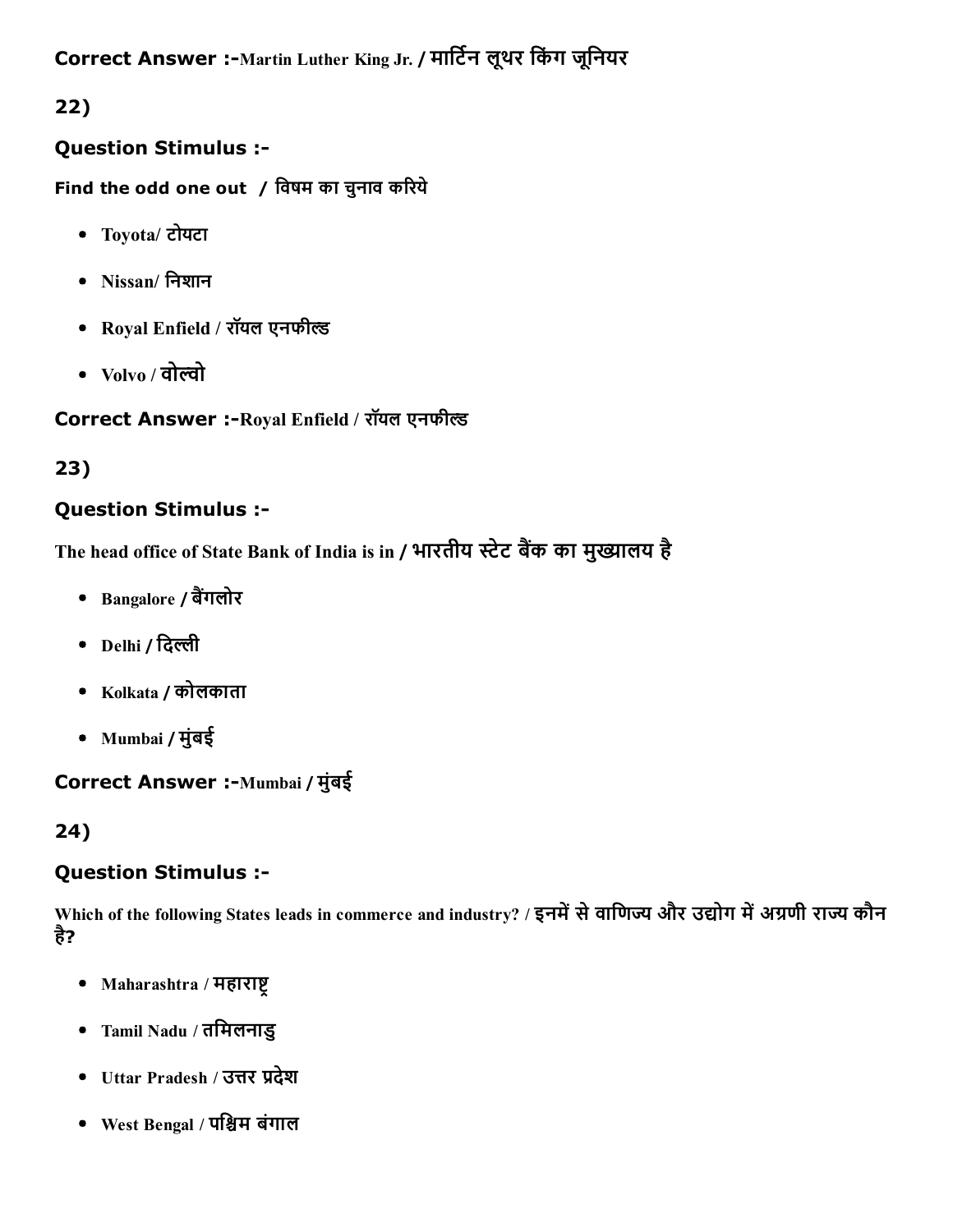**Correct Answer :-**Martin Luther King Jr. / मार्टिन लूथर किंग जूनियर

## 22)

### Question Stimulus :-

**Find the odd one out / विषम का चुनाव करिये**

- Toyota/ टोयटा
- Nissan/ निशान
- Royal Enfield / रॉयल एनफील्ड
- Volvo / वोल्वो

**Correct Answer :-**Royal Enfield / रॉयल एनफील्ड

## 23)

### Question Stimulus :-

**The head office of State Bank of India is in / भारतीय स्टेट बैंक का मुख्यालय है**

- Bangalore / बैंगलोर
- Delhi / दिल्ली
- Kolkata / कोलकाता
- Mumbai / मुंबई

**Correct Answer :-**Mumbai / मुंबई

## 24)

### Question Stimulus :-

**Which of the following States leads in commerce and industry? / इनमें से वाणिज्य और उद्योग में अग्रणी राज्य कौन है?**

- Maharashtra / महाराष्ट्र
- Tamil Nadu / तमिलनाडु
- Uttar Pradesh / उत्तर प्रदेश
- West Bengal / पश्चिम बंगाल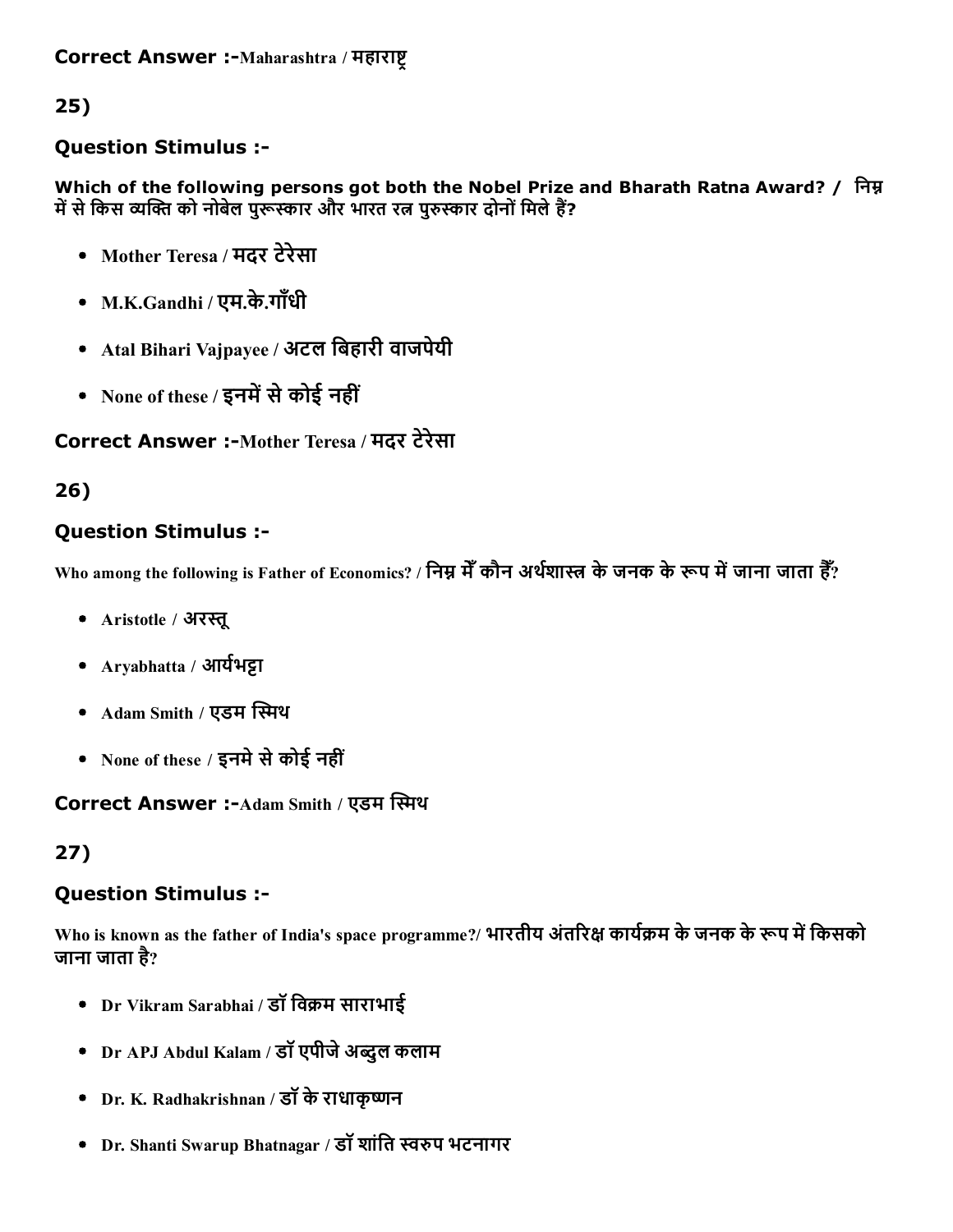**Correct Answer :-**Maharashtra / महाराष्ट्र

**25)**

**Question Stimulus :-**

**Which of the following persons got both the Nobel Prize and Bharath Ratna Award? / निम्न में से किस व्यक्ति को नोबेल पुरूस्कार और भारत रत्न पुरुस्कार दोनों मिले हैं?**

- Mother Teresa / मदर टेरेसा
- M.K.Gandhi / एम.के.गाँधी
- Atal Bihari Vajpayee / अटल बिहारी वाजपेयी
- None of these / इनमें से कोई नहीं

**Correct Answer :-**Mother Teresa / मदर टेरेसा

**26)**

**Question Stimulus :-**

Who among the following is Father of Economics? / निम्न मैं कौन अर्थशास्त्र के जनक के रूप में जाना जाता हैं?

- Aristotle / अरस्तू
- Aryabhatta / आर्यभट्टा
- Adam Smith / एडम स्मिथ
- None of these / इनमे से कोई नहीं

**Correct Answer :-**Adam Smith / एडम स्मिथ

**27)**

**Question Stimulus :-**

Who is known as the father of India's space programme?/ भारतीय अंतरिक्ष कार्यक्रम के जनक के रूप में किसको जाना जाता है?

- Dr Vikram Sarabhai / डॉ विक्रम साराभाई
- Dr APJ Abdul Kalam / डॉ एपीजे अब्दुल कलाम
- Dr. K. Radhakrishnan / डॉ के राधाकृष्णन
- Dr. Shanti Swarup Bhatnagar / डॉ शांति स्वरुप भटनागर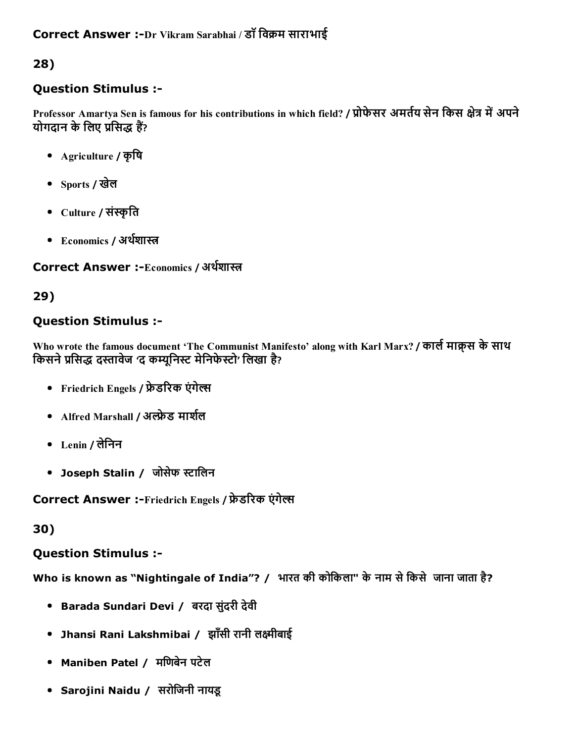**Correct Answer :-**Dr Vikram Sarabhai / डॉ विक्रम साराभाई

28)

**Question Stimulus :-**

Professor Amartya Sen is famous for his contributions in which field? / प्रोफेसर अमर्तय सेन किस क्षेत्र में अपने योगदान के लिए प्रसिद्ध हैं?

- Agriculture / कृषि
- Sports / खेल
- Culture / संस्कृति
- Economics / अर्थशास्त्र

**Correct Answer :-**Economics / अर्थशास्त्र

29)

**Question Stimulus :-**

Who wrote the famous document 'The Communist Manifesto' along with Karl Marx? / कार्ल माक्र्स के साथ किसने प्रसिद्ध दस्तावेज 'द कम्यूनिस्ट मेनिफेस्टो' लिखा है?

- Friedrich Engels / फ्रेडरिक एंगेल्स
- Alfred Marshall / अल्फ्रेड मार्शल
- Lenin / लेनिन
- Joseph Stalin / जोसेफ स्टालिन

**Correct Answer :-**Friedrich Engels / फ्रेडरिक एंगेल्स

30)

**Question Stimulus :-**

Who is known as "Nightingale of India"? / भारत की कोकिला" के नाम से किसे जाना जाता है?

- Barada Sundari Devi / बरदा सुंदरी देवी
- Jhansi Rani Lakshmibai / झाँसी रानी लक्ष्मीबाई
- Maniben Patel / मणिबेन पटेल
- Sarojini Naidu / सरोजिनी नायडू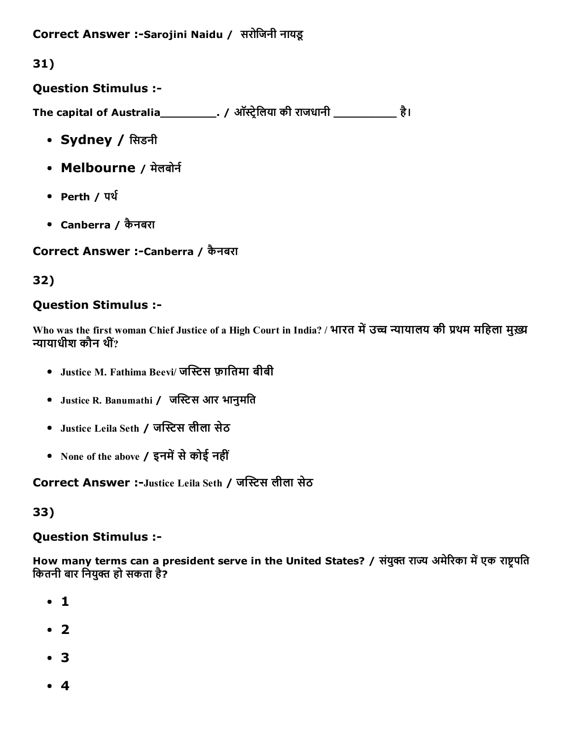**Correct Answer :-Sarojini Naidu /  सरोजिनी नायडू**

**31)**

**Question Stimulus :-**

**The capital of Australia_________. / ऑस्ट्रेलिया की राजधानी __________ है।**

- **Sydney / सिडनी**
- **Melbourne / मेलबोर्न**
- **Perth / पर्थ**
- **Canberra / कैनबरा**

**Correct Answer :-Canberra / कैनबरा**

**32)**

**Question Stimulus :-**

**Who was the first woman Chief Justice of a High Court in India? / भारत में उच्च न्यायालय की प्रथम महिला मुख़्य न्यायाधीश कौन थीं?**

- **Justice M. Fathima Beevi/ जस्टिस फ़ातिमा बीबी**
- **Justice R. Banumathi /  जस्टिस आर भानुमति**
- **Justice Leila Seth / जस्टिस लीला सेठ**
- **None of the above / इनमें से कोई नहीं**

**Correct Answer :-Justice Leila Seth / जस्टिस लीला सेठ**

**33)**

**Question Stimulus :-**

**How many terms can a president serve in the United States? / संयुक्त राज्य अमेरिका में एक राष्ट्रपति कितनी बार नियुक्त हो सकता है?**

- **1**
- **2**
- **3**
- **4**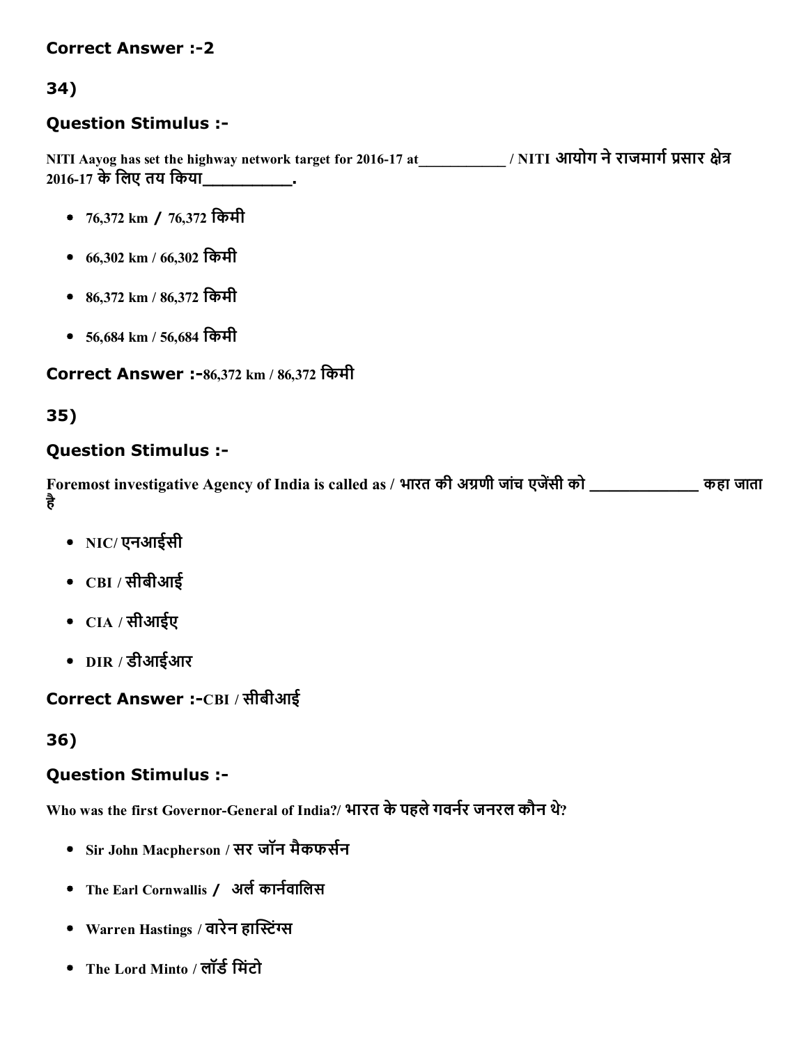**Correct Answer :-2**

## 34)

### Question Stimulus :-

NITI Aayog has set the highway network target for 2016-17 at___________ / NITI आयोग ने राजमार्ग प्रसार क्षेत्र 2016-17 के लिए तय किया__________.

- 76,372 km / 76,372 किमी
- 66,302 km / 66,302 किमी
- 86,372 km / 86,372 किमी
- 56,684 km / 56,684 किमी

**Correct Answer :-**86,372 km / 86,372 किमी

## 35)

### Question Stimulus :-

Foremost investigative Agency of India is called as / भारत की अग्रणी जांच एजेंसी को ____________ कहा जाता है

- NIC/ एनआईसी
- CBI / सीबीआई
- CIA / सीआईए
- DIR / डीआईआर

**Correct Answer :-**CBI / सीबीआई

## 36)

### Question Stimulus :-

Who was the first Governor-General of India?/ भारत के पहले गवर्नर जनरल कौन थे?

- Sir John Macpherson / सर जॉन मैकफर्सन
- The Earl Cornwallis / अर्ल कार्नवालिस
- Warren Hastings / वारेन हास्टिंग्स
- The Lord Minto / लॉर्ड मिंटो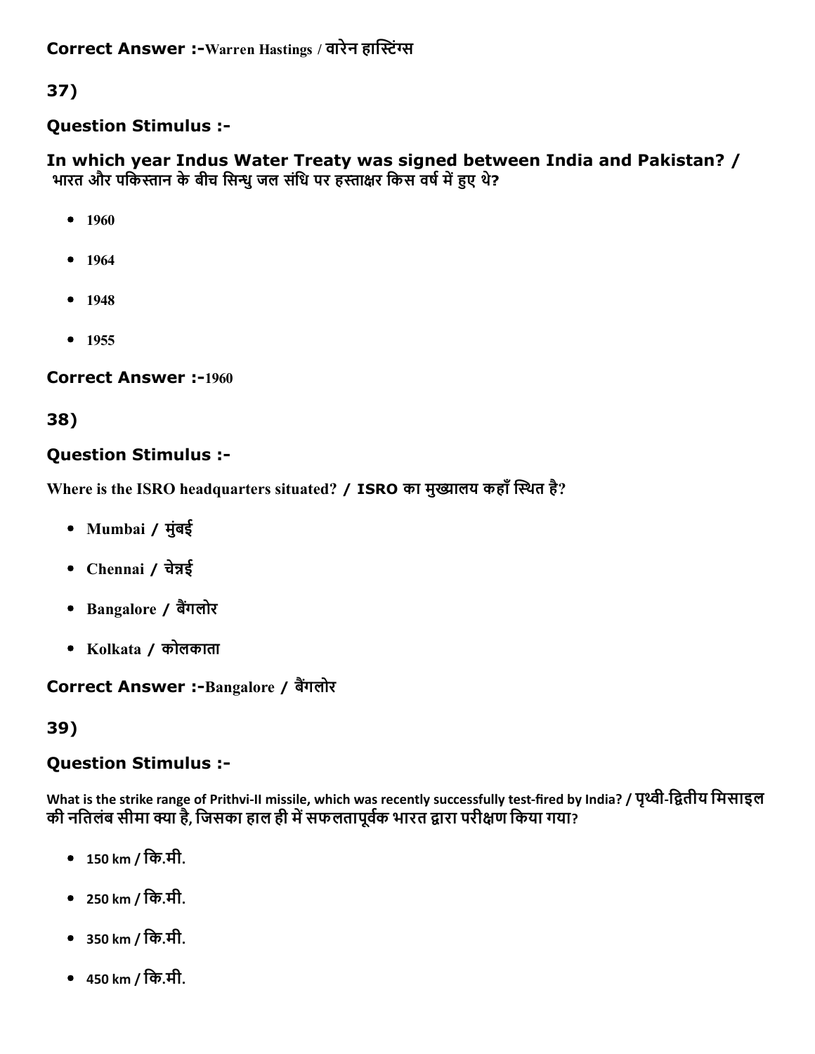**Correct Answer :-**Warren Hastings / वारेन हास्टिंग्स

**37)**

**Question Stimulus :-**

**In which year Indus Water Treaty was signed between India and Pakistan? / भारत और पकिस्तान के बीच सिन्धु जल संधि पर हस्ताक्षर किस वर्ष में हुए थे?**

- 1960
- 1964
- 1948
- 1955

**Correct Answer :-**1960

**38)**

**Question Stimulus :-**

**Where is the ISRO headquarters situated? / ISRO का मुख्यालय कहाँ स्थित है?**

- Mumbai / मुंबई
- Chennai / चेन्नई
- Bangalore / बैंगलोर
- Kolkata / कोलकाता

**Correct Answer :-**Bangalore / बैंगलोर

**39)**

**Question Stimulus :-**

**What is the strike range of Prithvi-II missile, which was recently successfully test-fired by India? / पृथ्वी-द्वितीय मिसाइल की नतिलंब सीमा क्या है, जिसका हाल ही में सफलतापूर्वक भारत द्वारा परीक्षण किया गया?**

- 150 km / कि.मी.
- 250 km / कि.मी.
- 350 km / कि.मी.
- 450 km / कि.मी.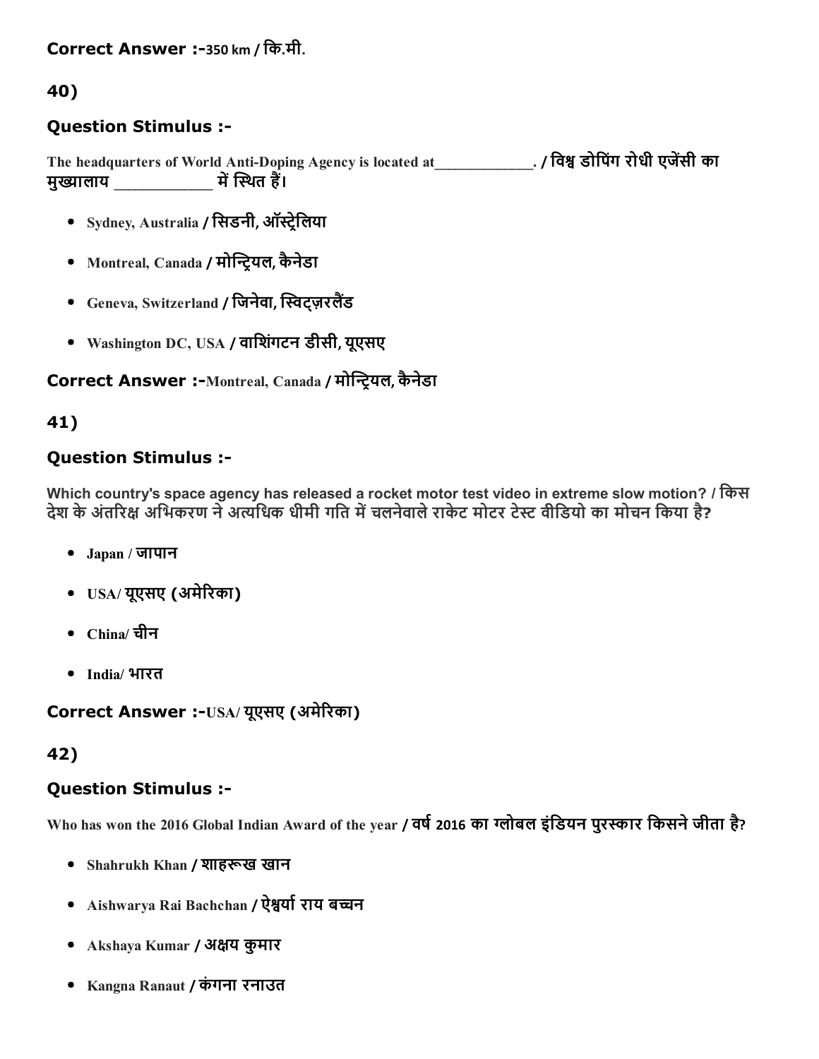**Correct Answer :-**350 km / कि.मी.

## 40)

### Question Stimulus :-

The headquarters of World Anti-Doping Agency is located at____________. / विश्व डोपिंग रोधी एजेंसी का मुख्यालय ___________ में स्थित हैं।

- Sydney, Australia / सिडनी, ऑस्ट्रेलिया
- Montreal, Canada / मोन्ट्रियल, कैनेडा
- Geneva, Switzerland / जिनेवा, स्विट्ज़रलैंड
- Washington DC, USA / वाशिंगटन डीसी, यूएसए

**Correct Answer :-**Montreal, Canada / मोन्ट्रियल, कैनेडा

## 41)

### Question Stimulus :-

Which country's space agency has released a rocket motor test video in extreme slow motion? / किस देश के अंतरिक्ष अभिकरण ने अत्यधिक धीमी गति में चलनेवाले राकेट मोटर टेस्ट वीडियो का मोचन किया है?

- Japan / जापान
- USA/ यूएसए (अमेरिका)
- China/ चीन
- India/ भारत

**Correct Answer :-**USA/ यूएसए (अमेरिका)

## 42)

### Question Stimulus :-

Who has won the 2016 Global Indian Award of the year / वर्ष 2016 का ग्लोबल इंडियन पुरस्कार किसने जीता है?

- Shahrukh Khan / शाहरूख खान
- Aishwarya Rai Bachchan / ऐश्वर्या राय बच्चन
- Akshaya Kumar / अक्षय कुमार
- Kangna Ranaut / कंगना रनाउत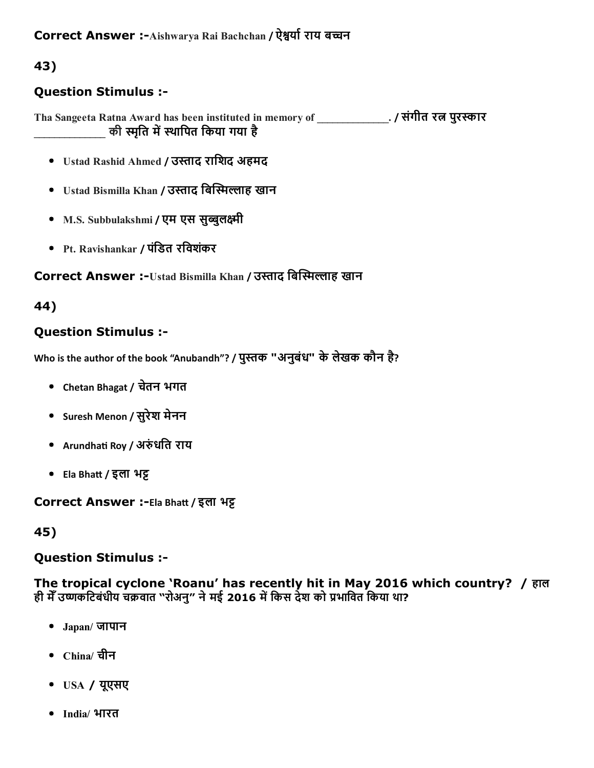**Correct Answer :-**Aishwarya Rai Bachchan / ऐश्वर्या राय बच्चन

## 43)

### Question Stimulus :-

Tha Sangeeta Ratna Award has been instituted in memory of _____________. / संगीत रत्न पुरस्कार _____________ की स्मृति में स्थापित किया गया है

- Ustad Rashid Ahmed / उस्ताद राशिद अहमद
- Ustad Bismilla Khan / उस्ताद बिस्मिल्लाह खान
- M.S. Subbulakshmi / एम एस सुब्बुलक्ष्मी
- Pt. Ravishankar / पंडित रविशंकर

**Correct Answer :-**Ustad Bismilla Khan / उस्ताद बिस्मिल्लाह खान

## 44)

### Question Stimulus :-

Who is the author of the book "Anubandh"? / पुस्तक "अनुबंध" के लेखक कौन है?

- Chetan Bhagat / चेतन भगत
- Suresh Menon / सुरेश मेनन
- Arundhati Roy / अरुंधति राय
- Ela Bhatt / इला भट्ट

**Correct Answer :-**Ela Bhatt / इला भट्ट

## 45)

### Question Stimulus :-

**The tropical cyclone 'Roanu' has recently hit in May 2016 which country? / हाल ही मेँ उष्णकटिबंधीय चक्रवात "रोअनु" ने मई 2016 में किस देश को प्रभावित किया था?**

- Japan/ जापान
- China/ चीन
- USA / यूएसए
- India/ भारत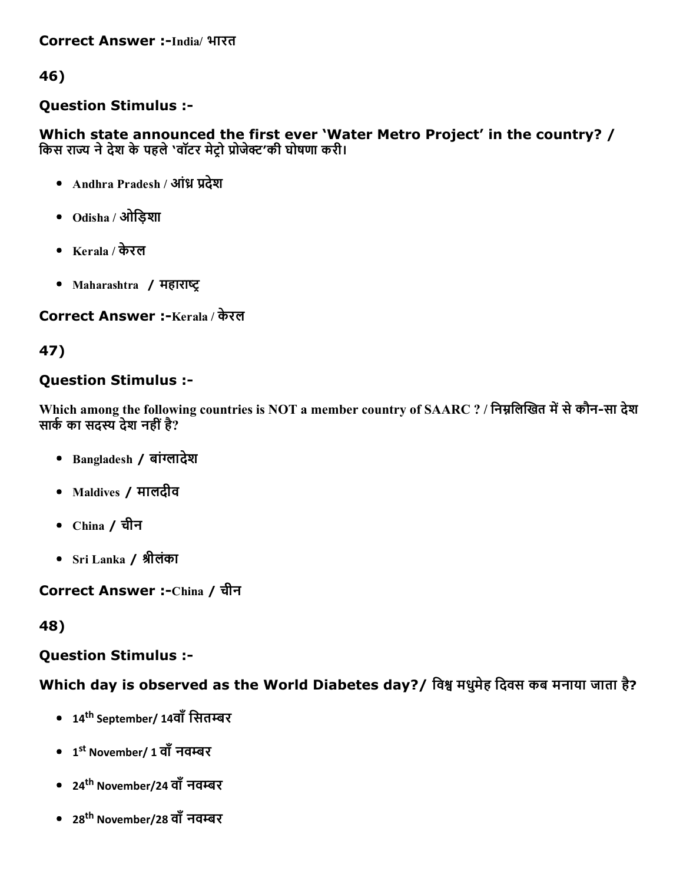**Correct Answer :-**India/ भारत

**46)**

**Question Stimulus :-**

**Which state announced the first ever 'Water Metro Project' in the country? / किस राज्य ने देश के पहले 'वॉटर मेट्रो प्रोजेक्ट'की घोषणा करी।**

- Andhra Pradesh / आंध्र प्रदेश
- Odisha / ओड़िशा
- Kerala / केरल
- Maharashtra / महाराष्ट्र

**Correct Answer :-**Kerala / केरल

**47)**

**Question Stimulus :-**

**Which among the following countries is NOT a member country of SAARC ? / निम्नलिखित में से कौन-सा देश सार्क का सदस्य देश नहीं है?**

- Bangladesh / बांग्लादेश
- Maldives / मालदीव
- China / चीन
- Sri Lanka / श्रीलंका

**Correct Answer :-**China / चीन

**48)**

**Question Stimulus :-**

**Which day is observed as the World Diabetes day?/ विश्व मधुमेह दिवस कब मनाया जाता है?**

- 14th September/ 14वाँ सितम्बर
- 1st November/ 1 वाँ नवम्बर
- 24th November/24 वाँ नवम्बर
- 28th November/28 वाँ नवम्बर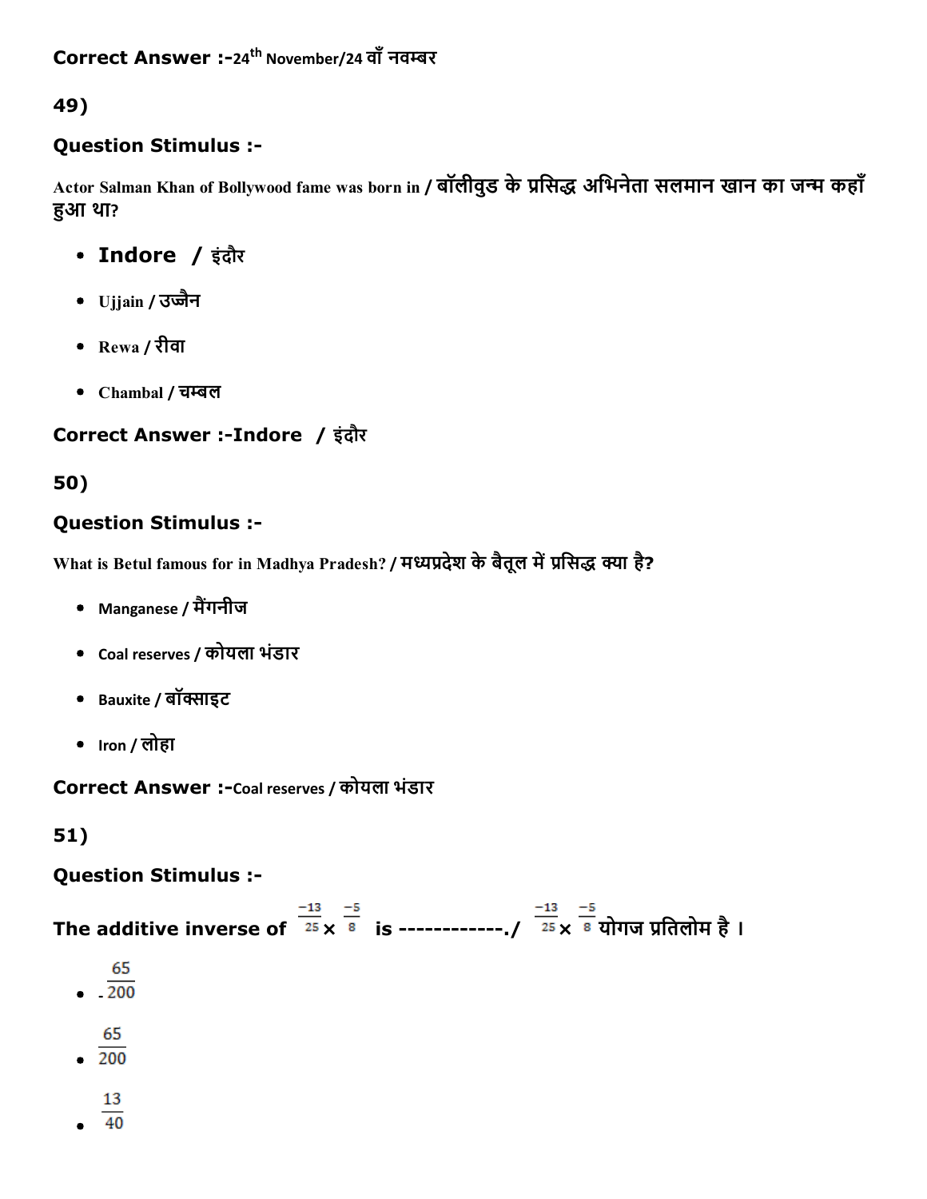**Correct Answer :-**24th November/24 वाँ नवम्बर

**49)**

### Question Stimulus :-

Actor Salman Khan of Bollywood fame was born in / बॉलीवुड के प्रसिद्ध अभिनेता सलमान खान का जन्म कहाँ हुआ था?

- **Indore / इंदौर**
- Ujjain / उज्जैन
- Rewa / रीवा
- Chambal / चम्बल

**Correct Answer :-Indore / इंदौर**

**50)**

### Question Stimulus :-

What is Betul famous for in Madhya Pradesh? / मध्यप्रदेश के बैतूल में प्रसिद्ध क्या है?

- Manganese / मैंगनीज
- Coal reserves / कोयला भंडार
- Bauxite / बॉक्साइट
- Iron / लोहा

**Correct Answer :-**Coal reserves / कोयला भंडार

**51)**

### Question Stimulus :-

The additive inverse of $\frac{-13}{25} \times \frac{-5}{8}$ is ------------./ $\frac{-13}{25} \times \frac{-5}{8}$ योगज प्रतिलोम है ।

- $-\frac{65}{200}$
- $\frac{65}{200}$
- $\frac{13}{40}$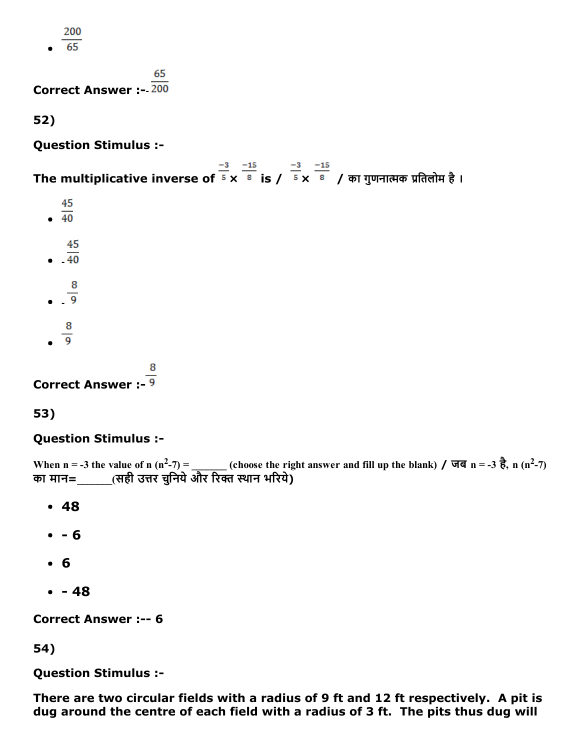- $\frac{200}{65}$

**Correct Answer :-** $-\frac{65}{200}$

**52)**

**Question Stimulus :-**

**The multiplicative inverse of $\frac{-3}{5} \times \frac{-15}{8}$ is / $\frac{-3}{5} \times \frac{-15}{8}$ / का गुणनात्मक प्रतिलोम है ।**

- $\frac{45}{40}$
- $-\frac{45}{40}$
- $-\frac{8}{9}$
- $\frac{8}{9}$

**Correct Answer :-** $\frac{8}{9}$

**53)**

**Question Stimulus :-**

When n = -3 the value of n $(n^2-7)$ = _______ (choose the right answer and fill up the blank) / जब n = -3 है, n $(n^2-7)$ का मान=______(सही उत्तर चुनिये और रिक्त स्थान भरिये)

- **48**
- **- 6**
- **6**
- **- 48**

**Correct Answer :-- 6**

**54)**

**Question Stimulus :-**

**There are two circular fields with a radius of 9 ft and 12 ft respectively. A pit is dug around the centre of each field with a radius of 3 ft. The pits thus dug will**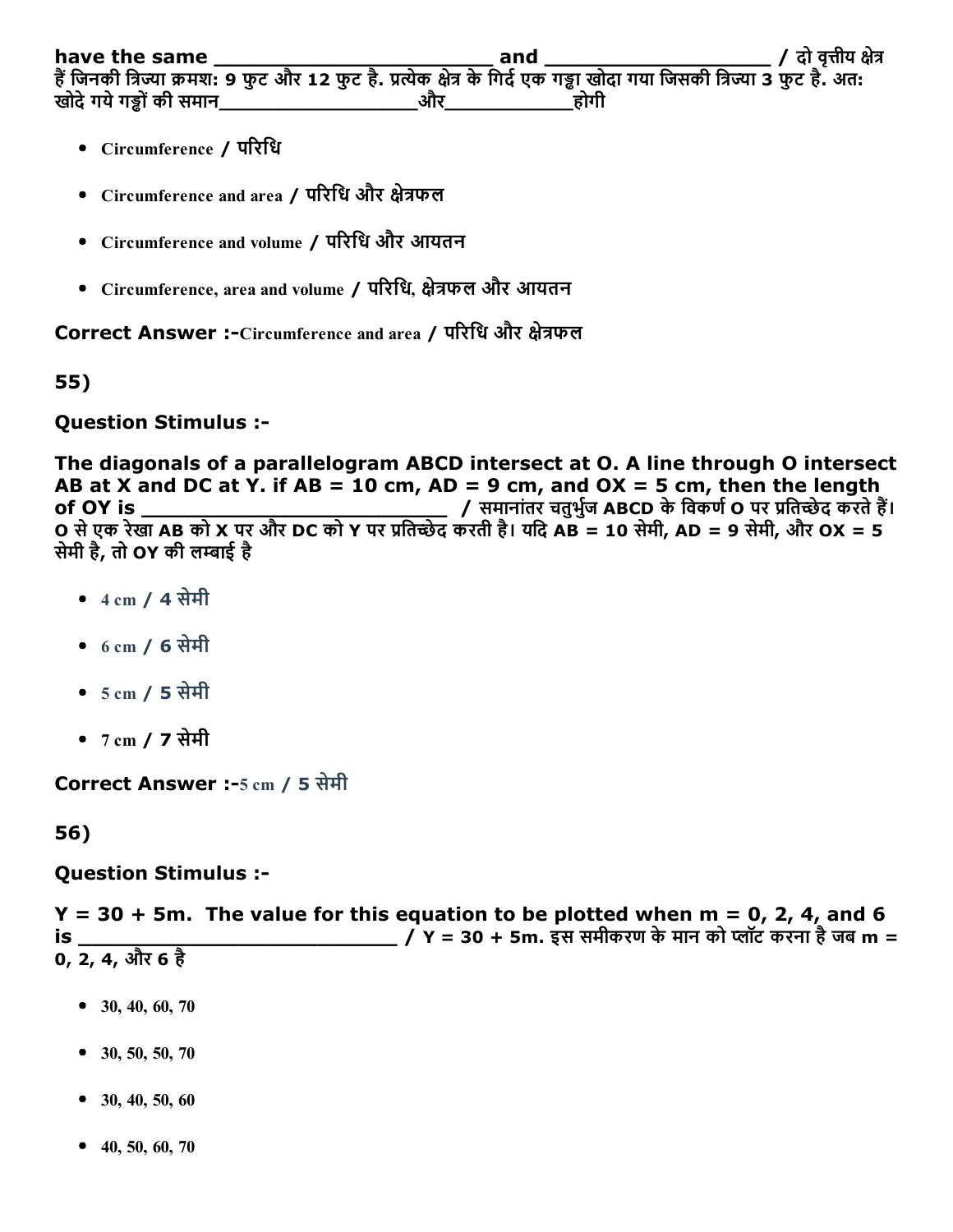have the same ___________________________ and _____________________ / दो वृत्तीय क्षेत्र हैं जिनकी त्रिज्या क्रमशः 9 फुट और 12 फुट है. प्रत्येक क्षेत्र के गिर्द एक गड्ढा खोदा गया जिसकी त्रिज्या 3 फुट है. अतः खोदे गये गड्ढों की समान___________________और____________होगी

- Circumference / परिधि
- Circumference and area / परिधि और क्षेत्रफल
- Circumference and volume / परिधि और आयतन
- Circumference, area and volume / परिधि, क्षेत्रफल और आयतन

**Correct Answer :-**Circumference and area / परिधि और क्षेत्रफल

**55)**

**Question Stimulus :-**

**The diagonals of a parallelogram ABCD intersect at O. A line through O intersect AB at X and DC at Y. if AB = 10 cm, AD = 9 cm, and OX = 5 cm, then the length of OY is ___________________________ / समानांतर चतुर्भुज ABCD के विकर्ण O पर प्रतिच्छेद करते हैं। O से एक रेखा AB को X पर और DC को Y पर प्रतिच्छेद करती है। यदि AB = 10 सेमी, AD = 9 सेमी, और OX = 5 सेमी है, तो OY की लम्बाई है**

- 4 cm / 4 सेमी
- 6 cm / 6 सेमी
- 5 cm / 5 सेमी
- 7 cm / 7 सेमी

**Correct Answer :-**5 cm / 5 सेमी

**56)**

**Question Stimulus :-**

**Y = 30 + 5m. The value for this equation to be plotted when m = 0, 2, 4, and 6 is ___________________________ / Y = 30 + 5m. इस समीकरण के मान को प्लॉट करना है जब m = 0, 2, 4, और 6 है**

- 30, 40, 60, 70
- 30, 50, 50, 70
- 30, 40, 50, 60
- 40, 50, 60, 70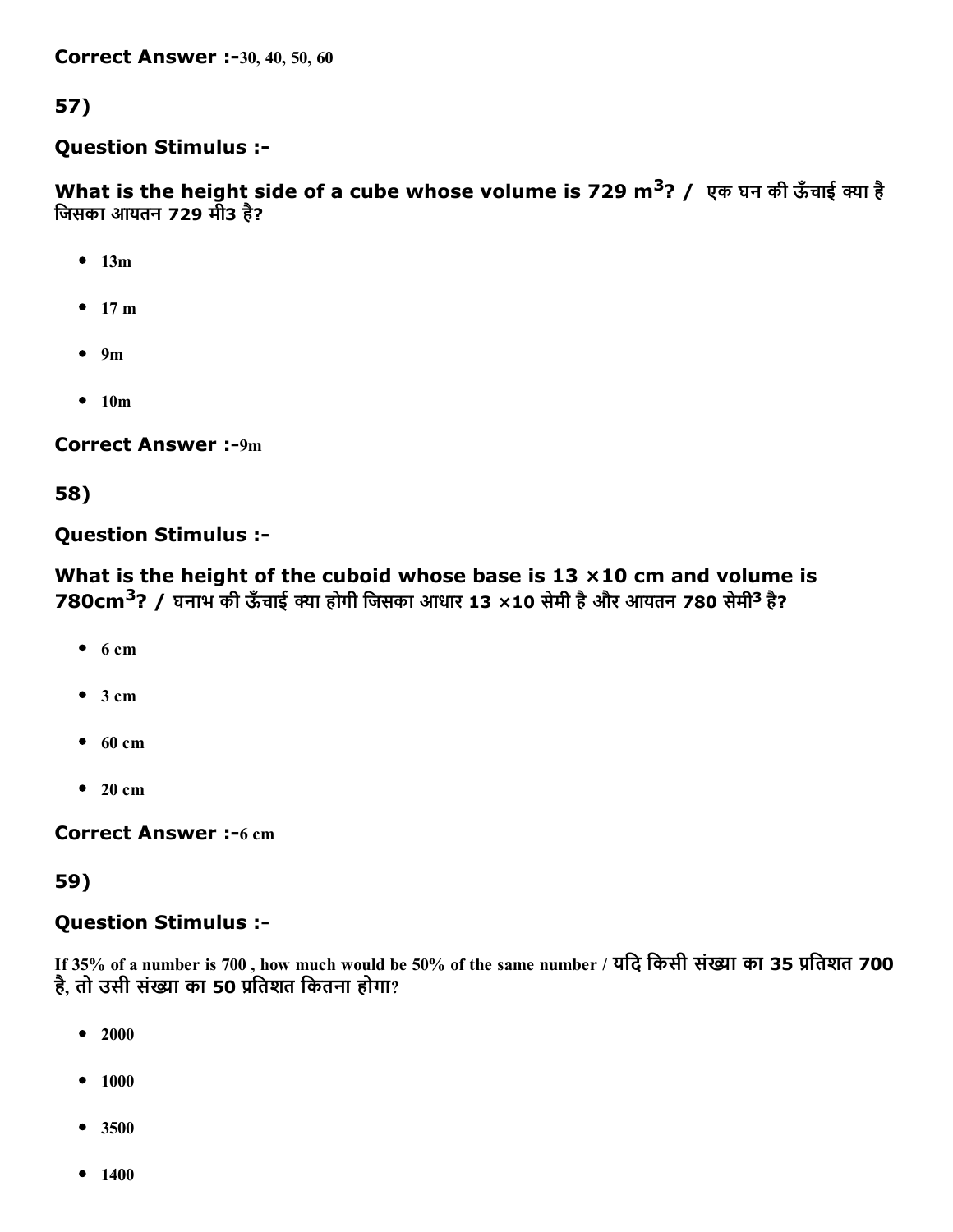**Correct Answer :-**30, 40, 50, 60

## 57)

**Question Stimulus :-**

**What is the height side of a cube whose volume is 729 $m^3$? / एक घन की ऊँचाई क्या है जिसका आयतन 729 मी3 है?**

- 13m
- 17 m
- 9m
- 10m

**Correct Answer :-**9m

## 58)

**Question Stimulus :-**

**What is the height of the cuboid whose base is 13 ×10 cm and volume is 780$cm^3$? / घनाभ की ऊँचाई क्या होगी जिसका आधार 13 ×10 सेमी है और आयतन 780 सेमी$^3$ है?**

- 6 cm
- 3 cm
- 60 cm
- 20 cm

**Correct Answer :-**6 cm

## 59)

**Question Stimulus :-**

If 35% of a number is 700 , how much would be 50% of the same number / यदि किसी संख्या का 35 प्रतिशत 700 है, तो उसी संख्या का 50 प्रतिशत कितना होगा?

- 2000
- 1000
- 3500
- 1400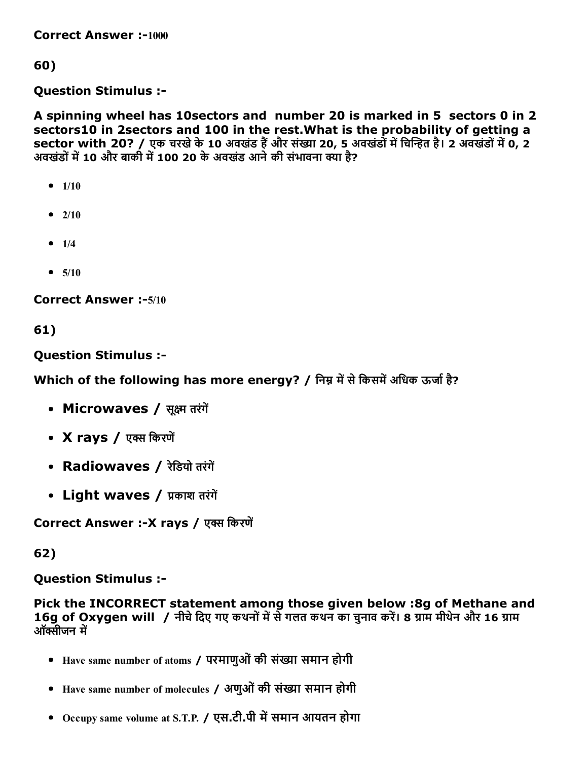**Correct Answer :-**1000

60)

**Question Stimulus :-**

**A spinning wheel has 10sectors and number 20 is marked in 5 sectors 0 in 2 sectors10 in 2sectors and 100 in the rest.What is the probability of getting a sector with 20? / एक चरखे के 10 अवखंड हैं और संख्या 20, 5 अवखंडों में चिन्हित है। 2 अवखंडों में 0, 2 अवखंडों में 10 और बाकी में 100 20 के अवखंड आने की संभावना क्या है?**

- 1/10
- 2/10
- 1/4
- 5/10

**Correct Answer :-**5/10

61)

**Question Stimulus :-**

**Which of the following has more energy? / निम्न में से किसमें अधिक ऊर्जा है?**

- **Microwaves / सूक्ष्म तरंगें**
- **X rays / एक्स किरणें**
- **Radiowaves / रेडियो तरंगें**
- **Light waves / प्रकाश तरंगें**

**Correct Answer :-X rays / एक्स किरणें**

62)

**Question Stimulus :-**

**Pick the INCORRECT statement among those given below :8g of Methane and 16g of Oxygen will / नीचे दिए गए कथनों में से गलत कथन का चुनाव करें। 8 ग्राम मीथेन और 16 ग्राम ऑक्सीजन में**

- Have same number of atoms / परमाणुओं की संख्या समान होगी
- Have same number of molecules / अणुओं की संख्या समान होगी
- Occupy same volume at S.T.P. / एस.टी.पी में समान आयतन होगा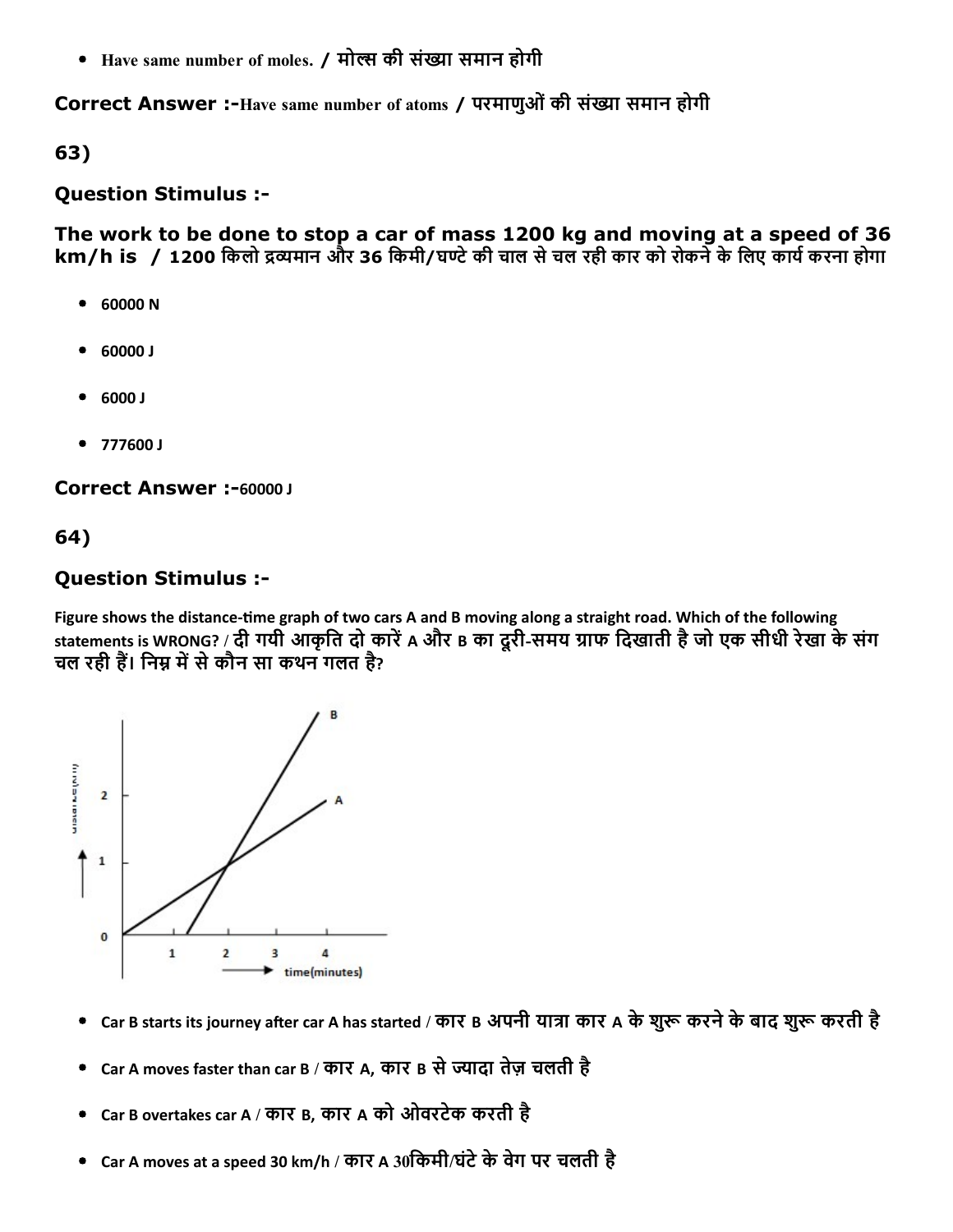- Have same number of moles. / मोल्स की संख्या समान होगी

**Correct Answer :-**Have same number of atoms / परमाणुओं की संख्या समान होगी

## 63)

### Question Stimulus :-

**The work to be done to stop a car of mass 1200 kg and moving at a speed of 36 km/h is / 1200 किलो द्रव्यमान और 36 किमी/घण्टे की चाल से चल रही कार को रोकने के लिए कार्य करना होगा**

- 60000 N
- 60000 J
- 6000 J
- 777600 J

**Correct Answer :-**60000 J

## 64)

### Question Stimulus :-

Figure shows the distance-time graph of two cars A and B moving along a straight road. Which of the following statements is WRONG? / दी गयी आकृति दो कारें A और B का दूरी-समय ग्राफ दिखाती है जो एक सीधी रेखा के संग चल रही हैं। निम्न में से कौन सा कथन गलत है?

- Car B starts its journey after car A has started / कार B अपनी यात्रा कार A के शुरू करने के बाद शुरू करती है
- Car A moves faster than car B / कार A, कार B से ज्यादा तेज़ चलती है
- Car B overtakes car A / कार B, कार A को ओवरटेक करती है
- Car A moves at a speed 30 km/h / कार A 30किमी/घंटे के वेग पर चलती है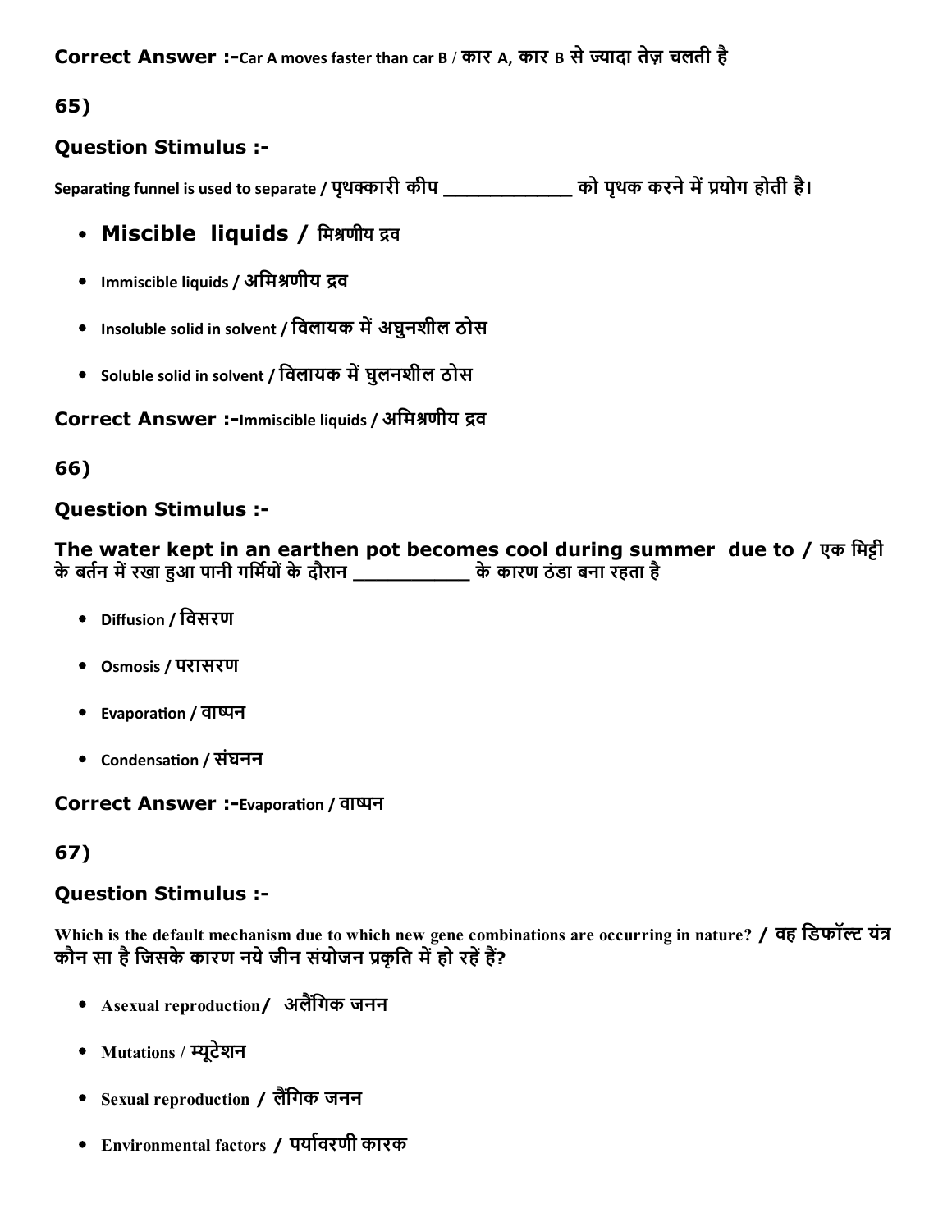**Correct Answer :-**Car A moves faster than car B / कार A, कार B से ज्यादा तेज़ चलती है

65)

**Question Stimulus :-**

Separating funnel is used to separate / पृथक्कारी कीप ____________ को पृथक करने में प्रयोग होती है।

- **Miscible liquids** / मिश्रणीय द्रव
- Immiscible liquids / अमिश्रणीय द्रव
- Insoluble solid in solvent / विलायक में अघुनशील ठोस
- Soluble solid in solvent / विलायक में घुलनशील ठोस

**Correct Answer :-**Immiscible liquids / अमिश्रणीय द्रव

66)

**Question Stimulus :-**

**The water kept in an earthen pot becomes cool during summer due to** / एक मिट्टी के बर्तन में रखा हुआ पानी गर्मियों के दौरान __________ के कारण ठंडा बना रहता है

- Diffusion / विसरण
- Osmosis / परासरण
- Evaporation / वाष्पन
- Condensation / संघनन

**Correct Answer :-**Evaporation / वाष्पन

67)

**Question Stimulus :-**

Which is the default mechanism due to which new gene combinations are occurring in nature? / वह डिफॉल्ट यंत्र कौन सा है जिसके कारण नये जीन संयोजन प्रकृति में हो रहें हैं?

- Asexual reproduction/ अलैंगिक जनन
- Mutations / म्यूटेशन
- Sexual reproduction / लैंगिक जनन
- Environmental factors / पर्यावरणी कारक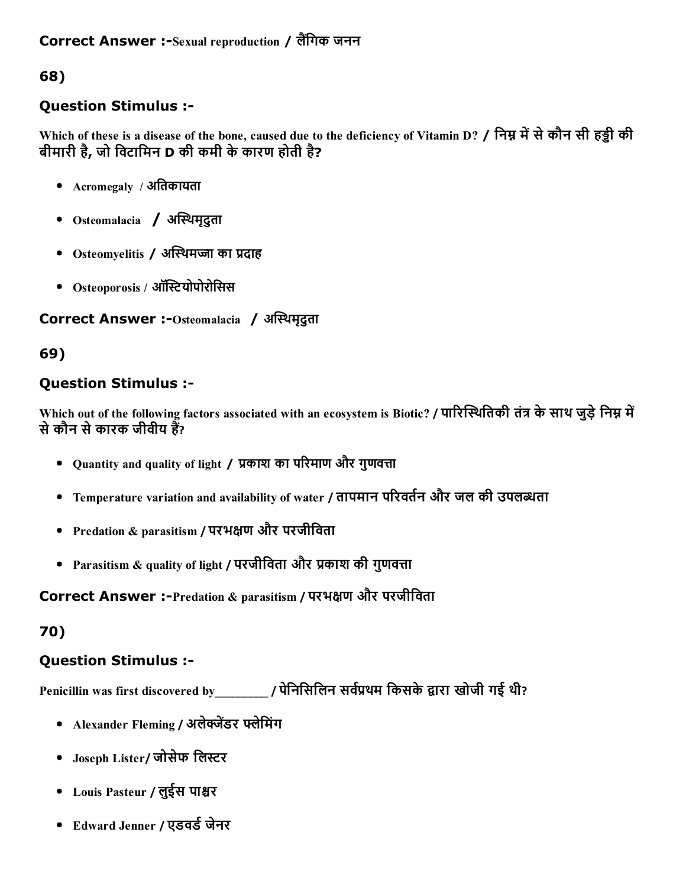**Correct Answer :-**Sexual reproduction / लैंगिक जनन

## 68)

### Question Stimulus :-

Which of these is a disease of the bone, caused due to the deficiency of Vitamin D? / निम्न में से कौन सी हड्डी की बीमारी है, जो विटामिन D की कमी के कारण होती है?

- Acromegaly / अतिकायता
- Osteomalacia / अस्थिमृदुता
- Osteomyelitis / अस्थिमज्जा का प्रदाह
- Osteoporosis / ऑस्टियोपोरोसिस

**Correct Answer :-**Osteomalacia / अस्थिमृदुता

## 69)

### Question Stimulus :-

Which out of the following factors associated with an ecosystem is Biotic? / पारिस्थितिकी तंत्र के साथ जुड़े निम्न में से कौन से कारक जीवीय हैं?

- Quantity and quality of light / प्रकाश का परिमाण और गुणवत्ता
- Temperature variation and availability of water / तापमान परिवर्तन और जल की उपलब्धता
- Predation & parasitism / परभक्षण और परजीविता
- Parasitism & quality of light / परजीविता और प्रकाश की गुणवत्ता

**Correct Answer :-**Predation & parasitism / परभक्षण और परजीविता

## 70)

### Question Stimulus :-

Penicillin was first discovered by________ / पेनिसिलिन सर्वप्रथम किसके द्वारा खोजी गई थी?

- Alexander Fleming / अलेक्जेंडर फ्लेमिंग
- Joseph Lister/ जोसेफ लिस्टर
- Louis Pasteur / लुईस पाश्चर
- Edward Jenner / एडवर्ड जेनर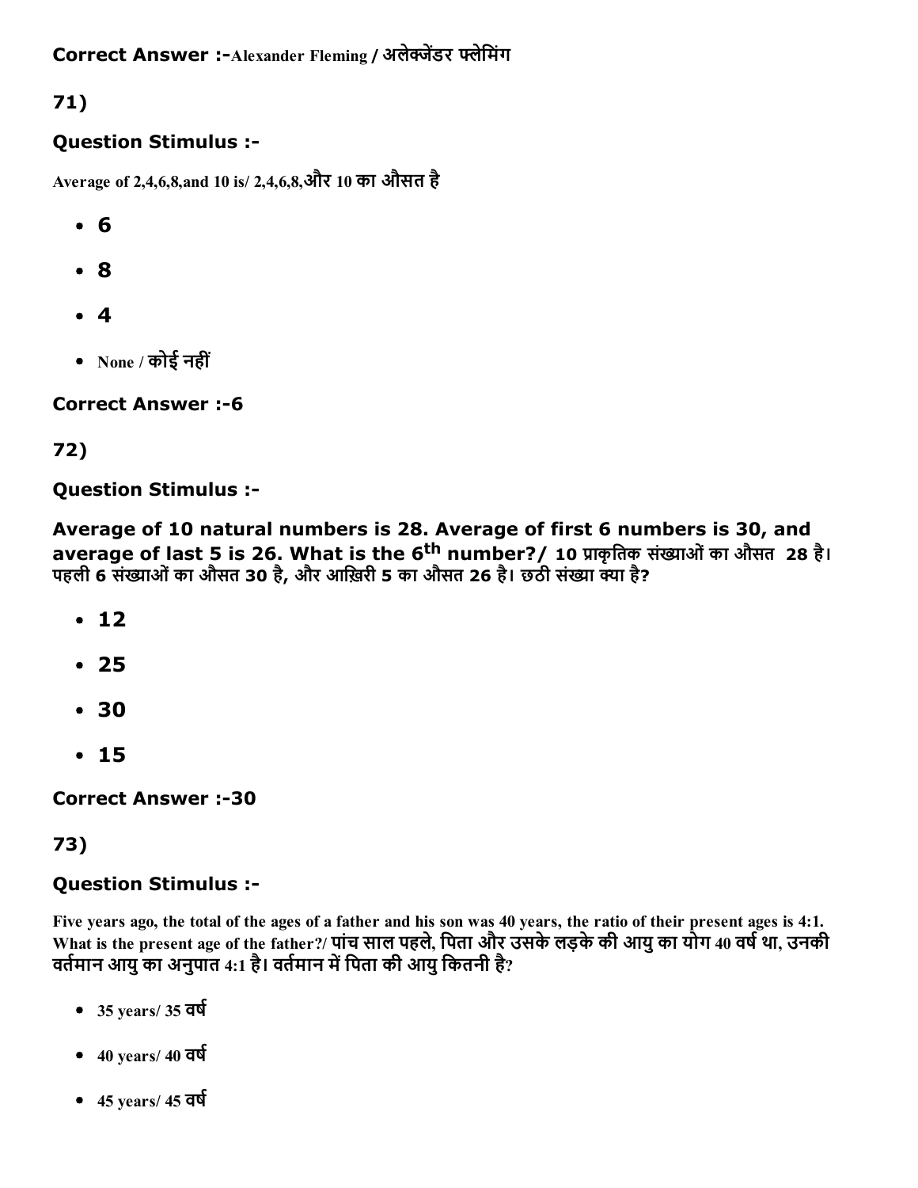**Correct Answer :-**Alexander Fleming / अलेक्जेंडर फ्लेमिंग

**71)**

**Question Stimulus :-**

Average of 2,4,6,8,and 10 is/ 2,4,6,8,और 10 का औसत है

- 6
- 8
- 4
- None / कोई नहीं

**Correct Answer :-6**

**72)**

**Question Stimulus :-**

**Average of 10 natural numbers is 28. Average of first 6 numbers is 30, and average of last 5 is 26. What is the 6$^{th}$ number?/ 10 प्राकृतिक संख्याओं का औसत 28 है। पहली 6 संख्याओं का औसत 30 है, और आख़िरी 5 का औसत 26 है। छठी संख्या क्या है?**

- 12
- 25
- 30
- 15

**Correct Answer :-30**

**73)**

**Question Stimulus :-**

Five years ago, the total of the ages of a father and his son was 40 years, the ratio of their present ages is 4:1. What is the present age of the father?/ पांच साल पहले, पिता और उसके लड़के की आयु का योग 40 वर्ष था, उनकी वर्तमान आयु का अनुपात 4:1 है। वर्तमान में पिता की आयु कितनी है?

- 35 years/ 35 वर्ष
- 40 years/ 40 वर्ष
- 45 years/ 45 वर्ष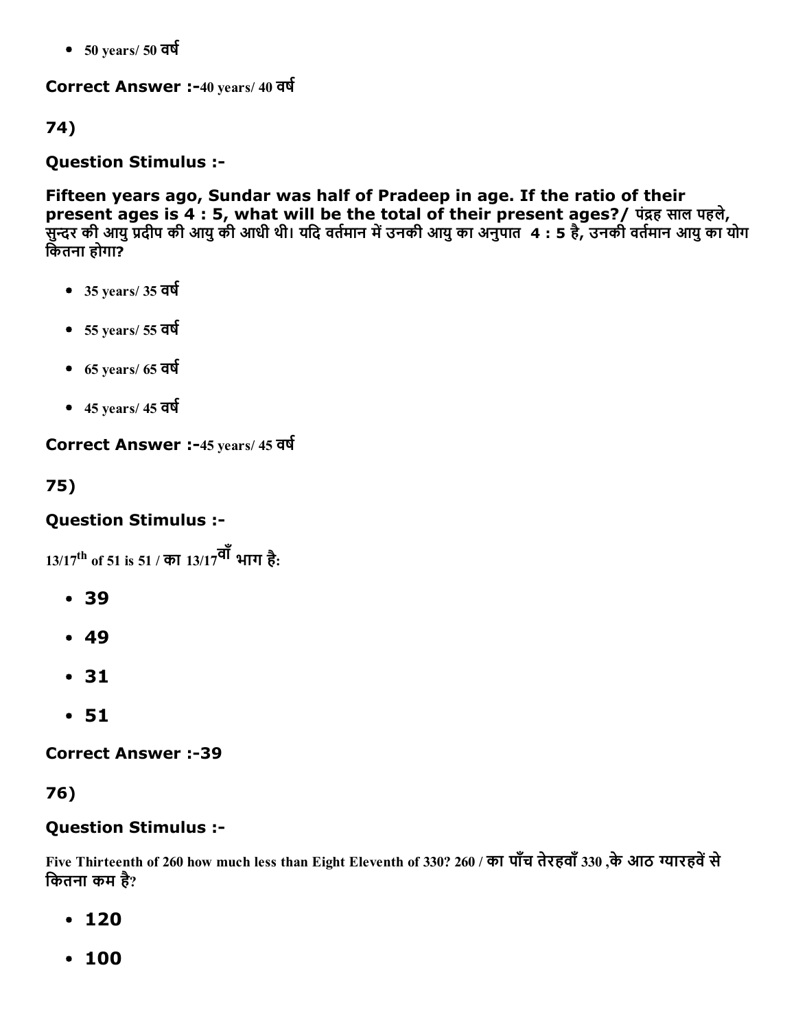- 50 years/ 50 वर्ष

**Correct Answer :-**40 years/ 40 वर्ष

**74)**

**Question Stimulus :-**

**Fifteen years ago, Sundar was half of Pradeep in age. If the ratio of their present ages is 4 : 5, what will be the total of their present ages?/** पंद्रह साल पहले, सुन्दर की आयु प्रदीप की आयु की आधी थी। यदि वर्तमान में उनकी आयु का अनुपात 4 : 5 है, उनकी वर्तमान आयु का योग कितना होगा?

- 35 years/ 35 वर्ष
- 55 years/ 55 वर्ष
- 65 years/ 65 वर्ष
- 45 years/ 45 वर्ष

**Correct Answer :-**45 years/ 45 वर्ष

**75)**

**Question Stimulus :-**

13/17th of 51 is 51 / का 13/17वाँ भाग है:

- 39
- 49
- 31
- 51

**Correct Answer :-39**

**76)**

**Question Stimulus :-**

Five Thirteenth of 260 how much less than Eight Eleventh of 330? 260 / का पाँच तेरहवाँ 330 ,के आठ ग्यारहवें से कितना कम है?

- 120
- 100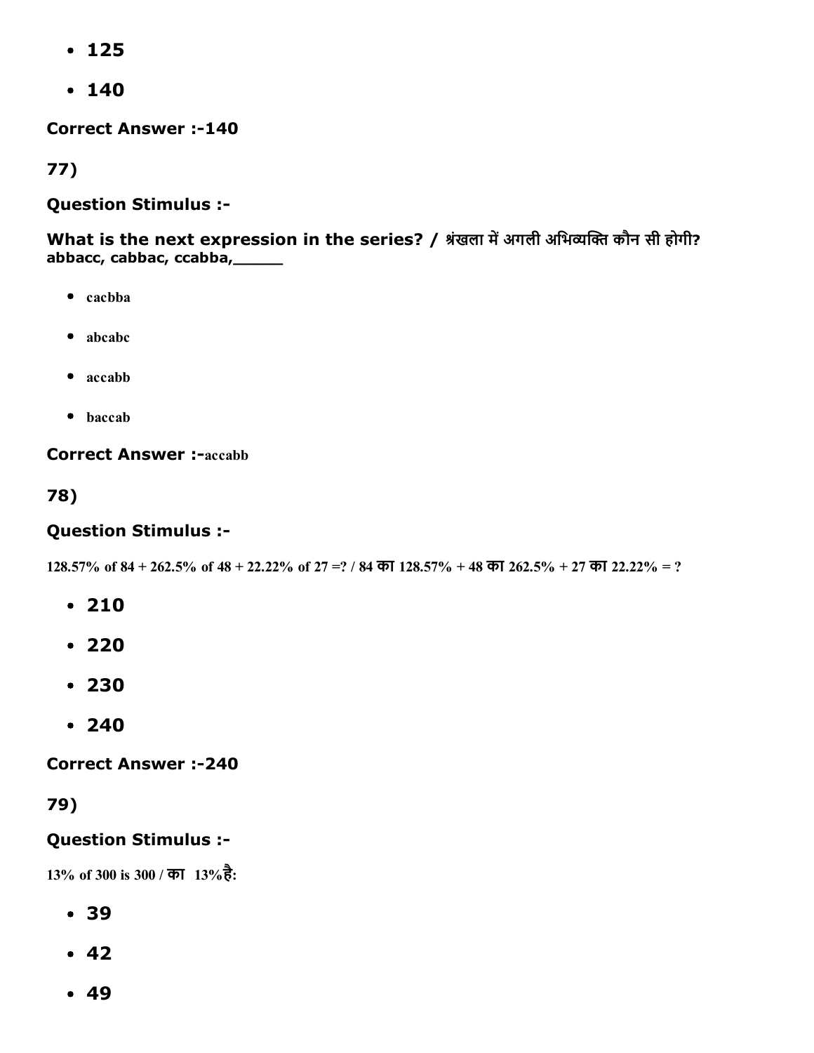- 125
- 140

**Correct Answer :-140**

**77)**

**Question Stimulus :-**

**What is the next expression in the series? / श्रंखला में अगली अभिव्यक्ति कौन सी होगी?**
**abbacc, cabbac, ccabba,_____**

- cacbba
- abcabc
- accabb
- baccab

**Correct Answer :-**accabb

**78)**

**Question Stimulus :-**

128.57% of 84 + 262.5% of 48 + 22.22% of 27 =? / 84 का 128.57% + 48 का 262.5% + 27 का 22.22% = ?

- 210
- 220
- 230
- 240

**Correct Answer :-240**

**79)**

**Question Stimulus :-**

13% of 300 is 300 / का 13%है:

- 39
- 42
- 49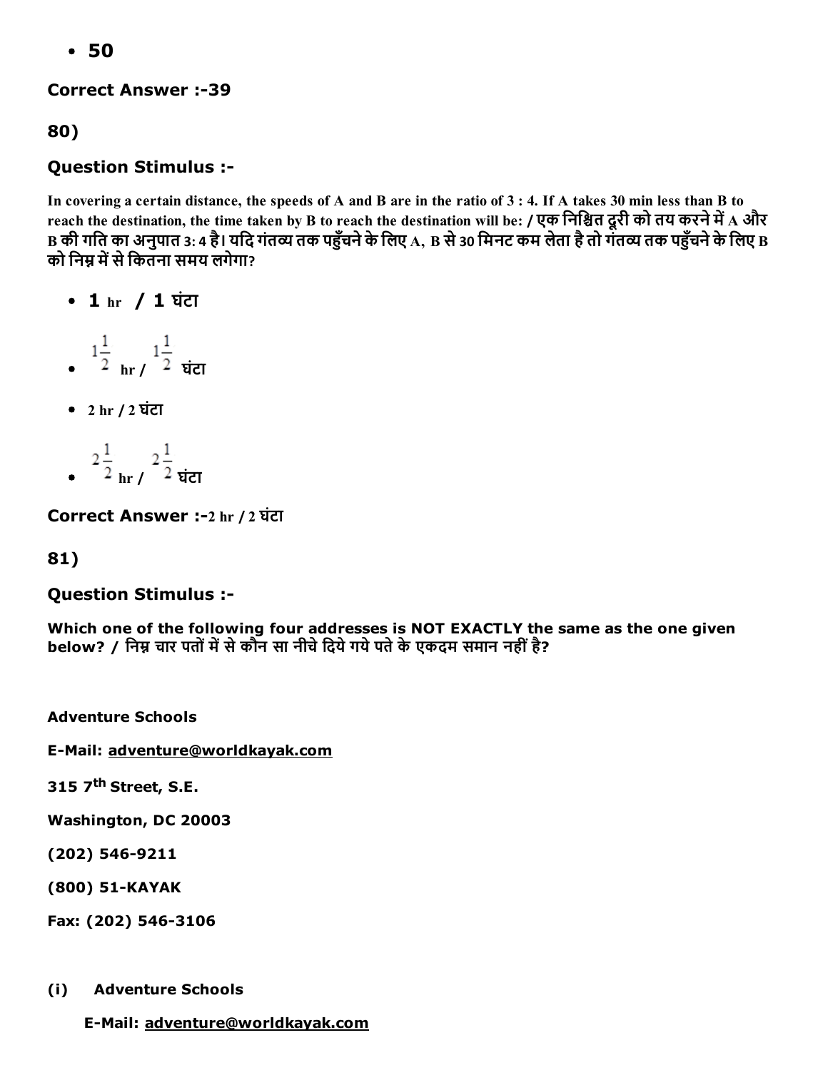- 50

**Correct Answer :-39**

**80)**

### Question Stimulus :-

**In covering a certain distance, the speeds of A and B are in the ratio of 3 : 4. If A takes 30 min less than B to reach the destination, the time taken by B to reach the destination will be: / एक निश्चित दूरी को तय करने में A और B की गति का अनुपात 3: 4 है। यदि गंतव्य तक पहुँचने के लिए A, B से 30 मिनट कम लेता है तो गंतव्य तक पहुँचने के लिए B को निम्न में से कितना समय लगेगा?**

- **1** hr / **1** घंटा
- $1\frac{1}{2}$ hr / $1\frac{1}{2}$ घंटा
- 2 hr / 2 घंटा
- $2\frac{1}{2}$ hr / $2\frac{1}{2}$ घंटा

**Correct Answer :-**2 hr / 2 घंटा

**81)**

### Question Stimulus :-

**Which one of the following four addresses is NOT EXACTLY the same as the one given below? / निम्न चार पतों में से कौन सा नीचे दिये गये पते के एकदम समान नहीं है?**

**Adventure Schools**

**E-Mail: adventure@worldkayak.com**

**315 7th Street, S.E.**

**Washington, DC 20003**

**(202) 546-9211**

**(800) 51-KAYAK**

**Fax: (202) 546-3106**

**(i) Adventure Schools**

**E-Mail: adventure@worldkayak.com**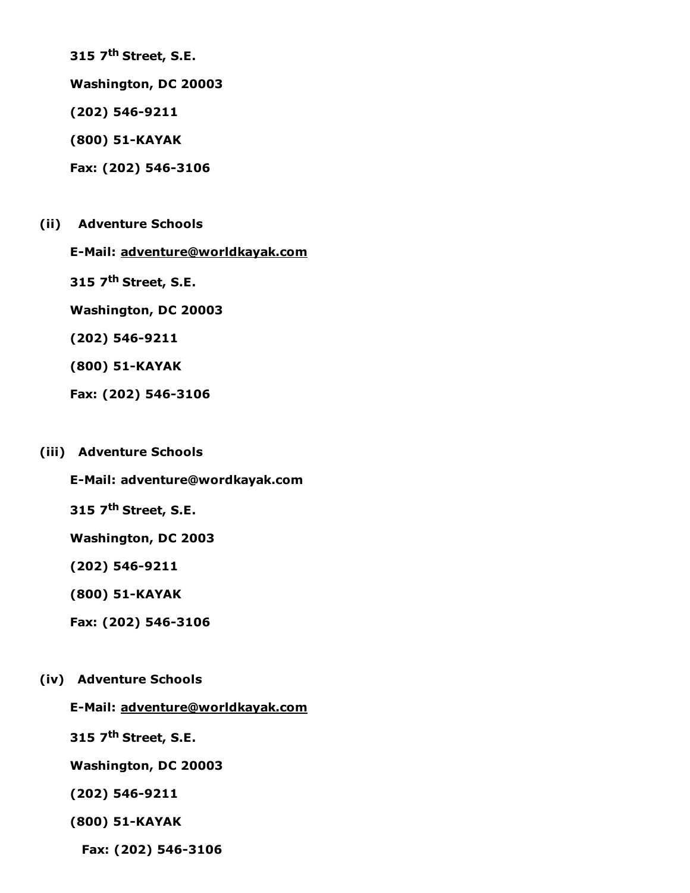**315 7th Street, S.E.**

**Washington, DC 20003**

**(202) 546-9211**

**(800) 51-KAYAK**

**Fax: (202) 546-3106**

**(ii) Adventure Schools**

**E-Mail: adventure@worldkayak.com**

**315 7th Street, S.E.**

**Washington, DC 20003**

**(202) 546-9211**

**(800) 51-KAYAK**

**Fax: (202) 546-3106**

**(iii) Adventure Schools**

**E-Mail: adventure@wordkayak.com**

**315 7th Street, S.E.**

**Washington, DC 2003**

**(202) 546-9211**

**(800) 51-KAYAK**

**Fax: (202) 546-3106**

**(iv) Adventure Schools**

**E-Mail: adventure@worldkayak.com**

**315 7th Street, S.E.**

**Washington, DC 20003**

**(202) 546-9211**

**(800) 51-KAYAK**

**Fax: (202) 546-3106**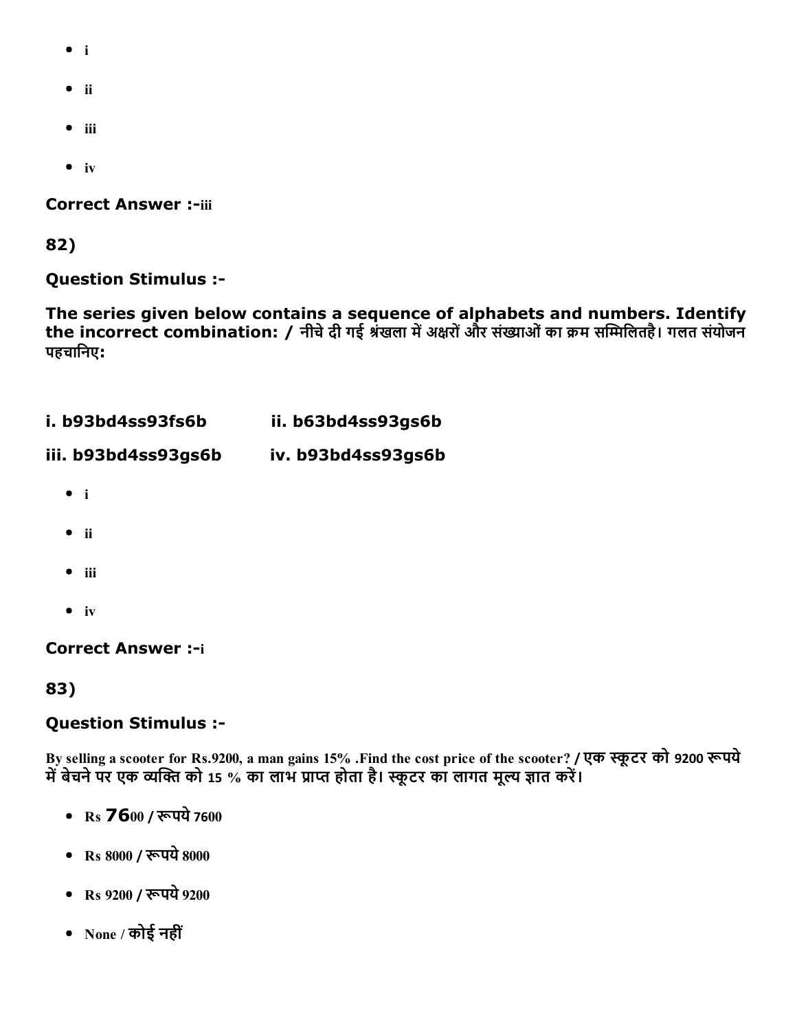- i
- ii
- iii
- iv

**Correct Answer :-**iii

**82)**

**Question Stimulus :-**

**The series given below contains a sequence of alphabets and numbers. Identify the incorrect combination: / नीचे दी गई श्रंखला में अक्षरों और संख्याओं का क्रम सम्मिलितहै। गलत संयोजन पहचानिए:**

**i. b93bd4ss93fs6b** **ii. b63bd4ss93gs6b**

**iii. b93bd4ss93gs6b** **iv. b93bd4ss93gs6b**

- i
- ii
- iii
- iv

**Correct Answer :-**i

**83)**

**Question Stimulus :-**

By selling a scooter for Rs.9200, a man gains 15% .Find the cost price of the scooter? / एक स्कूटर को 9200 रूपये में बेचने पर एक व्यक्ति को 15 % का लाभ प्राप्त होता है। स्कूटर का लागत मूल्य ज्ञात करें।

- Rs 7600 / रूपये 7600
- Rs 8000 / रूपये 8000
- Rs 9200 / रूपये 9200
- None / कोई नहीं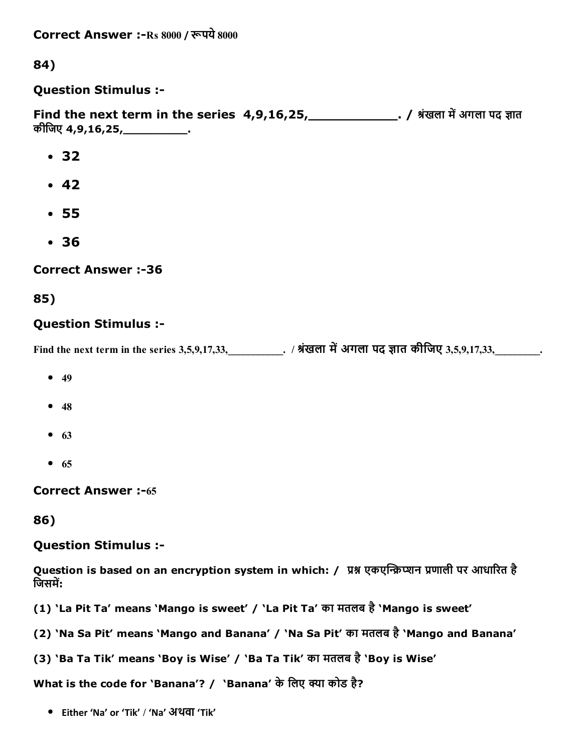**Correct Answer :-Rs 8000 / रूपये 8000**

**84)**

**Question Stimulus :-**

**Find the next term in the series 4,9,16,25,____________. / श्रंखला में अगला पद ज्ञात कीजिए 4,9,16,25,_________.**

- **32**
- **42**
- **55**
- **36**

**Correct Answer :-36**

**85)**

**Question Stimulus :-**

Find the next term in the series 3,5,9,17,33,__________. / श्रंखला में अगला पद ज्ञात कीजिए 3,5,9,17,33,________.

- 49
- 48
- 63
- 65

**Correct Answer :-65**

**86)**

**Question Stimulus :-**

**Question is based on an encryption system in which: / प्रश्न एकएन्क्रिप्शन प्रणाली पर आधारित है जिसमें:**

**(1) 'La Pit Ta' means 'Mango is sweet' / 'La Pit Ta' का मतलब है 'Mango is sweet'**

**(2) 'Na Sa Pit' means 'Mango and Banana' / 'Na Sa Pit' का मतलब है 'Mango and Banana'**

**(3) 'Ba Ta Tik' means 'Boy is Wise' / 'Ba Ta Tik' का मतलब है 'Boy is Wise'**

**What is the code for 'Banana'? / 'Banana' के लिए क्या कोड है?**

- Either 'Na' or 'Tik' / 'Na' अथवा 'Tik'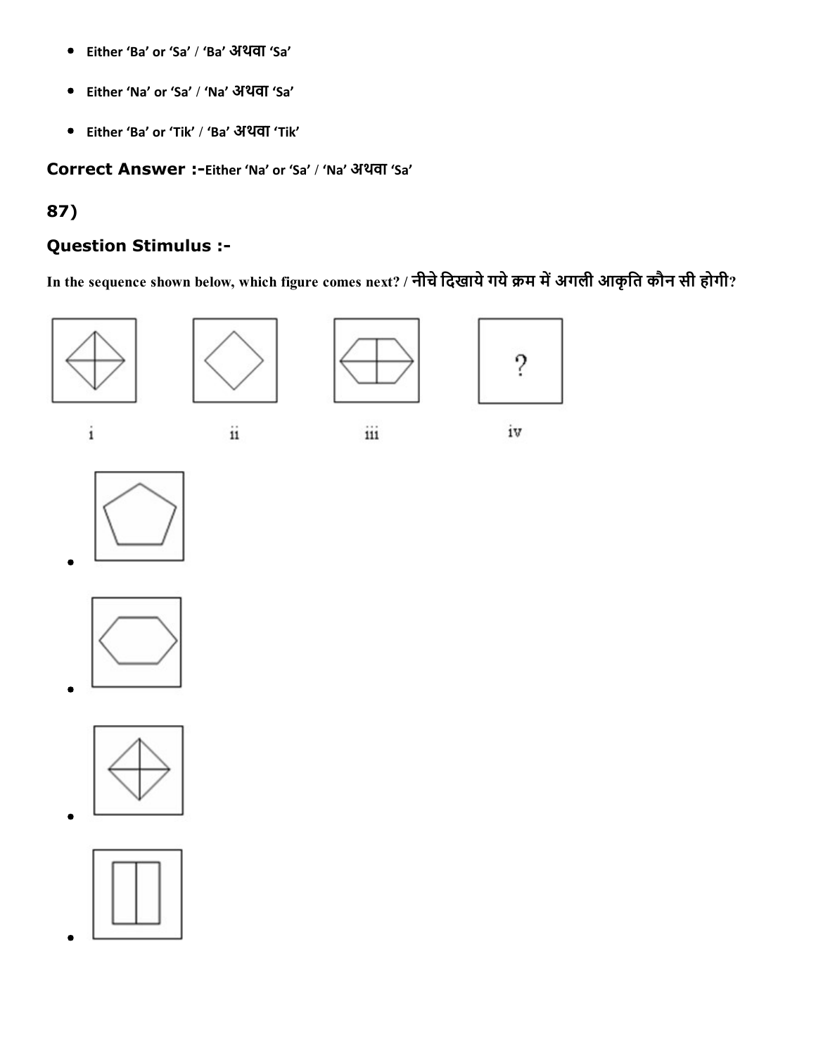- Either 'Ba' or 'Sa' / 'Ba' अथवा 'Sa'
- Either 'Na' or 'Sa' / 'Na' अथवा 'Sa'
- Either 'Ba' or 'Tik' / 'Ba' अथवा 'Tik'

**Correct Answer :-**Either 'Na' or 'Sa' / 'Na' अथवा 'Sa'

## 87)

## Question Stimulus :-

**In the sequence shown below, which figure comes next? / नीचे दिखाये गये क्रम में अगली आकृति कौन सी होगी?**

i ii iii iv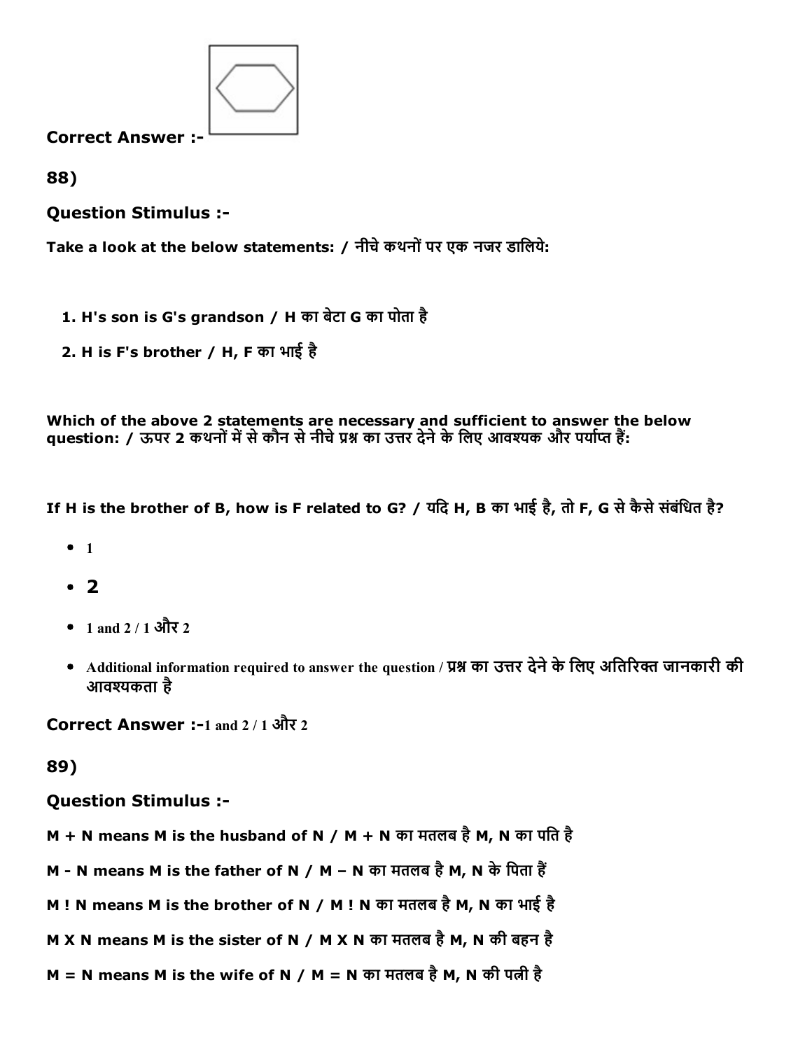**Correct Answer :-**

88)

**Question Stimulus :-**

**Take a look at the below statements: / नीचे कथनों पर एक नजर डालिये:**

1. **H's son is G's grandson / H का बेटा G का पोता है**
2. **H is F's brother / H, F का भाई है**

**Which of the above 2 statements are necessary and sufficient to answer the below question: / ऊपर 2 कथनों में से कौन से नीचे प्रश्न का उत्तर देने के लिए आवश्यक और पर्याप्त हैं:**

**If H is the brother of B, how is F related to G? / यदि H, B का भाई है, तो F, G से कैसे संबंधित है?**

- 1
- 2
- 1 and 2 / 1 और 2
- Additional information required to answer the question / प्रश्न का उत्तर देने के लिए अतिरिक्त जानकारी की आवश्यकता है

**Correct Answer :-**1 and 2 / 1 और 2

89)

**Question Stimulus :-**

**M + N means M is the husband of N / M + N का मतलब है M, N का पति है**

**M - N means M is the father of N / M – N का मतलब है M, N के पिता हैं**

**M ! N means M is the brother of N / M ! N का मतलब है M, N का भाई है**

**M X N means M is the sister of N / M X N का मतलब है M, N की बहन है**

**M = N means M is the wife of N / M = N का मतलब है M, N की पत्नी है**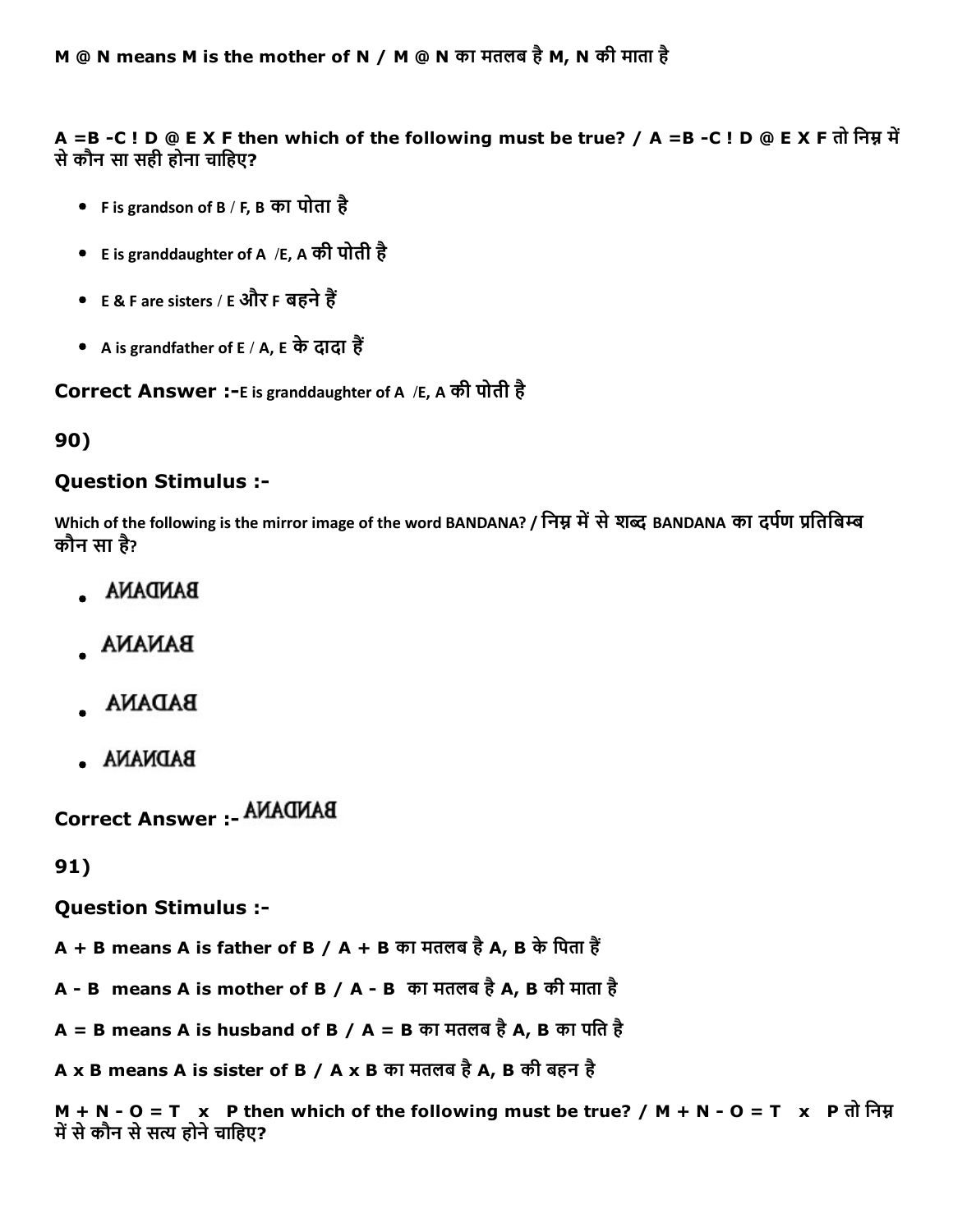**M @ N means M is the mother of N / M @ N का मतलब है M, N की माता है**

**A =B -C ! D @ E X F then which of the following must be true? / A =B -C ! D @ E X F तो निम्न में से कौन सा सही होना चाहिए?**

- F is grandson of B / F, B का पोता है
- E is granddaughter of A /E, A की पोती है
- E & F are sisters / E और F बहने हैं
- A is grandfather of E / A, E के दादा हैं

**Correct Answer :-**E is granddaughter of A /E, A की पोती है

## 90)

### Question Stimulus :-

Which of the following is the mirror image of the word BANDANA? / निम्न में से शब्द BANDANA का दर्पण प्रतिबिम्ब कौन सा है?

- ANADNAB
- ANANAB
- ANADAB
- ANANDAB

**Correct Answer :-** ANADNAB

## 91)

### Question Stimulus :-

**A + B means A is father of B / A + B का मतलब है A, B के पिता हैं**

**A - B means A is mother of B / A - B का मतलब है A, B की माता है**

**A = B means A is husband of B / A = B का मतलब है A, B का पति है**

**A x B means A is sister of B / A x B का मतलब है A, B की बहन है**

**M + N - O = T x P then which of the following must be true? / M + N - O = T x P तो निम्न में से कौन से सत्य होने चाहिए?**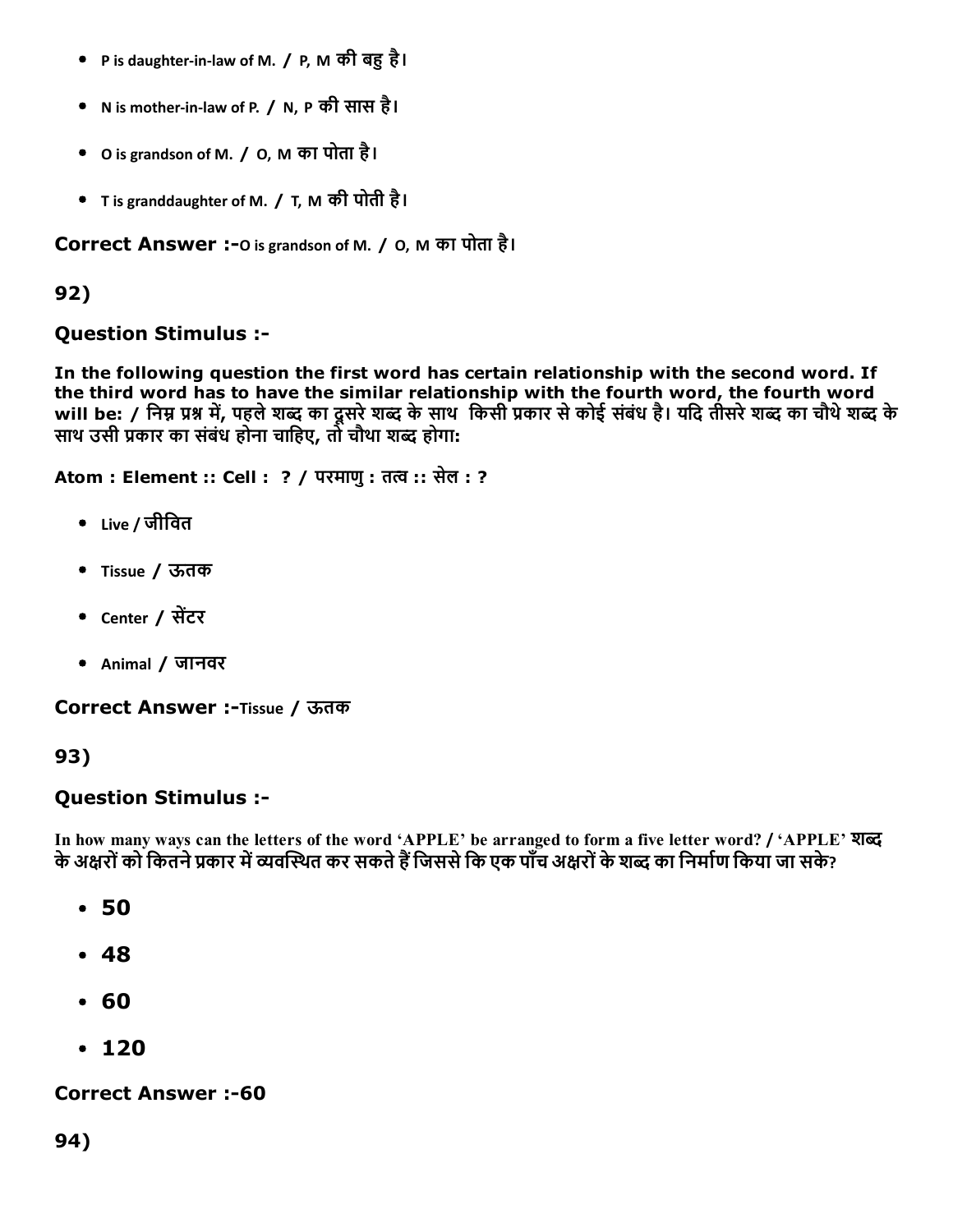- P is daughter-in-law of M. / P, M की बहु है।
- N is mother-in-law of P. / N, P की सास है।
- O is grandson of M. / O, M का पोता है।
- T is granddaughter of M. / T, M की पोती है।

**Correct Answer :-**O is grandson of M. / O, M का पोता है।

**92)**

**Question Stimulus :-**

**In the following question the first word has certain relationship with the second word. If the third word has to have the similar relationship with the fourth word, the fourth word will be: / निम्न प्रश्न में, पहले शब्द का दूसरे शब्द के साथ किसी प्रकार से कोई संबंध है। यदि तीसरे शब्द का चौथे शब्द के साथ उसी प्रकार का संबंध होना चाहिए, तो चौथा शब्द होगा:**

**Atom : Element :: Cell : ? / परमाणु : तत्व :: सेल : ?**

- Live / जीवित
- Tissue / ऊतक
- Center / सेंटर
- Animal / जानवर

**Correct Answer :-**Tissue / ऊतक

**93)**

**Question Stimulus :-**

In how many ways can the letters of the word 'APPLE' be arranged to form a five letter word? / 'APPLE' शब्द के अक्षरों को कितने प्रकार में व्यवस्थित कर सकते हैं जिससे कि एक पाँच अक्षरों के शब्द का निर्माण किया जा सके?

- **50**
- **48**
- **60**
- **120**

**Correct Answer :-60**

**94)**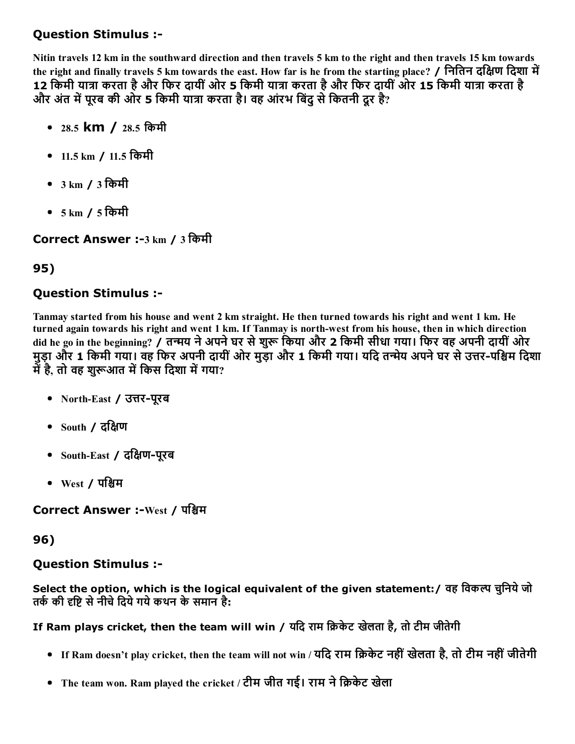### Question Stimulus :-

**Nitin travels 12 km in the southward direction and then travels 5 km to the right and then travels 15 km towards the right and finally travels 5 km towards the east. How far is he from the starting place? / नितिन दक्षिण दिशा में 12 किमी यात्रा करता है और फिर दायीं ओर 5 किमी यात्रा करता है और फिर दायीं ओर 15 किमी यात्रा करता है और अंत में पूरब की ओर 5 किमी यात्रा करता है। वह आंरभ बिंदु से कितनी दूर है?**

- 28.5 km / 28.5 किमी
- 11.5 km / 11.5 किमी
- 3 km / 3 किमी
- 5 km / 5 किमी

**Correct Answer :-**3 km / 3 किमी

## 95)

### Question Stimulus :-

**Tanmay started from his house and went 2 km straight. He then turned towards his right and went 1 km. He turned again towards his right and went 1 km. If Tanmay is north-west from his house, then in which direction did he go in the beginning? / तन्मय ने अपने घर से शुरू किया और 2 किमी सीधा गया। फिर वह अपनी दायीं ओर मुड़ा और 1 किमी गया। वह फिर अपनी दायीं ओर मुड़ा और 1 किमी गया। यदि तन्मेय अपने घर से उत्तर-पश्चिम दिशा में है, तो वह शुरूआत में किस दिशा में गया?**

- North-East / उत्तर-पूरब
- South / दक्षिण
- South-East / दक्षिण-पूरब
- West / पश्चिम

**Correct Answer :-**West / पश्चिम

## 96)

### Question Stimulus :-

**Select the option, which is the logical equivalent of the given statement:/ वह विकल्प चुनिये जो तर्क की दृष्टि से नीचे दिये गये कथन के समान है:**

**If Ram plays cricket, then the team will win / यदि राम क्रिकेट खेलता है, तो टीम जीतेगी**

- If Ram doesn't play cricket, then the team will not win / यदि राम क्रिकेट नहीं खेलता है, तो टीम नहीं जीतेगी
- The team won. Ram played the cricket / टीम जीत गई। राम ने क्रिकेट खेला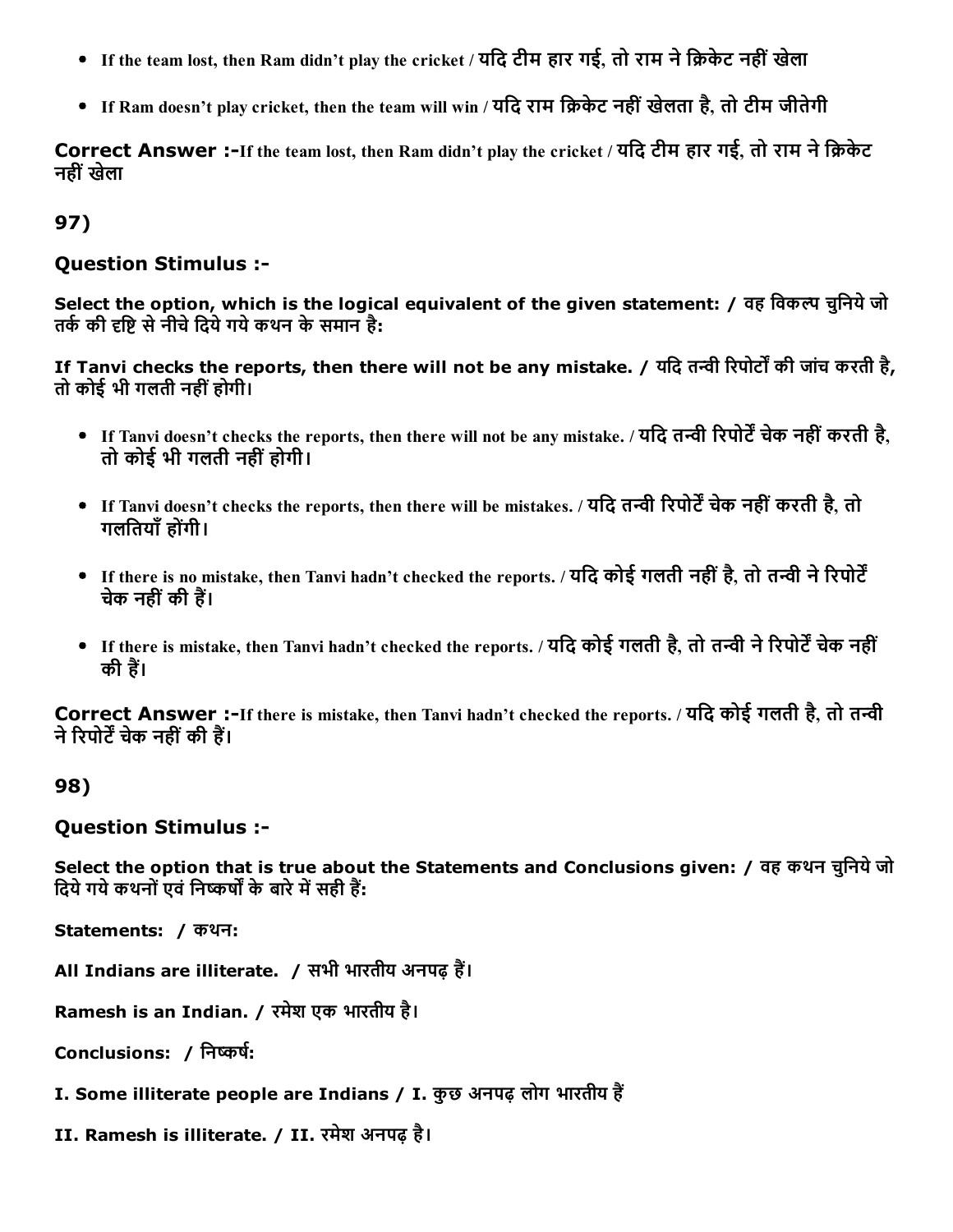- If the team lost, then Ram didn't play the cricket / यदि टीम हार गई, तो राम ने क्रिकेट नहीं खेला
- If Ram doesn't play cricket, then the team will win / यदि राम क्रिकेट नहीं खेलता है, तो टीम जीतेगी

**Correct Answer :-**If the team lost, then Ram didn't play the cricket / यदि टीम हार गई, तो राम ने क्रिकेट नहीं खेला

## 97)

### Question Stimulus :-

**Select the option, which is the logical equivalent of the given statement: / वह विकल्प चुनिये जो तर्क की दृष्टि से नीचे दिये गये कथन के समान है:**

**If Tanvi checks the reports, then there will not be any mistake. / यदि तन्वी रिपोर्टों की जांच करती है, तो कोई भी गलती नहीं होगी।**

- If Tanvi doesn't checks the reports, then there will not be any mistake. / यदि तन्वी रिपोर्टें चेक नहीं करती है, तो कोई भी गलती नहीं होगी।
- If Tanvi doesn't checks the reports, then there will be mistakes. / यदि तन्वी रिपोर्टें चेक नहीं करती है, तो गलतियाँ होंगी।
- If there is no mistake, then Tanvi hadn't checked the reports. / यदि कोई गलती नहीं है, तो तन्वी ने रिपोर्टें चेक नहीं की हैं।
- If there is mistake, then Tanvi hadn't checked the reports. / यदि कोई गलती है, तो तन्वी ने रिपोर्टें चेक नहीं की हैं।

**Correct Answer :-**If there is mistake, then Tanvi hadn't checked the reports. / यदि कोई गलती है, तो तन्वी ने रिपोर्टें चेक नहीं की हैं।

## 98)

### Question Stimulus :-

**Select the option that is true about the Statements and Conclusions given: / वह कथन चुनिये जो दिये गये कथनों एवं निष्कर्षों के बारे में सही हैं:**

**Statements: / कथन:**

**All Indians are illiterate. / सभी भारतीय अनपढ़ हैं।**

**Ramesh is an Indian. / रमेश एक भारतीय है।**

**Conclusions: / निष्कर्ष:**

**I. Some illiterate people are Indians / I. कुछ अनपढ़ लोग भारतीय हैं**

**II. Ramesh is illiterate. / II. रमेश अनपढ़ है।**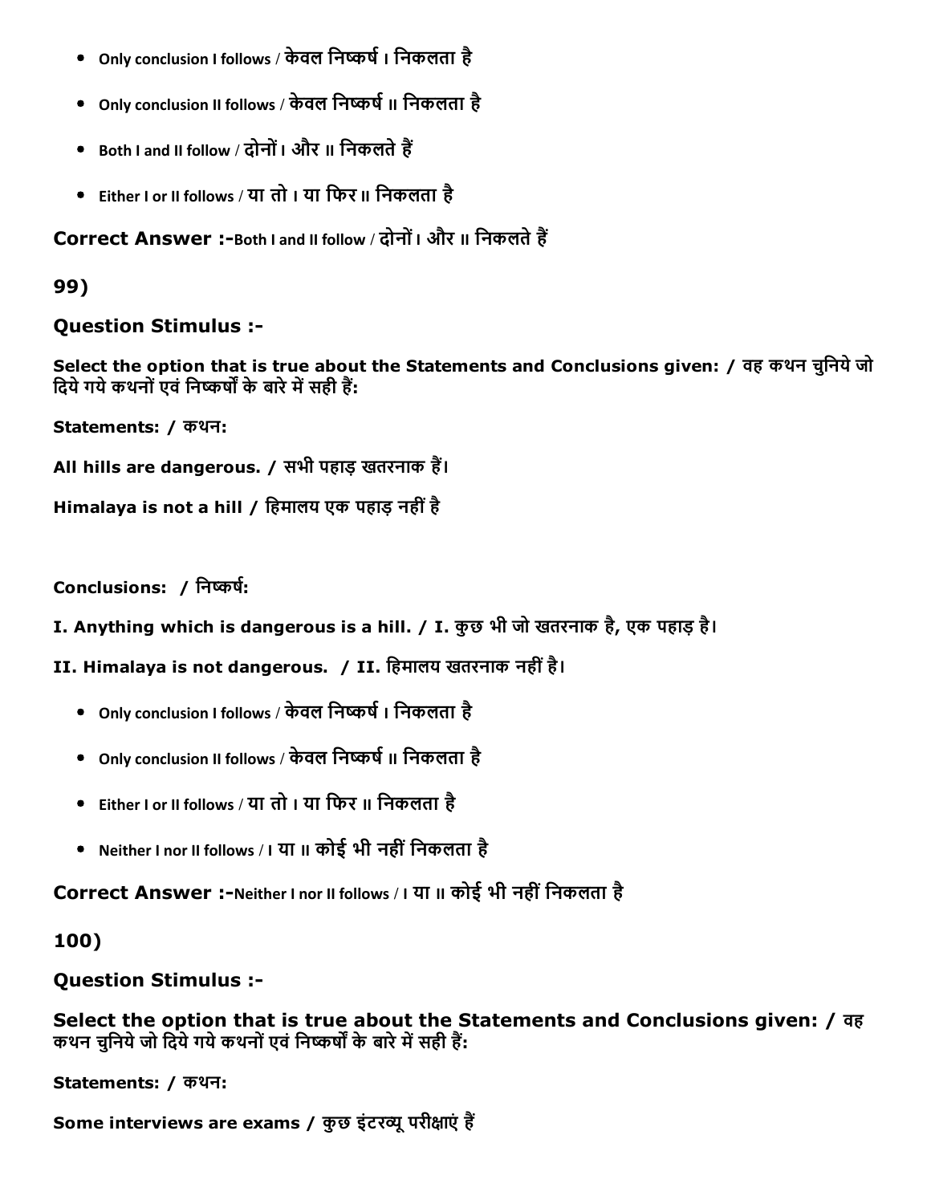- Only conclusion I follows / केवल निष्कर्ष I निकलता है
- Only conclusion II follows / केवल निष्कर्ष II निकलता है
- Both I and II follow / दोनों I और II निकलते हैं
- Either I or II follows / या तो I या फिर II निकलता है

**Correct Answer :-**Both I and II follow / दोनों I और II निकलते हैं

**99)**

**Question Stimulus :-**

**Select the option that is true about the Statements and Conclusions given: / वह कथन चुनिये जो दिये गये कथनों एवं निष्कर्षों के बारे में सही हैं:**

**Statements: / कथन:**

**All hills are dangerous. / सभी पहाड़ खतरनाक हैं।**

**Himalaya is not a hill / हिमालय एक पहाड़ नहीं है**

**Conclusions: / निष्कर्ष:**

**I. Anything which is dangerous is a hill. / I. कुछ भी जो खतरनाक है, एक पहाड़ है।**

**II. Himalaya is not dangerous. / II. हिमालय खतरनाक नहीं है।**

- Only conclusion I follows / केवल निष्कर्ष I निकलता है
- Only conclusion II follows / केवल निष्कर्ष II निकलता है
- Either I or II follows / या तो I या फिर II निकलता है
- Neither I nor II follows / I या II कोई भी नहीं निकलता है

**Correct Answer :-**Neither I nor II follows / I या II कोई भी नहीं निकलता है

**100)**

**Question Stimulus :-**

**Select the option that is true about the Statements and Conclusions given: / वह कथन चुनिये जो दिये गये कथनों एवं निष्कर्षों के बारे में सही हैं:**

**Statements: / कथन:**

**Some interviews are exams / कुछ इंटरव्यू परीक्षाएं हैं**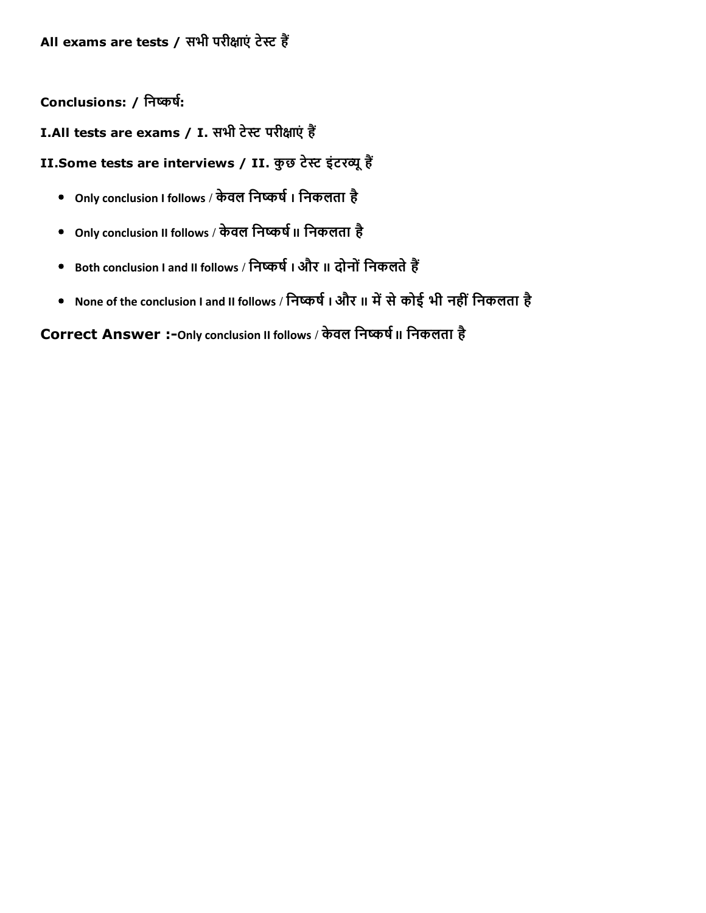**All exams are tests / सभी परीक्षाएं टेस्ट हैं**

**Conclusions: / निष्कर्ष:**

**I.All tests are exams / I. सभी टेस्ट परीक्षाएं हैं**

**II.Some tests are interviews / II. कुछ टेस्ट इंटरव्यू हैं**

- Only conclusion I follows / केवल निष्कर्ष I निकलता है
- Only conclusion II follows / केवल निष्कर्ष II निकलता है
- Both conclusion I and II follows / निष्कर्ष I और II दोनों निकलते हैं
- None of the conclusion I and II follows / निष्कर्ष I और II में से कोई भी नहीं निकलता है

**Correct Answer :-**Only conclusion II follows / केवल निष्कर्ष II निकलता है